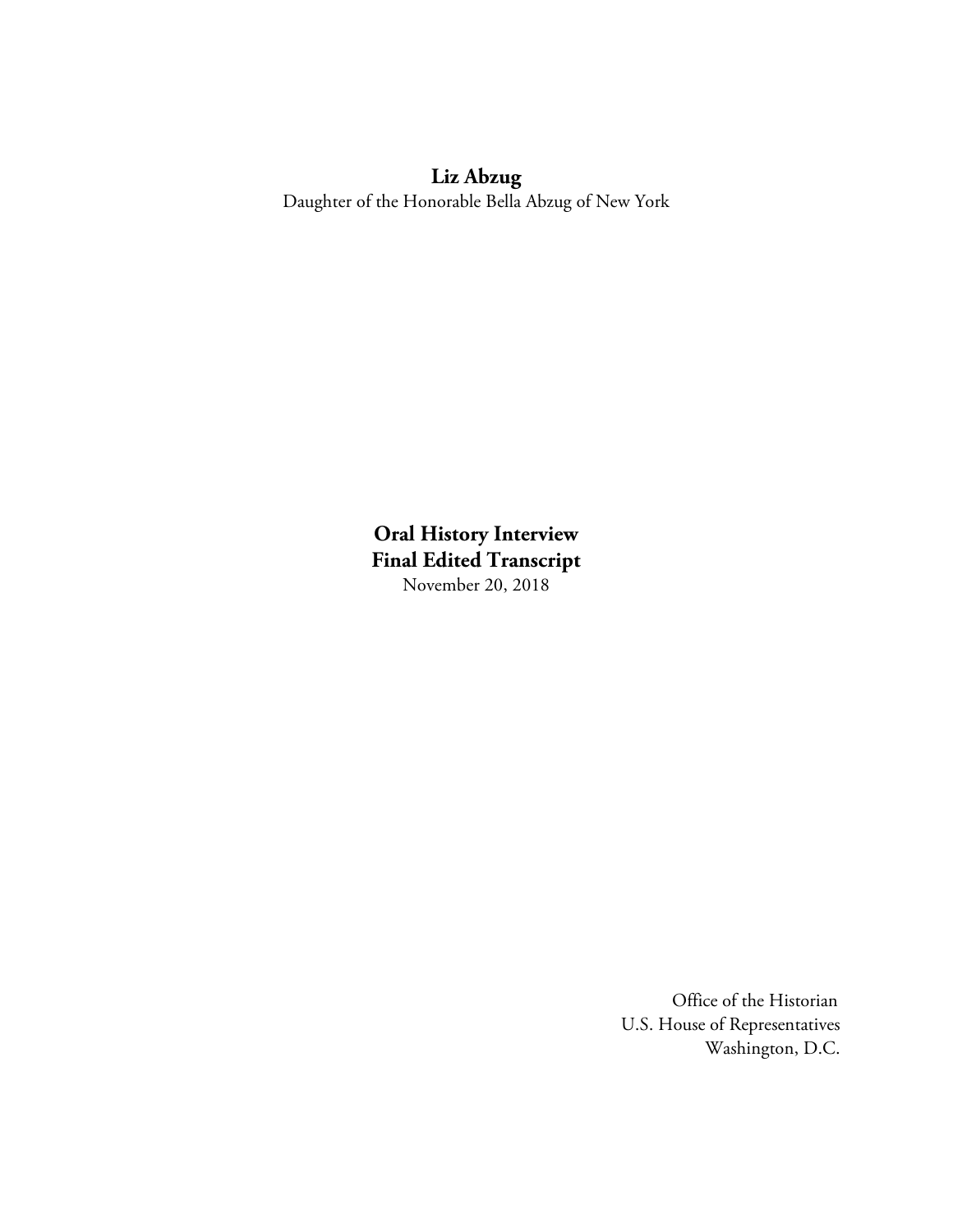# Liz Abzug

Daughter of the Honorable Bella Abzug of New York

## Oral History Interview
## Final Edited Transcript

November 20, 2018

Office of the Historian
U.S. House of Representatives
Washington, D.C.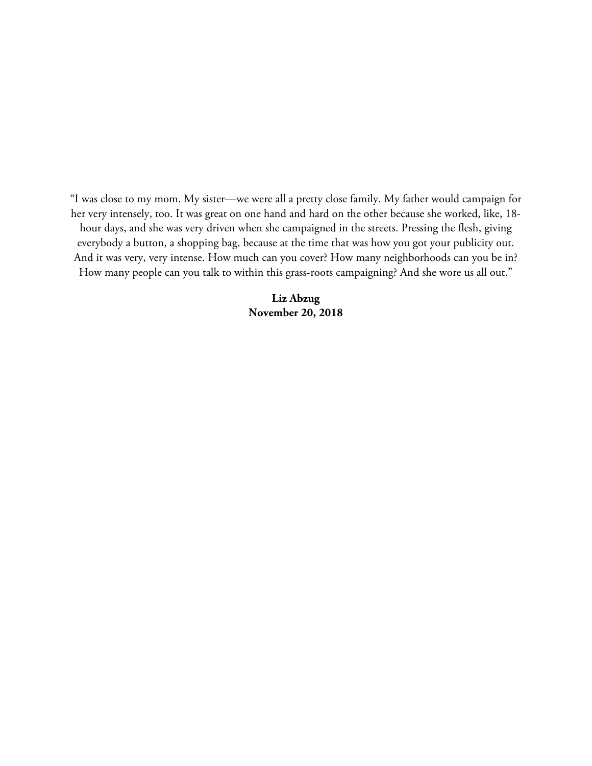"I was close to my mom. My sister—we were all a pretty close family. My father would campaign for her very intensely, too. It was great on one hand and hard on the other because she worked, like, 18-hour days, and she was very driven when she campaigned in the streets. Pressing the flesh, giving everybody a button, a shopping bag, because at the time that was how you got your publicity out. And it was very, very intense. How much can you cover? How many neighborhoods can you be in? How many people can you talk to within this grass-roots campaigning? And she wore us all out."

**Liz Abzug**
**November 20, 2018**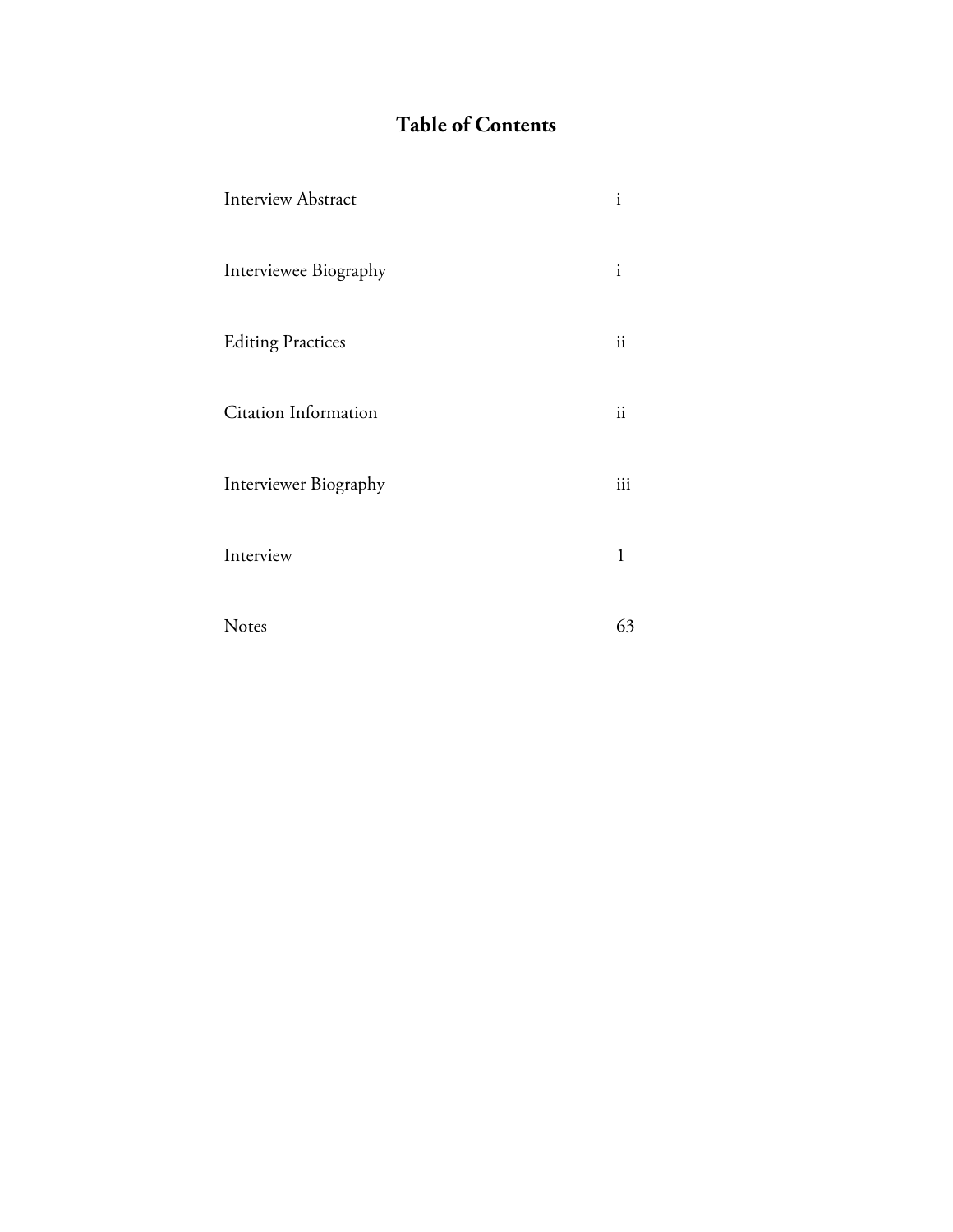# Table of Contents

| | |
|---|---|
| Interview Abstract | i |
| Interviewee Biography | i |
| Editing Practices | ii |
| Citation Information | ii |
| Interviewer Biography | iii |
| Interview | 1 |
| Notes | 63 |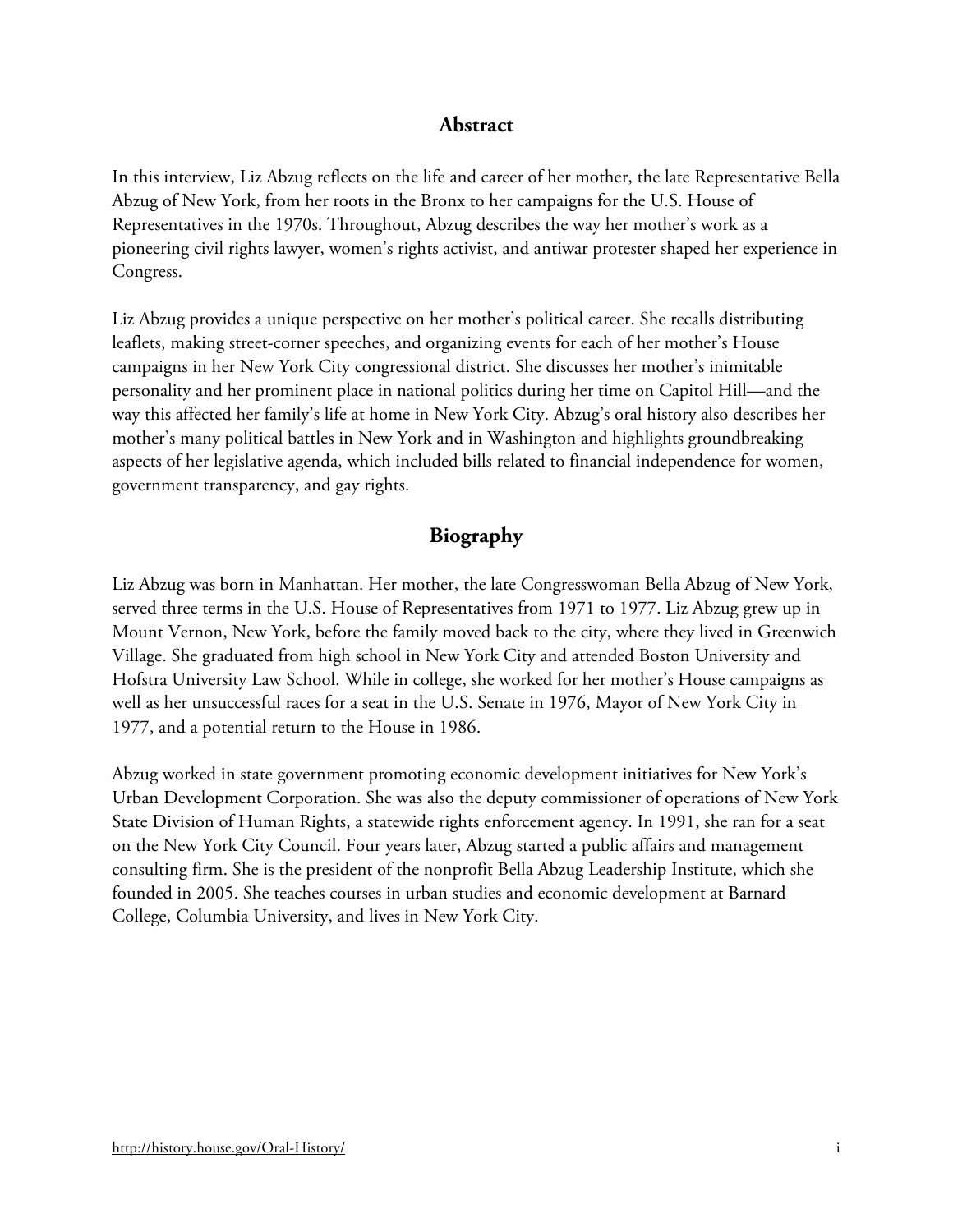## Abstract

In this interview, Liz Abzug reflects on the life and career of her mother, the late Representative Bella Abzug of New York, from her roots in the Bronx to her campaigns for the U.S. House of Representatives in the 1970s. Throughout, Abzug describes the way her mother's work as a pioneering civil rights lawyer, women's rights activist, and antiwar protester shaped her experience in Congress.

Liz Abzug provides a unique perspective on her mother's political career. She recalls distributing leaflets, making street-corner speeches, and organizing events for each of her mother's House campaigns in her New York City congressional district. She discusses her mother's inimitable personality and her prominent place in national politics during her time on Capitol Hill—and the way this affected her family's life at home in New York City. Abzug's oral history also describes her mother's many political battles in New York and in Washington and highlights groundbreaking aspects of her legislative agenda, which included bills related to financial independence for women, government transparency, and gay rights.

## Biography

Liz Abzug was born in Manhattan. Her mother, the late Congresswoman Bella Abzug of New York, served three terms in the U.S. House of Representatives from 1971 to 1977. Liz Abzug grew up in Mount Vernon, New York, before the family moved back to the city, where they lived in Greenwich Village. She graduated from high school in New York City and attended Boston University and Hofstra University Law School. While in college, she worked for her mother's House campaigns as well as her unsuccessful races for a seat in the U.S. Senate in 1976, Mayor of New York City in 1977, and a potential return to the House in 1986.

Abzug worked in state government promoting economic development initiatives for New York's Urban Development Corporation. She was also the deputy commissioner of operations of New York State Division of Human Rights, a statewide rights enforcement agency. In 1991, she ran for a seat on the New York City Council. Four years later, Abzug started a public affairs and management consulting firm. She is the president of the nonprofit Bella Abzug Leadership Institute, which she founded in 2005. She teaches courses in urban studies and economic development at Barnard College, Columbia University, and lives in New York City.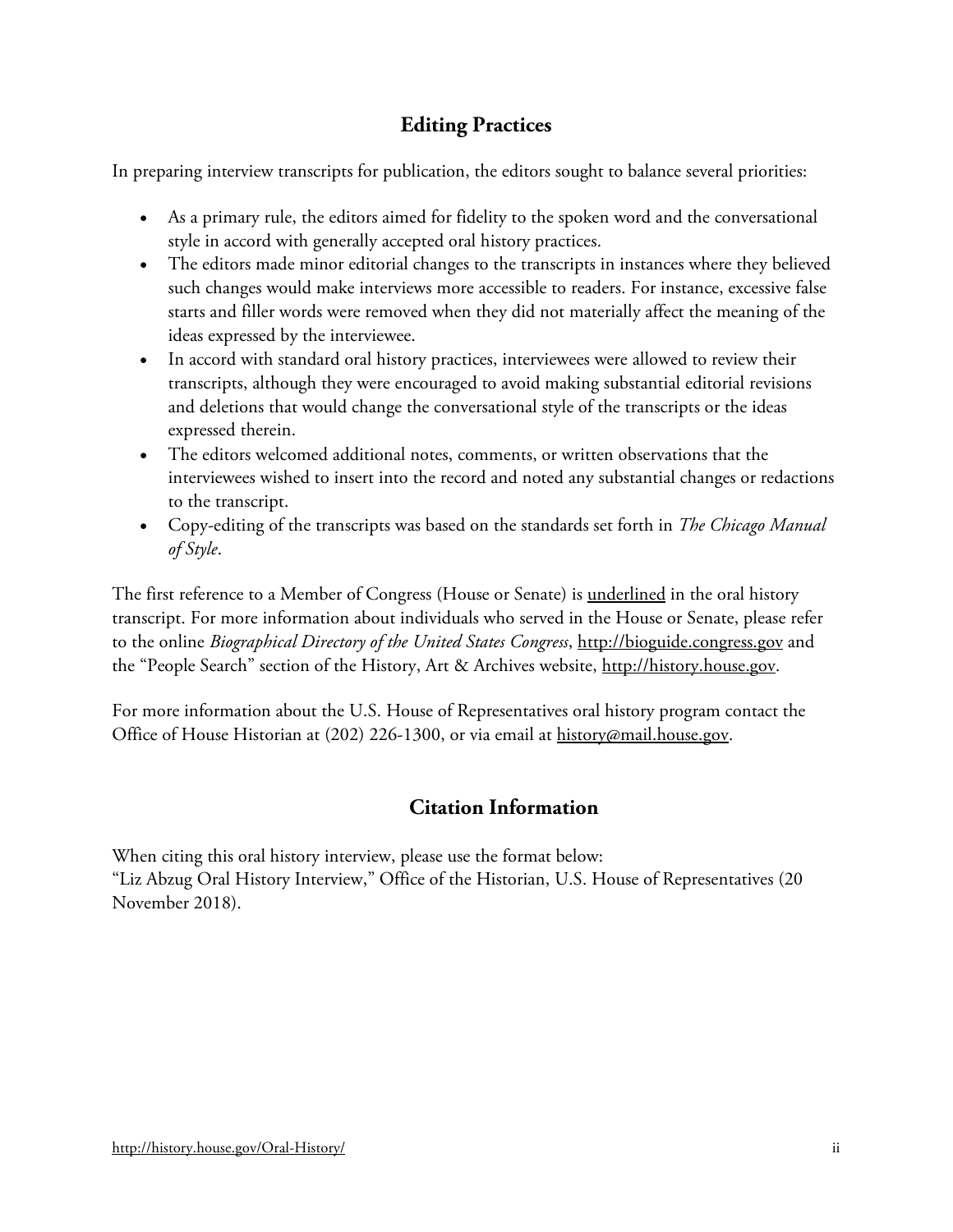## Editing Practices

In preparing interview transcripts for publication, the editors sought to balance several priorities:

- As a primary rule, the editors aimed for fidelity to the spoken word and the conversational style in accord with generally accepted oral history practices.
- The editors made minor editorial changes to the transcripts in instances where they believed such changes would make interviews more accessible to readers. For instance, excessive false starts and filler words were removed when they did not materially affect the meaning of the ideas expressed by the interviewee.
- In accord with standard oral history practices, interviewees were allowed to review their transcripts, although they were encouraged to avoid making substantial editorial revisions and deletions that would change the conversational style of the transcripts or the ideas expressed therein.
- The editors welcomed additional notes, comments, or written observations that the interviewees wished to insert into the record and noted any substantial changes or redactions to the transcript.
- Copy-editing of the transcripts was based on the standards set forth in *The Chicago Manual of Style*.

The first reference to a Member of Congress (House or Senate) is <u>underlined</u> in the oral history transcript. For more information about individuals who served in the House or Senate, please refer to the online *Biographical Directory of the United States Congress*, http://bioguide.congress.gov and the "People Search" section of the History, Art & Archives website, http://history.house.gov.

For more information about the U.S. House of Representatives oral history program contact the Office of House Historian at (202) 226-1300, or via email at history@mail.house.gov.

## Citation Information

When citing this oral history interview, please use the format below:
"Liz Abzug Oral History Interview," Office of the Historian, U.S. House of Representatives (20 November 2018).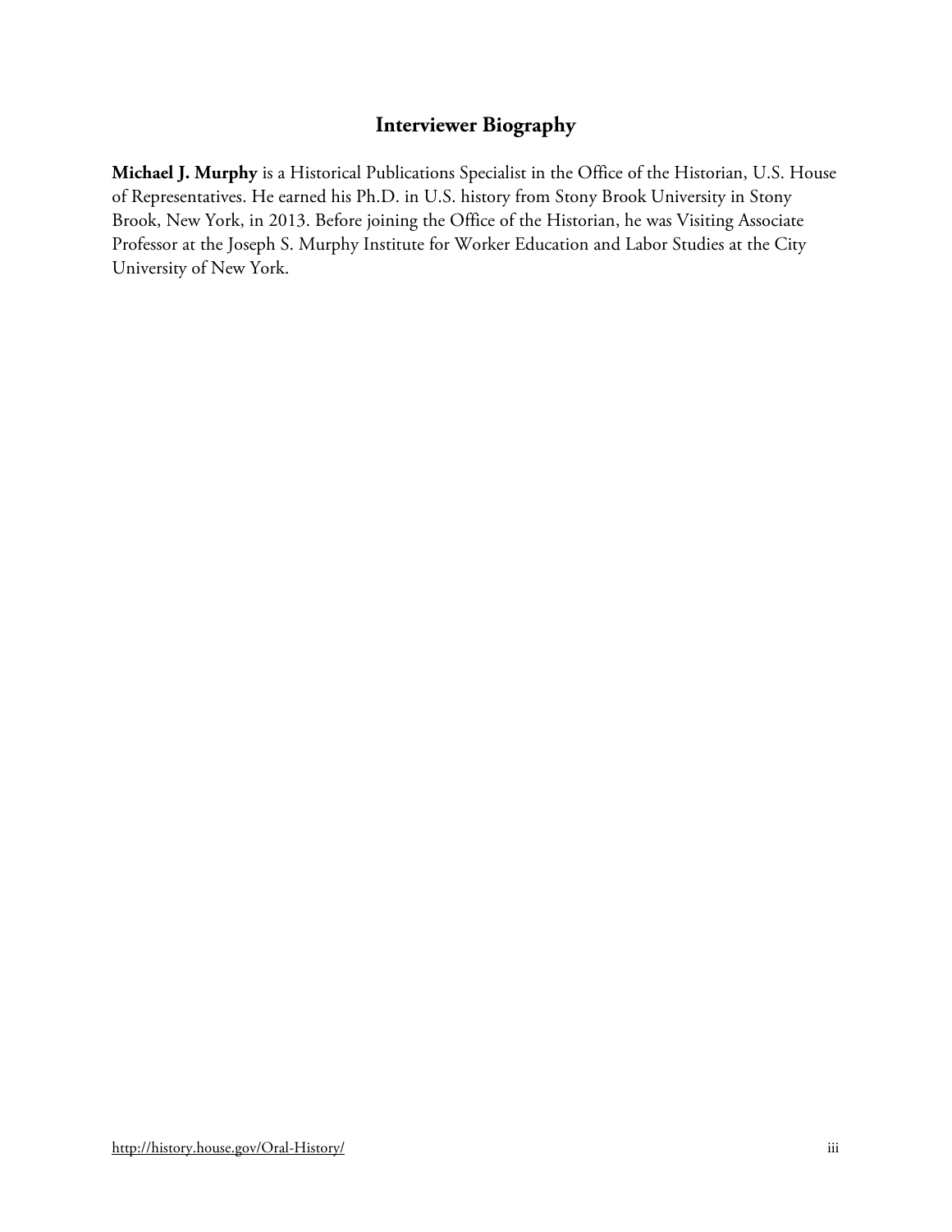## Interviewer Biography

**Michael J. Murphy** is a Historical Publications Specialist in the Office of the Historian, U.S. House of Representatives. He earned his Ph.D. in U.S. history from Stony Brook University in Stony Brook, New York, in 2013. Before joining the Office of the Historian, he was Visiting Associate Professor at the Joseph S. Murphy Institute for Worker Education and Labor Studies at the City University of New York.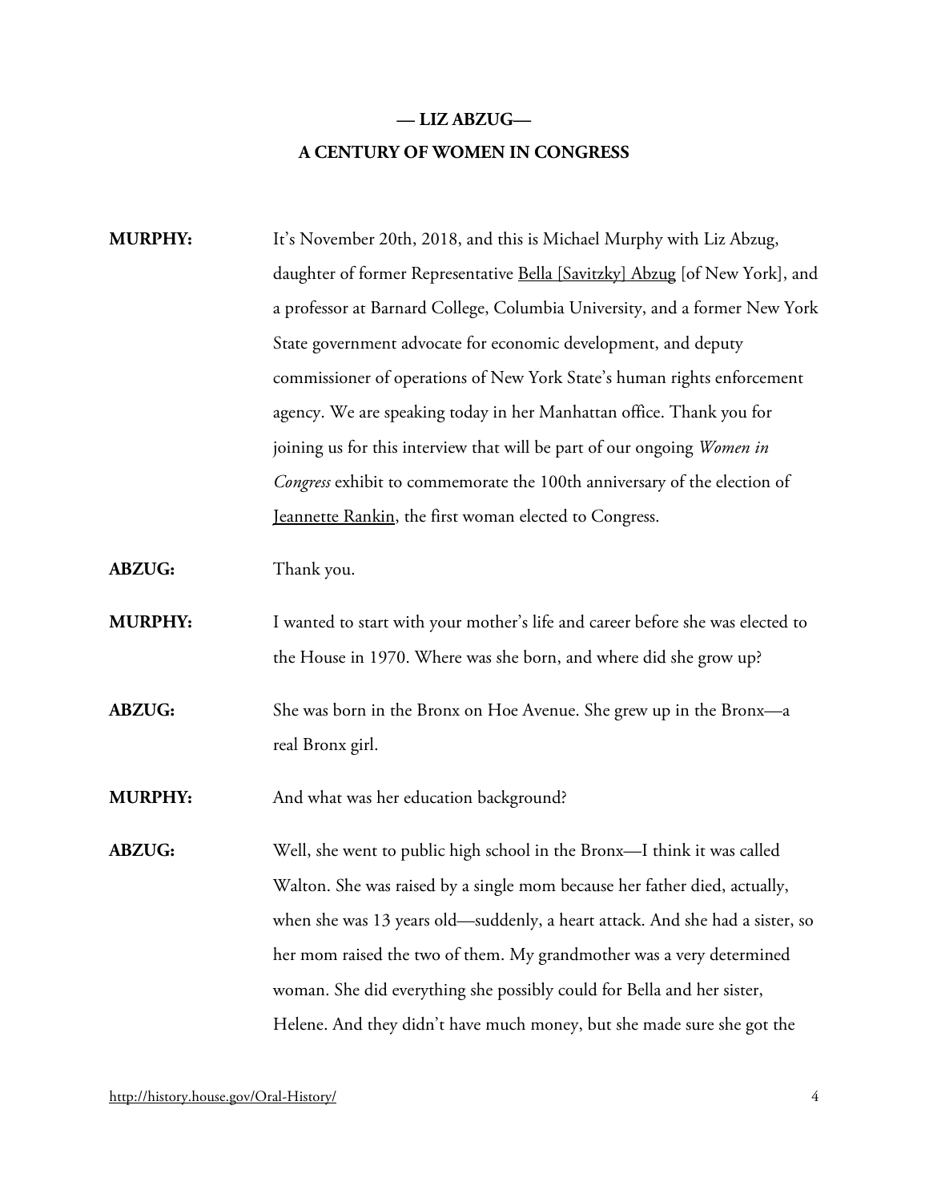**— LIZ ABZUG—**

**A CENTURY OF WOMEN IN CONGRESS**

**MURPHY:** It's November 20th, 2018, and this is Michael Murphy with Liz Abzug, daughter of former Representative Bella [Savitzky] Abzug [of New York], and a professor at Barnard College, Columbia University, and a former New York State government advocate for economic development, and deputy commissioner of operations of New York State's human rights enforcement agency. We are speaking today in her Manhattan office. Thank you for joining us for this interview that will be part of our ongoing *Women in Congress* exhibit to commemorate the 100th anniversary of the election of Jeannette Rankin, the first woman elected to Congress.

**ABZUG:** Thank you.

**MURPHY:** I wanted to start with your mother's life and career before she was elected to the House in 1970. Where was she born, and where did she grow up?

**ABZUG:** She was born in the Bronx on Hoe Avenue. She grew up in the Bronx—a real Bronx girl.

**MURPHY:** And what was her education background?

**ABZUG:** Well, she went to public high school in the Bronx—I think it was called Walton. She was raised by a single mom because her father died, actually, when she was 13 years old—suddenly, a heart attack. And she had a sister, so her mom raised the two of them. My grandmother was a very determined woman. She did everything she possibly could for Bella and her sister, Helene. And they didn't have much money, but she made sure she got the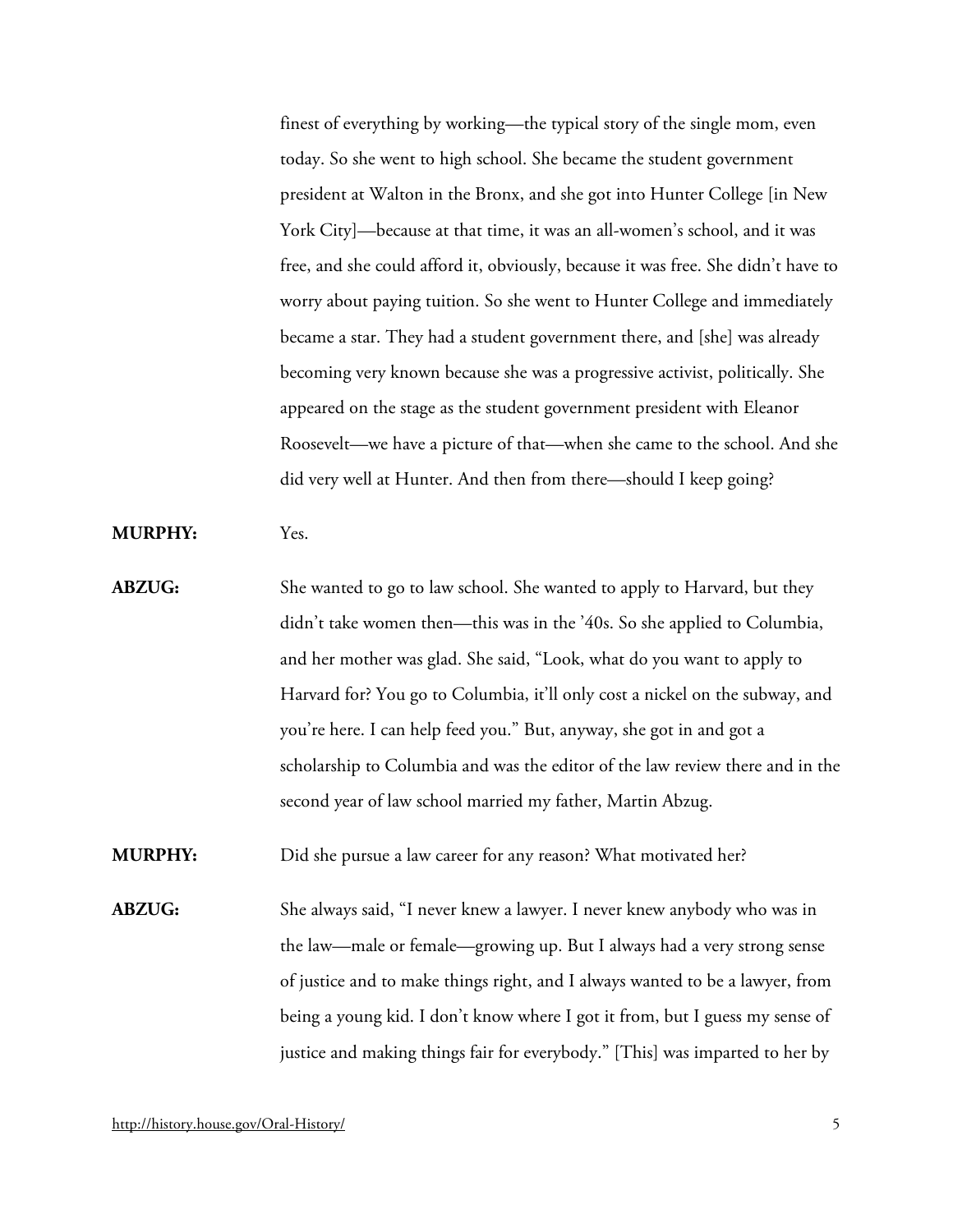finest of everything by working—the typical story of the single mom, even today. So she went to high school. She became the student government president at Walton in the Bronx, and she got into Hunter College [in New York City]—because at that time, it was an all-women's school, and it was free, and she could afford it, obviously, because it was free. She didn't have to worry about paying tuition. So she went to Hunter College and immediately became a star. They had a student government there, and [she] was already becoming very known because she was a progressive activist, politically. She appeared on the stage as the student government president with Eleanor Roosevelt—we have a picture of that—when she came to the school. And she did very well at Hunter. And then from there—should I keep going?

**MURPHY:** Yes.

**ABZUG:** She wanted to go to law school. She wanted to apply to Harvard, but they didn't take women then—this was in the '40s. So she applied to Columbia, and her mother was glad. She said, "Look, what do you want to apply to Harvard for? You go to Columbia, it'll only cost a nickel on the subway, and you're here. I can help feed you." But, anyway, she got in and got a scholarship to Columbia and was the editor of the law review there and in the second year of law school married my father, Martin Abzug.

**MURPHY:** Did she pursue a law career for any reason? What motivated her?

**ABZUG:** She always said, "I never knew a lawyer. I never knew anybody who was in the law—male or female—growing up. But I always had a very strong sense of justice and to make things right, and I always wanted to be a lawyer, from being a young kid. I don't know where I got it from, but I guess my sense of justice and making things fair for everybody." [This] was imparted to her by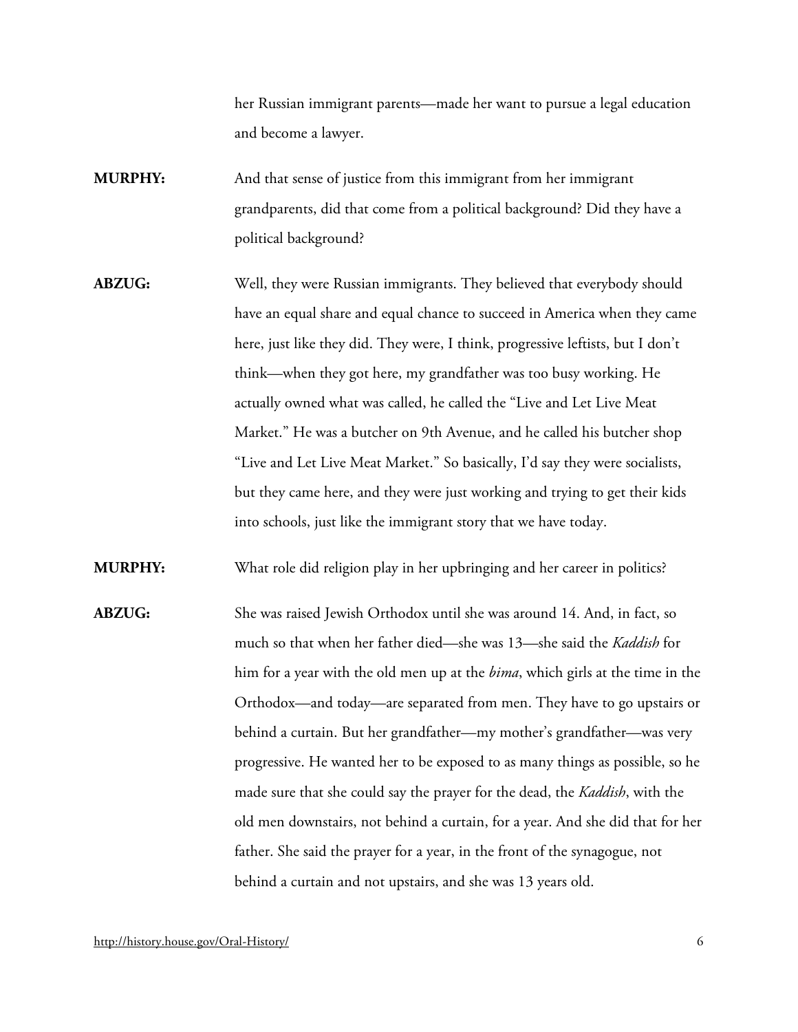her Russian immigrant parents—made her want to pursue a legal education and become a lawyer.

**MURPHY:** And that sense of justice from this immigrant from her immigrant grandparents, did that come from a political background? Did they have a political background?

**ABZUG:** Well, they were Russian immigrants. They believed that everybody should have an equal share and equal chance to succeed in America when they came here, just like they did. They were, I think, progressive leftists, but I don't think—when they got here, my grandfather was too busy working. He actually owned what was called, he called the "Live and Let Live Meat Market." He was a butcher on 9th Avenue, and he called his butcher shop "Live and Let Live Meat Market." So basically, I'd say they were socialists, but they came here, and they were just working and trying to get their kids into schools, just like the immigrant story that we have today.

**MURPHY:** What role did religion play in her upbringing and her career in politics?

**ABZUG:** She was raised Jewish Orthodox until she was around 14. And, in fact, so much so that when her father died—she was 13—she said the *Kaddish* for him for a year with the old men up at the *bima*, which girls at the time in the Orthodox—and today—are separated from men. They have to go upstairs or behind a curtain. But her grandfather—my mother's grandfather—was very progressive. He wanted her to be exposed to as many things as possible, so he made sure that she could say the prayer for the dead, the *Kaddish*, with the old men downstairs, not behind a curtain, for a year. And she did that for her father. She said the prayer for a year, in the front of the synagogue, not behind a curtain and not upstairs, and she was 13 years old.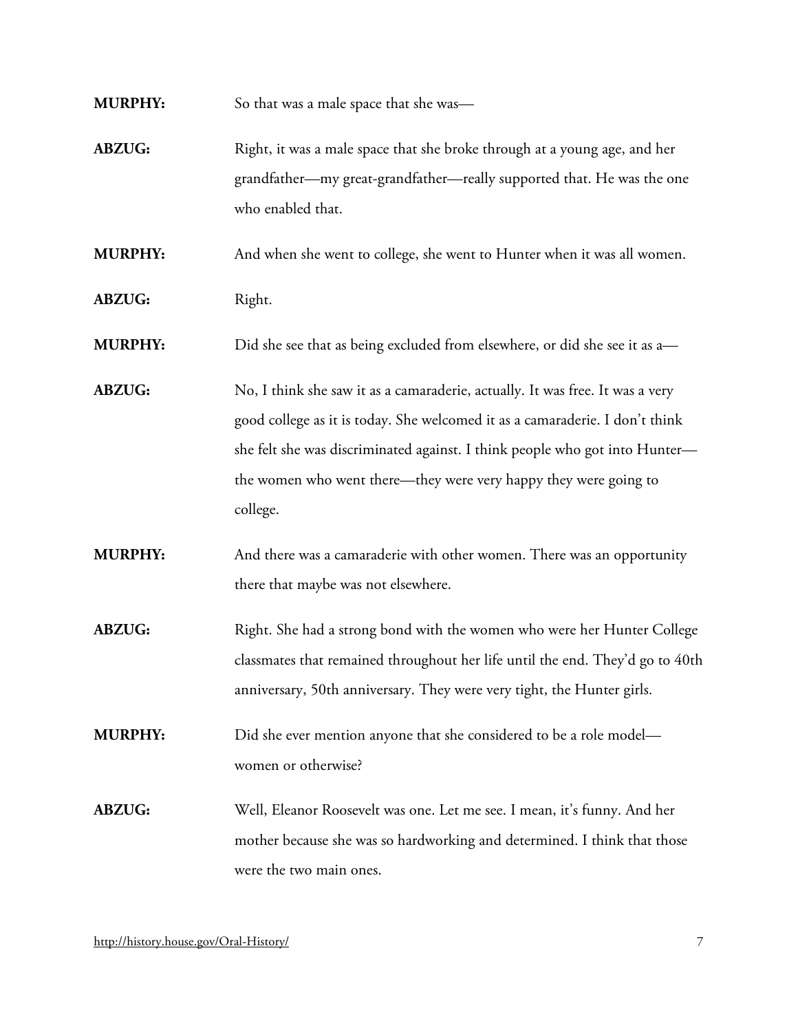**MURPHY:** So that was a male space that she was—

**ABZUG:** Right, it was a male space that she broke through at a young age, and her grandfather—my great-grandfather—really supported that. He was the one who enabled that.

**MURPHY:** And when she went to college, she went to Hunter when it was all women.

**ABZUG:** Right.

**MURPHY:** Did she see that as being excluded from elsewhere, or did she see it as a—

**ABZUG:** No, I think she saw it as a camaraderie, actually. It was free. It was a very good college as it is today. She welcomed it as a camaraderie. I don't think she felt she was discriminated against. I think people who got into Hunter—the women who went there—they were very happy they were going to college.

**MURPHY:** And there was a camaraderie with other women. There was an opportunity there that maybe was not elsewhere.

**ABZUG:** Right. She had a strong bond with the women who were her Hunter College classmates that remained throughout her life until the end. They'd go to 40th anniversary, 50th anniversary. They were very tight, the Hunter girls.

**MURPHY:** Did she ever mention anyone that she considered to be a role model—women or otherwise?

**ABZUG:** Well, Eleanor Roosevelt was one. Let me see. I mean, it's funny. And her mother because she was so hardworking and determined. I think that those were the two main ones.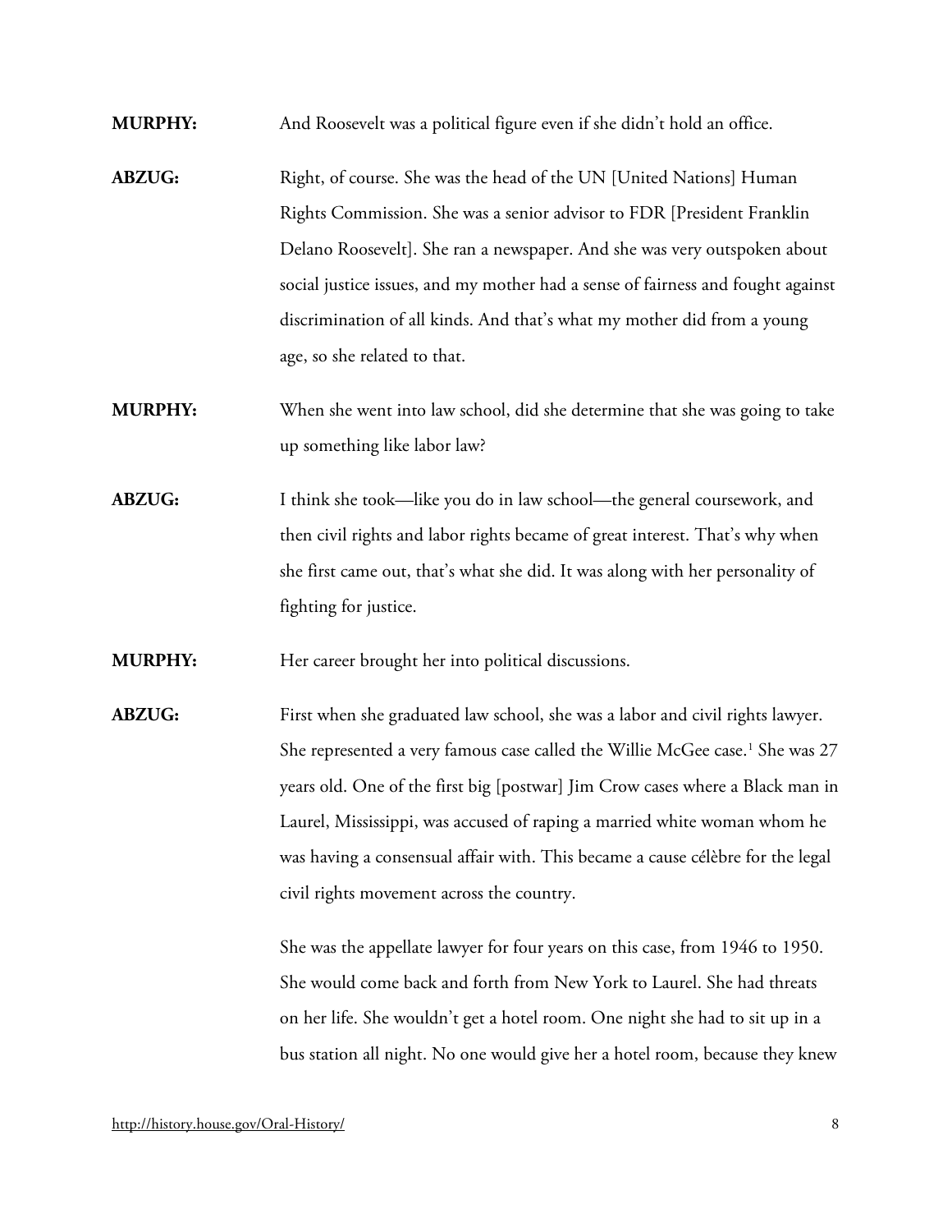**MURPHY:** And Roosevelt was a political figure even if she didn't hold an office.

**ABZUG:** Right, of course. She was the head of the UN [United Nations] Human Rights Commission. She was a senior advisor to FDR [President Franklin Delano Roosevelt]. She ran a newspaper. And she was very outspoken about social justice issues, and my mother had a sense of fairness and fought against discrimination of all kinds. And that's what my mother did from a young age, so she related to that.

**MURPHY:** When she went into law school, did she determine that she was going to take up something like labor law?

**ABZUG:** I think she took—like you do in law school—the general coursework, and then civil rights and labor rights became of great interest. That's why when she first came out, that's what she did. It was along with her personality of fighting for justice.

**MURPHY:** Her career brought her into political discussions.

**ABZUG:** First when she graduated law school, she was a labor and civil rights lawyer. She represented a very famous case called the Willie McGee case.[1] She was 27 years old. One of the first big [postwar] Jim Crow cases where a Black man in Laurel, Mississippi, was accused of raping a married white woman whom he was having a consensual affair with. This became a cause célèbre for the legal civil rights movement across the country.

She was the appellate lawyer for four years on this case, from 1946 to 1950. She would come back and forth from New York to Laurel. She had threats on her life. She wouldn't get a hotel room. One night she had to sit up in a bus station all night. No one would give her a hotel room, because they knew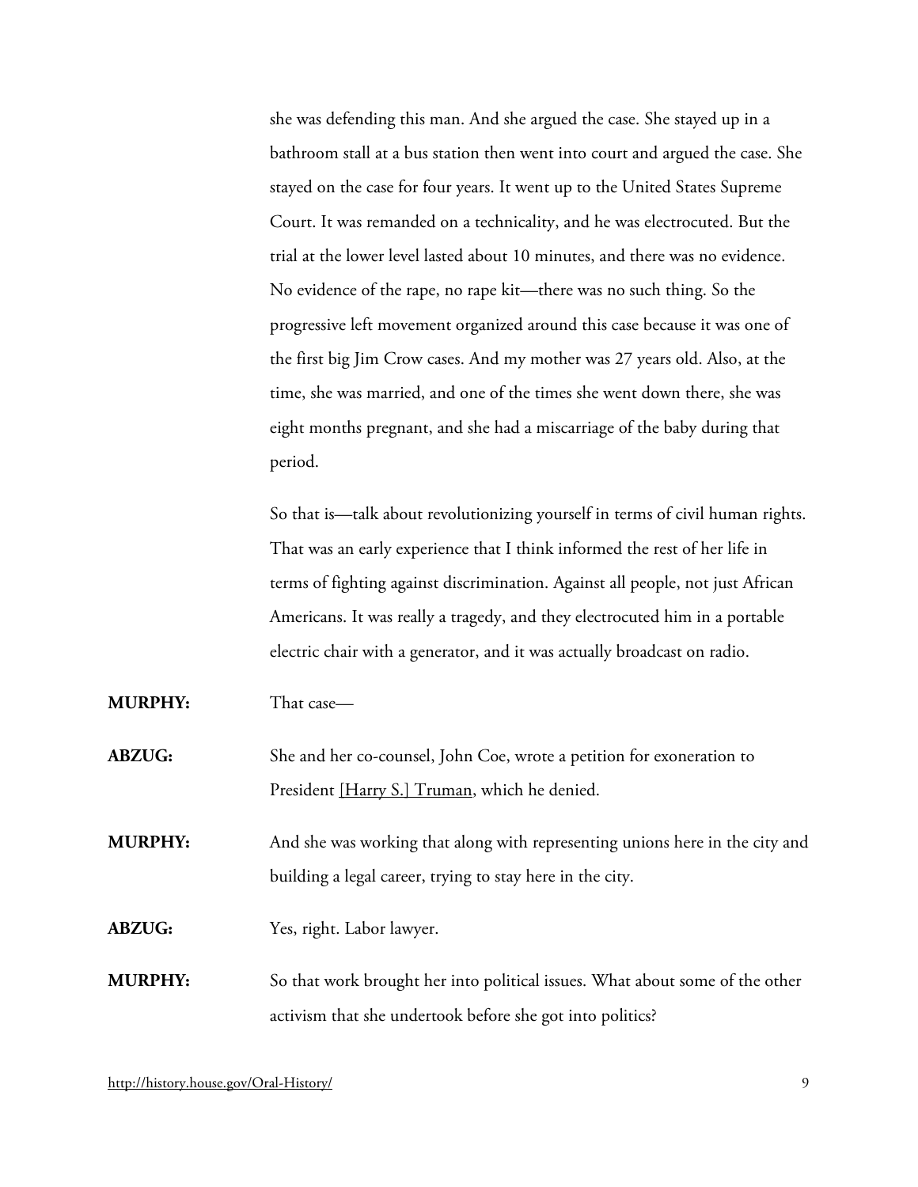she was defending this man. And she argued the case. She stayed up in a bathroom stall at a bus station then went into court and argued the case. She stayed on the case for four years. It went up to the United States Supreme Court. It was remanded on a technicality, and he was electrocuted. But the trial at the lower level lasted about 10 minutes, and there was no evidence. No evidence of the rape, no rape kit—there was no such thing. So the progressive left movement organized around this case because it was one of the first big Jim Crow cases. And my mother was 27 years old. Also, at the time, she was married, and one of the times she went down there, she was eight months pregnant, and she had a miscarriage of the baby during that period.

So that is—talk about revolutionizing yourself in terms of civil human rights. That was an early experience that I think informed the rest of her life in terms of fighting against discrimination. Against all people, not just African Americans. It was really a tragedy, and they electrocuted him in a portable electric chair with a generator, and it was actually broadcast on radio.

**MURPHY:** That case—

**ABZUG:** She and her co-counsel, John Coe, wrote a petition for exoneration to President [Harry S.] Truman, which he denied.

**MURPHY:** And she was working that along with representing unions here in the city and building a legal career, trying to stay here in the city.

**ABZUG:** Yes, right. Labor lawyer.

**MURPHY:** So that work brought her into political issues. What about some of the other activism that she undertook before she got into politics?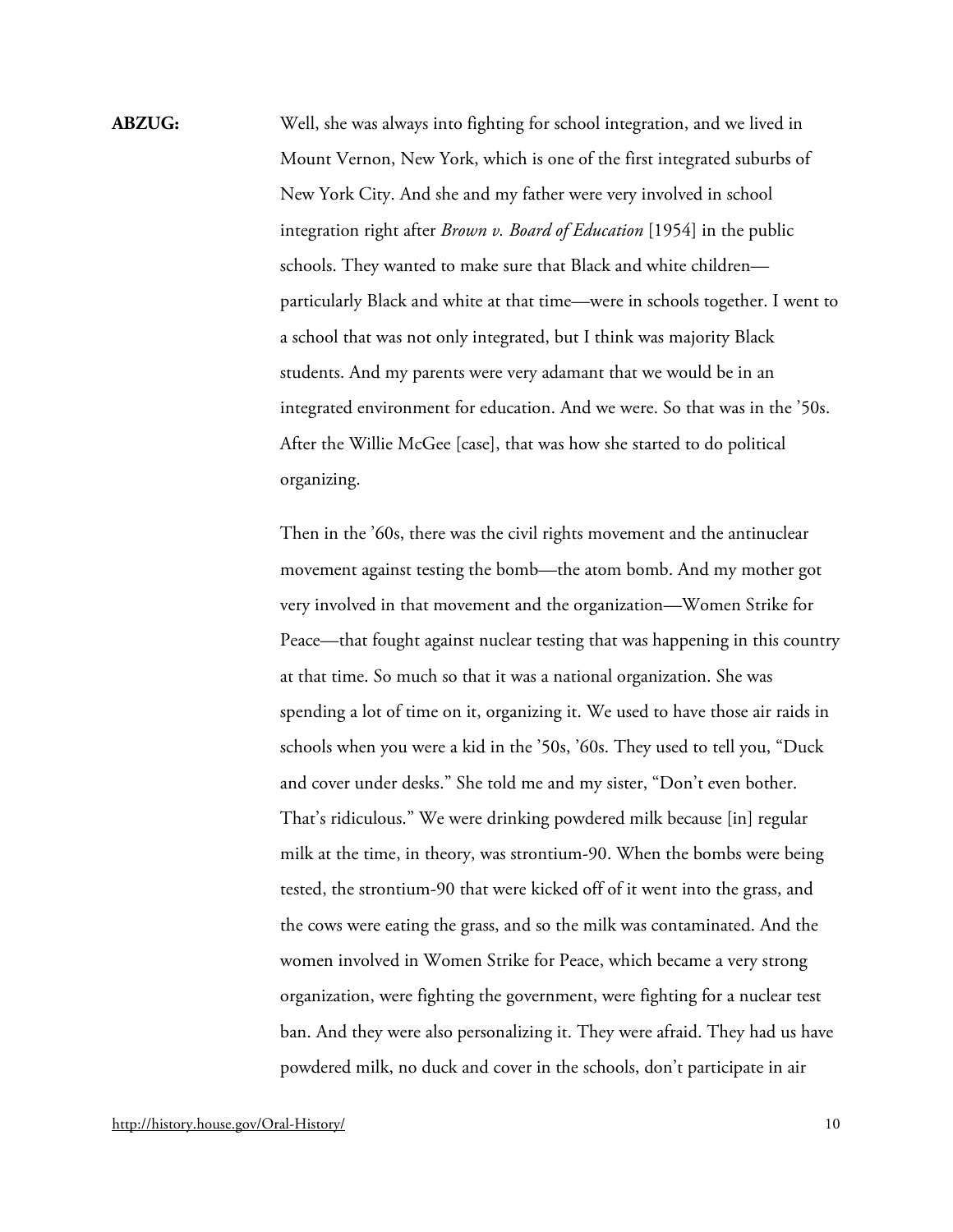**ABZUG:** Well, she was always into fighting for school integration, and we lived in Mount Vernon, New York, which is one of the first integrated suburbs of New York City. And she and my father were very involved in school integration right after *Brown v. Board of Education* [1954] in the public schools. They wanted to make sure that Black and white children—particularly Black and white at that time—were in schools together. I went to a school that was not only integrated, but I think was majority Black students. And my parents were very adamant that we would be in an integrated environment for education. And we were. So that was in the '50s. After the Willie McGee [case], that was how she started to do political organizing.

Then in the '60s, there was the civil rights movement and the antinuclear movement against testing the bomb—the atom bomb. And my mother got very involved in that movement and the organization—Women Strike for Peace—that fought against nuclear testing that was happening in this country at that time. So much so that it was a national organization. She was spending a lot of time on it, organizing it. We used to have those air raids in schools when you were a kid in the '50s, '60s. They used to tell you, "Duck and cover under desks." She told me and my sister, "Don't even bother. That's ridiculous." We were drinking powdered milk because [in] regular milk at the time, in theory, was strontium-90. When the bombs were being tested, the strontium-90 that were kicked off of it went into the grass, and the cows were eating the grass, and so the milk was contaminated. And the women involved in Women Strike for Peace, which became a very strong organization, were fighting the government, were fighting for a nuclear test ban. And they were also personalizing it. They were afraid. They had us have powdered milk, no duck and cover in the schools, don't participate in air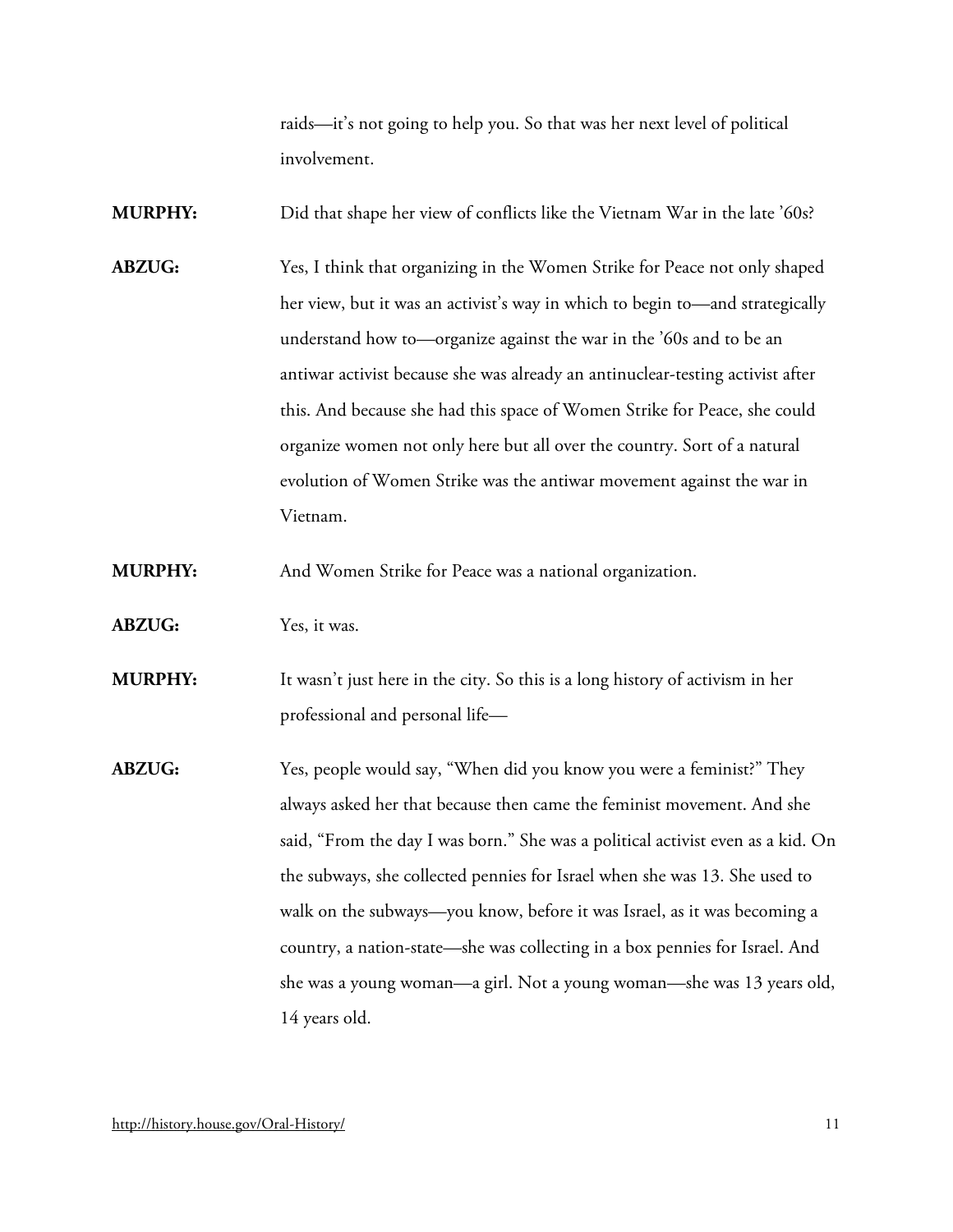raids—it's not going to help you. So that was her next level of political involvement.

**MURPHY:** Did that shape her view of conflicts like the Vietnam War in the late '60s?

**ABZUG:** Yes, I think that organizing in the Women Strike for Peace not only shaped her view, but it was an activist's way in which to begin to—and strategically understand how to—organize against the war in the '60s and to be an antiwar activist because she was already an antinuclear-testing activist after this. And because she had this space of Women Strike for Peace, she could organize women not only here but all over the country. Sort of a natural evolution of Women Strike was the antiwar movement against the war in Vietnam.

**MURPHY:** And Women Strike for Peace was a national organization.

**ABZUG:** Yes, it was.

**MURPHY:** It wasn't just here in the city. So this is a long history of activism in her professional and personal life—

**ABZUG:** Yes, people would say, "When did you know you were a feminist?" They always asked her that because then came the feminist movement. And she said, "From the day I was born." She was a political activist even as a kid. On the subways, she collected pennies for Israel when she was 13. She used to walk on the subways—you know, before it was Israel, as it was becoming a country, a nation-state—she was collecting in a box pennies for Israel. And she was a young woman—a girl. Not a young woman—she was 13 years old, 14 years old.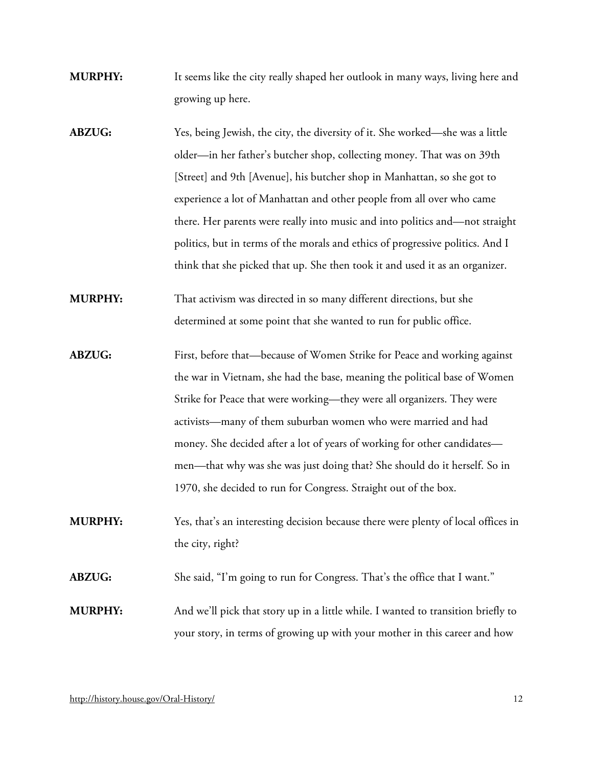**MURPHY:** It seems like the city really shaped her outlook in many ways, living here and growing up here.

**ABZUG:** Yes, being Jewish, the city, the diversity of it. She worked—she was a little older—in her father's butcher shop, collecting money. That was on 39th [Street] and 9th [Avenue], his butcher shop in Manhattan, so she got to experience a lot of Manhattan and other people from all over who came there. Her parents were really into music and into politics and—not straight politics, but in terms of the morals and ethics of progressive politics. And I think that she picked that up. She then took it and used it as an organizer.

**MURPHY:** That activism was directed in so many different directions, but she determined at some point that she wanted to run for public office.

**ABZUG:** First, before that—because of Women Strike for Peace and working against the war in Vietnam, she had the base, meaning the political base of Women Strike for Peace that were working—they were all organizers. They were activists—many of them suburban women who were married and had money. She decided after a lot of years of working for other candidates—men—that why was she was just doing that? She should do it herself. So in 1970, she decided to run for Congress. Straight out of the box.

**MURPHY:** Yes, that's an interesting decision because there were plenty of local offices in the city, right?

**ABZUG:** She said, "I'm going to run for Congress. That's the office that I want."

**MURPHY:** And we'll pick that story up in a little while. I wanted to transition briefly to your story, in terms of growing up with your mother in this career and how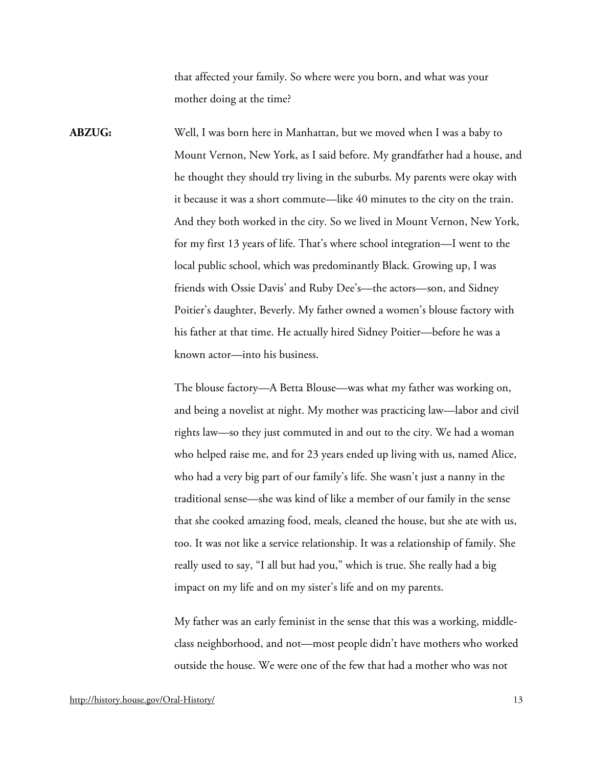that affected your family. So where were you born, and what was your mother doing at the time?

**ABZUG:** Well, I was born here in Manhattan, but we moved when I was a baby to Mount Vernon, New York, as I said before. My grandfather had a house, and he thought they should try living in the suburbs. My parents were okay with it because it was a short commute—like 40 minutes to the city on the train. And they both worked in the city. So we lived in Mount Vernon, New York, for my first 13 years of life. That's where school integration—I went to the local public school, which was predominantly Black. Growing up, I was friends with Ossie Davis' and Ruby Dee's—the actors—son, and Sidney Poitier's daughter, Beverly. My father owned a women's blouse factory with his father at that time. He actually hired Sidney Poitier—before he was a known actor—into his business.

The blouse factory—A Betta Blouse—was what my father was working on, and being a novelist at night. My mother was practicing law—labor and civil rights law—so they just commuted in and out to the city. We had a woman who helped raise me, and for 23 years ended up living with us, named Alice, who had a very big part of our family's life. She wasn't just a nanny in the traditional sense—she was kind of like a member of our family in the sense that she cooked amazing food, meals, cleaned the house, but she ate with us, too. It was not like a service relationship. It was a relationship of family. She really used to say, "I all but had you," which is true. She really had a big impact on my life and on my sister's life and on my parents.

My father was an early feminist in the sense that this was a working, middle-class neighborhood, and not—most people didn't have mothers who worked outside the house. We were one of the few that had a mother who was not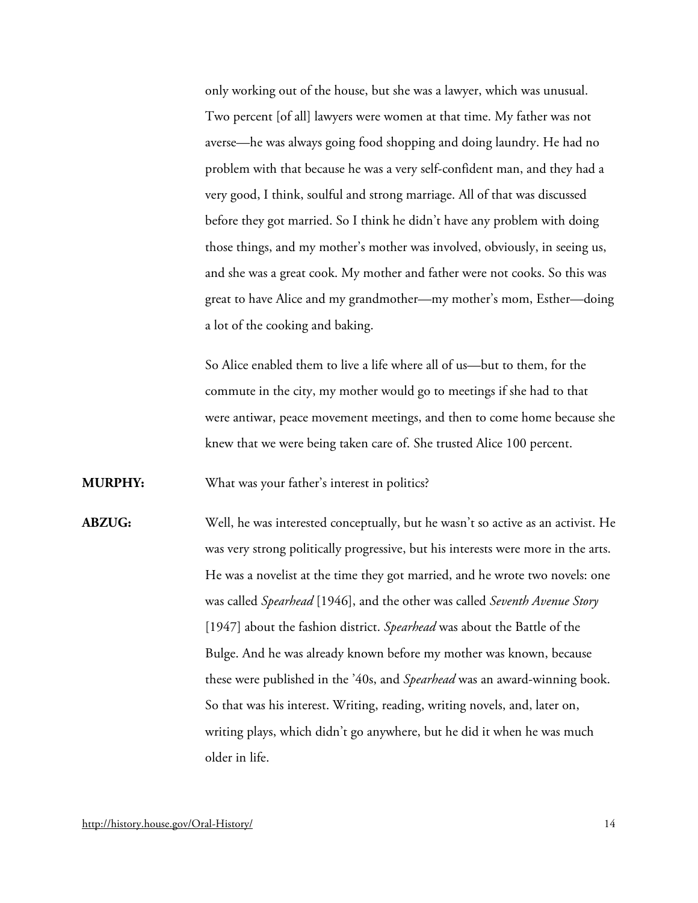only working out of the house, but she was a lawyer, which was unusual. Two percent [of all] lawyers were women at that time. My father was not averse—he was always going food shopping and doing laundry. He had no problem with that because he was a very self-confident man, and they had a very good, I think, soulful and strong marriage. All of that was discussed before they got married. So I think he didn't have any problem with doing those things, and my mother's mother was involved, obviously, in seeing us, and she was a great cook. My mother and father were not cooks. So this was great to have Alice and my grandmother—my mother's mom, Esther—doing a lot of the cooking and baking.

So Alice enabled them to live a life where all of us—but to them, for the commute in the city, my mother would go to meetings if she had to that were antiwar, peace movement meetings, and then to come home because she knew that we were being taken care of. She trusted Alice 100 percent.

**MURPHY:** What was your father's interest in politics?

**ABZUG:** Well, he was interested conceptually, but he wasn't so active as an activist. He was very strong politically progressive, but his interests were more in the arts. He was a novelist at the time they got married, and he wrote two novels: one was called *Spearhead* [1946], and the other was called *Seventh Avenue Story* [1947] about the fashion district. *Spearhead* was about the Battle of the Bulge. And he was already known before my mother was known, because these were published in the '40s, and *Spearhead* was an award-winning book. So that was his interest. Writing, reading, writing novels, and, later on, writing plays, which didn't go anywhere, but he did it when he was much older in life.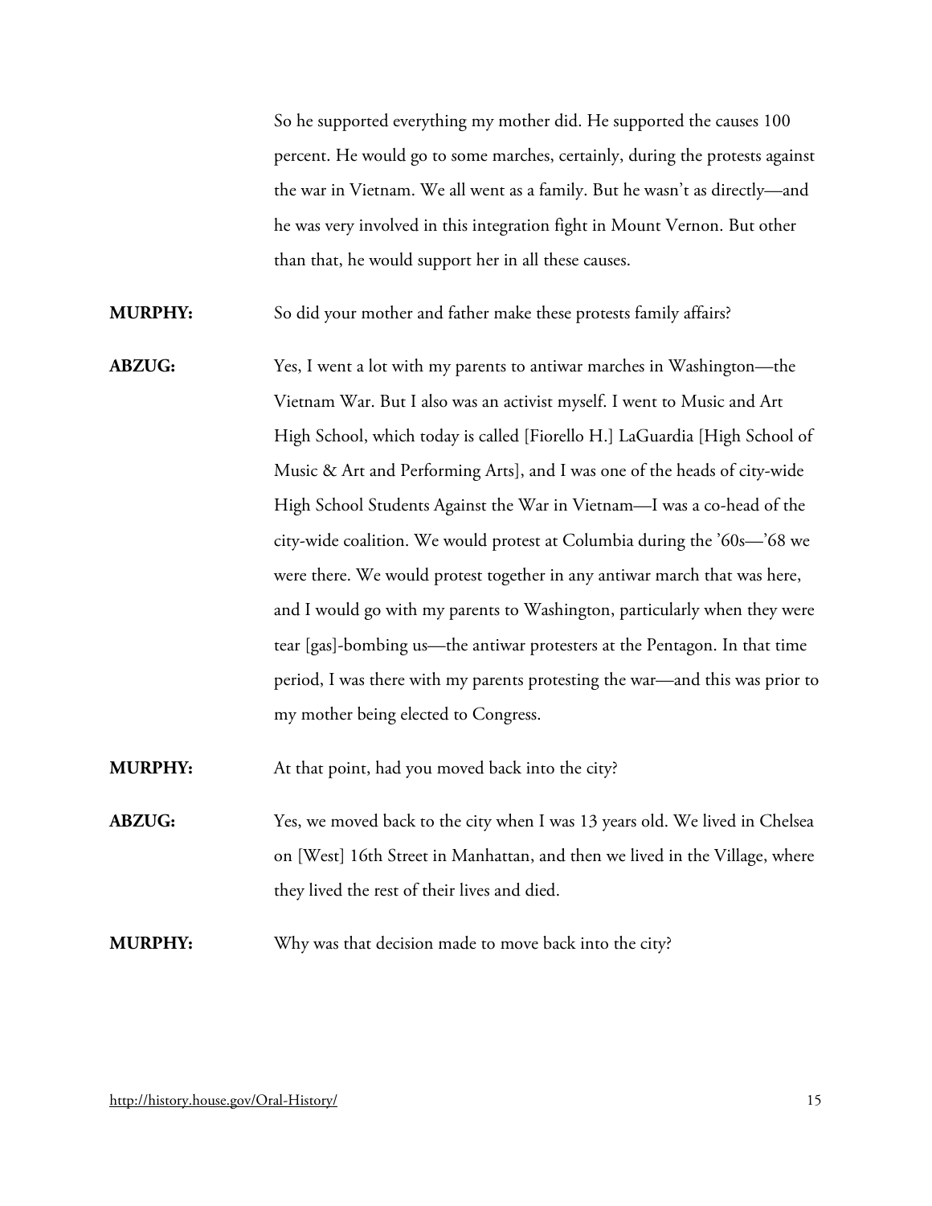So he supported everything my mother did. He supported the causes 100 percent. He would go to some marches, certainly, during the protests against the war in Vietnam. We all went as a family. But he wasn't as directly—and he was very involved in this integration fight in Mount Vernon. But other than that, he would support her in all these causes.

**MURPHY:** So did your mother and father make these protests family affairs?

**ABZUG:** Yes, I went a lot with my parents to antiwar marches in Washington—the Vietnam War. But I also was an activist myself. I went to Music and Art High School, which today is called [Fiorello H.] LaGuardia [High School of Music & Art and Performing Arts], and I was one of the heads of city-wide High School Students Against the War in Vietnam—I was a co-head of the city-wide coalition. We would protest at Columbia during the '60s—'68 we were there. We would protest together in any antiwar march that was here, and I would go with my parents to Washington, particularly when they were tear [gas]-bombing us—the antiwar protesters at the Pentagon. In that time period, I was there with my parents protesting the war—and this was prior to my mother being elected to Congress.

**MURPHY:** At that point, had you moved back into the city?

**ABZUG:** Yes, we moved back to the city when I was 13 years old. We lived in Chelsea on [West] 16th Street in Manhattan, and then we lived in the Village, where they lived the rest of their lives and died.

**MURPHY:** Why was that decision made to move back into the city?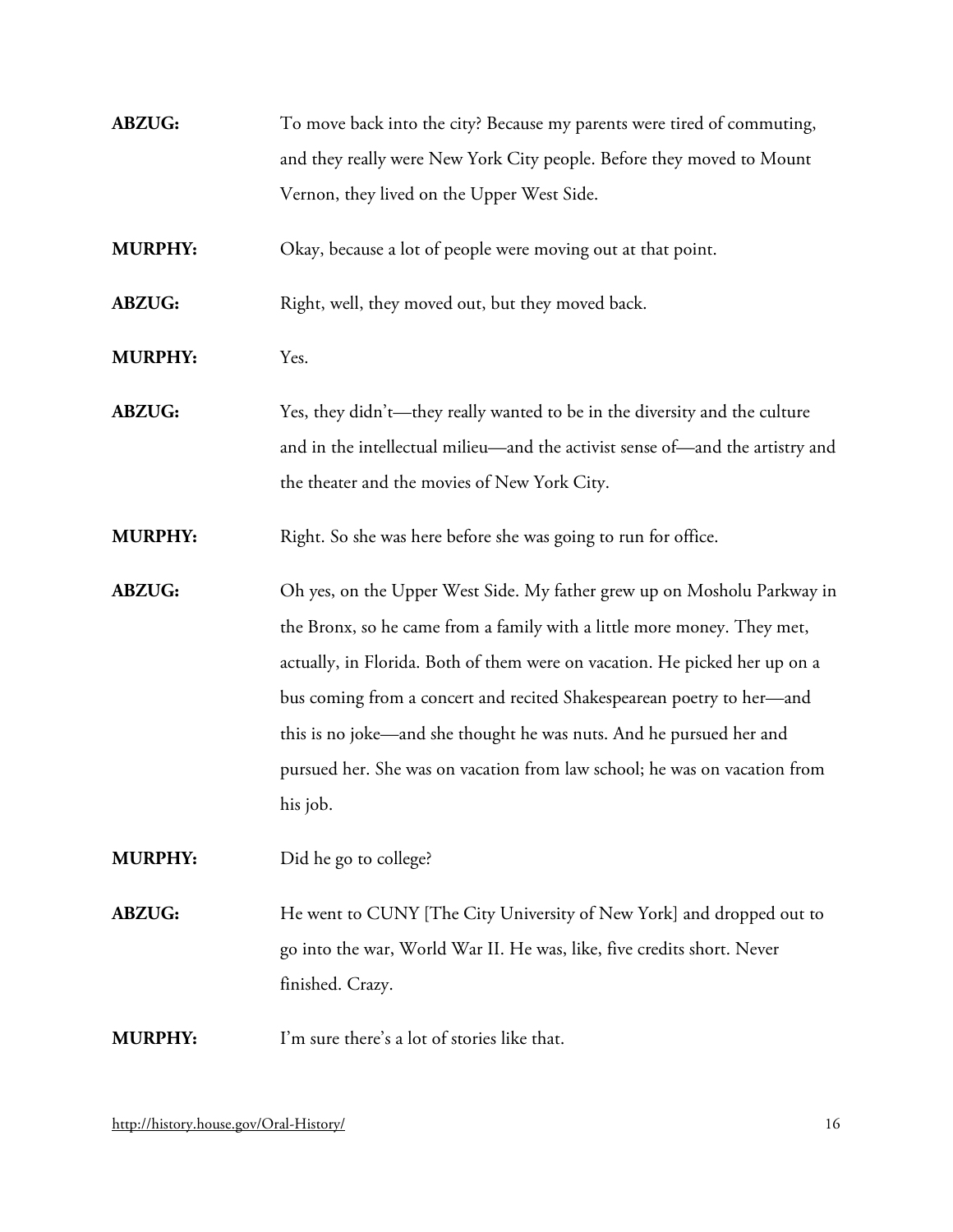**ABZUG:** To move back into the city? Because my parents were tired of commuting, and they really were New York City people. Before they moved to Mount Vernon, they lived on the Upper West Side.

**MURPHY:** Okay, because a lot of people were moving out at that point.

**ABZUG:** Right, well, they moved out, but they moved back.

**MURPHY:** Yes.

**ABZUG:** Yes, they didn't—they really wanted to be in the diversity and the culture and in the intellectual milieu—and the activist sense of—and the artistry and the theater and the movies of New York City.

**MURPHY:** Right. So she was here before she was going to run for office.

**ABZUG:** Oh yes, on the Upper West Side. My father grew up on Mosholu Parkway in the Bronx, so he came from a family with a little more money. They met, actually, in Florida. Both of them were on vacation. He picked her up on a bus coming from a concert and recited Shakespearean poetry to her—and this is no joke—and she thought he was nuts. And he pursued her and pursued her. She was on vacation from law school; he was on vacation from his job.

**MURPHY:** Did he go to college?

**ABZUG:** He went to CUNY [The City University of New York] and dropped out to go into the war, World War II. He was, like, five credits short. Never finished. Crazy.

**MURPHY:** I'm sure there's a lot of stories like that.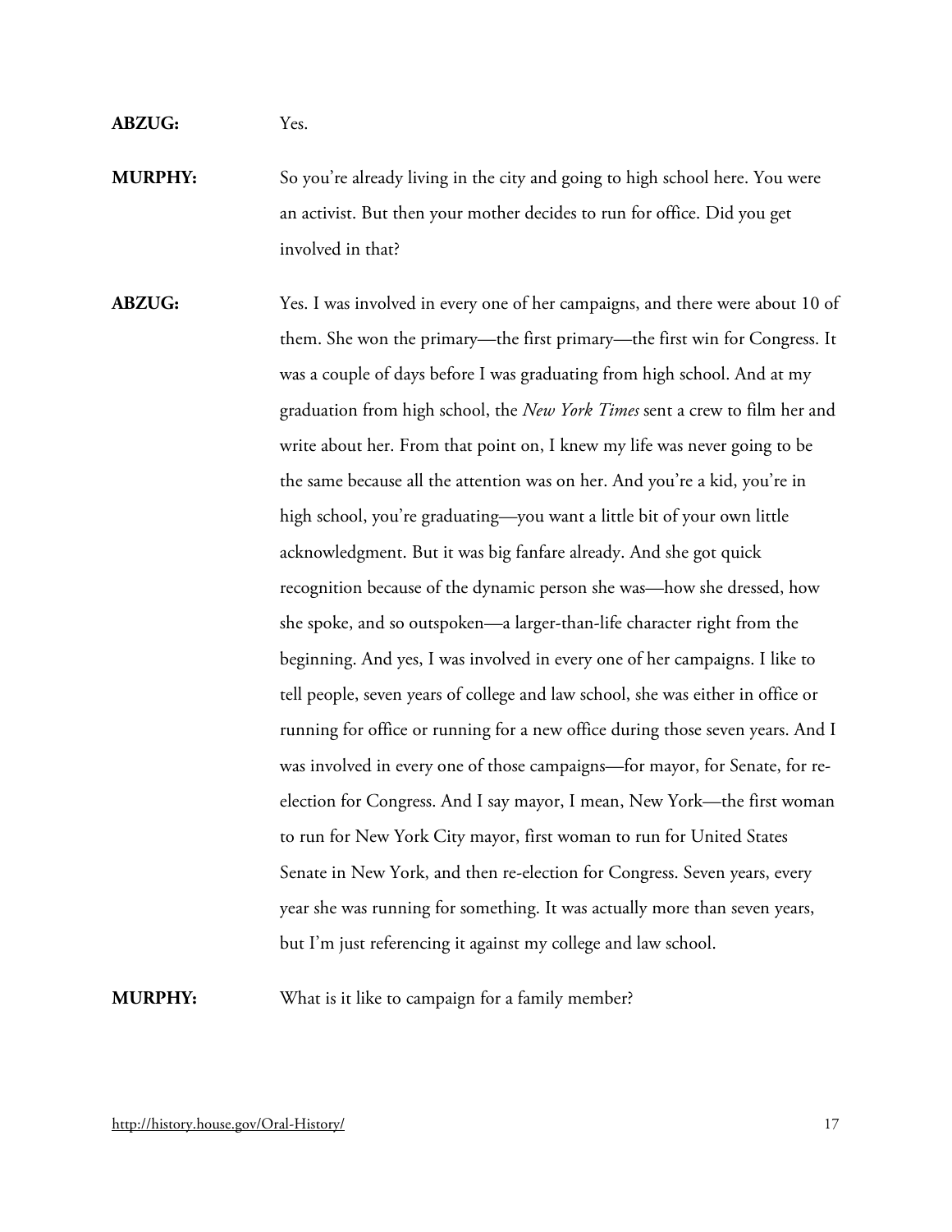**ABZUG:** Yes.

**MURPHY:** So you're already living in the city and going to high school here. You were an activist. But then your mother decides to run for office. Did you get involved in that?

**ABZUG:** Yes. I was involved in every one of her campaigns, and there were about 10 of them. She won the primary—the first primary—the first win for Congress. It was a couple of days before I was graduating from high school. And at my graduation from high school, the *New York Times* sent a crew to film her and write about her. From that point on, I knew my life was never going to be the same because all the attention was on her. And you're a kid, you're in high school, you're graduating—you want a little bit of your own little acknowledgment. But it was big fanfare already. And she got quick recognition because of the dynamic person she was—how she dressed, how she spoke, and so outspoken—a larger-than-life character right from the beginning. And yes, I was involved in every one of her campaigns. I like to tell people, seven years of college and law school, she was either in office or running for office or running for a new office during those seven years. And I was involved in every one of those campaigns—for mayor, for Senate, for re-election for Congress. And I say mayor, I mean, New York—the first woman to run for New York City mayor, first woman to run for United States Senate in New York, and then re-election for Congress. Seven years, every year she was running for something. It was actually more than seven years, but I'm just referencing it against my college and law school.

**MURPHY:** What is it like to campaign for a family member?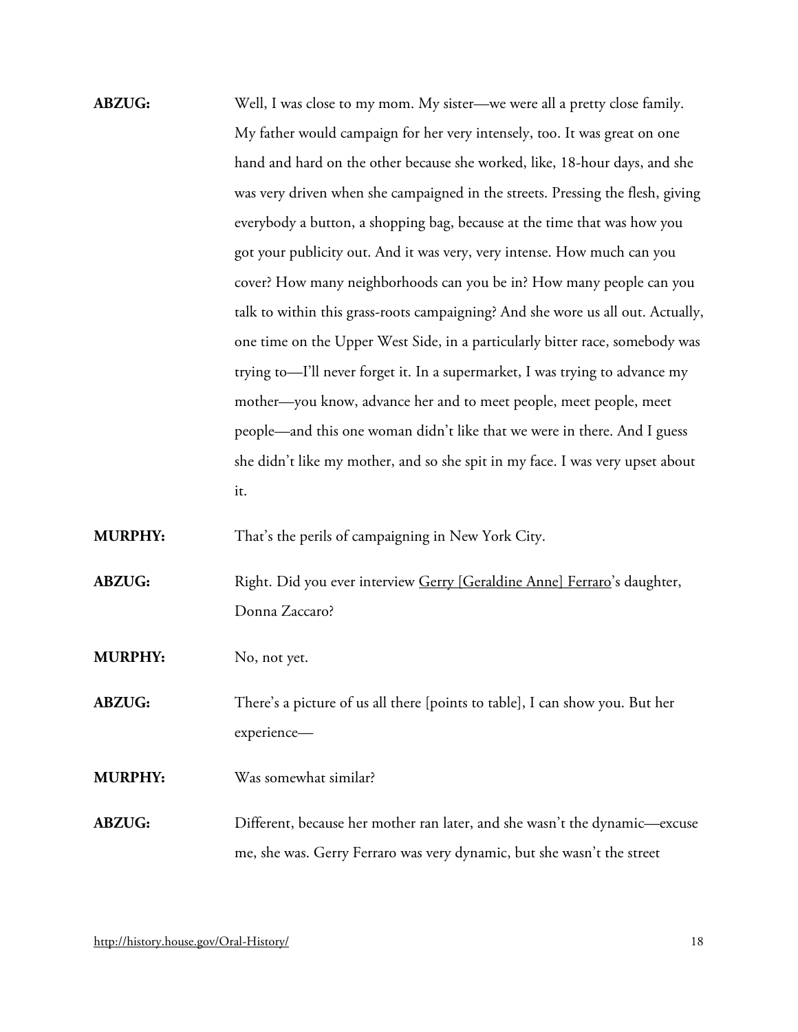**ABZUG:** Well, I was close to my mom. My sister—we were all a pretty close family. My father would campaign for her very intensely, too. It was great on one hand and hard on the other because she worked, like, 18-hour days, and she was very driven when she campaigned in the streets. Pressing the flesh, giving everybody a button, a shopping bag, because at the time that was how you got your publicity out. And it was very, very intense. How much can you cover? How many neighborhoods can you be in? How many people can you talk to within this grass-roots campaigning? And she wore us all out. Actually, one time on the Upper West Side, in a particularly bitter race, somebody was trying to—I'll never forget it. In a supermarket, I was trying to advance my mother—you know, advance her and to meet people, meet people, meet people—and this one woman didn't like that we were in there. And I guess she didn't like my mother, and so she spit in my face. I was very upset about it.

**MURPHY:** That's the perils of campaigning in New York City.

**ABZUG:** Right. Did you ever interview Gerry [Geraldine Anne] Ferraro's daughter, Donna Zaccaro?

**MURPHY:** No, not yet.

**ABZUG:** There's a picture of us all there [points to table], I can show you. But her experience—

**MURPHY:** Was somewhat similar?

**ABZUG:** Different, because her mother ran later, and she wasn't the dynamic—excuse me, she was. Gerry Ferraro was very dynamic, but she wasn't the street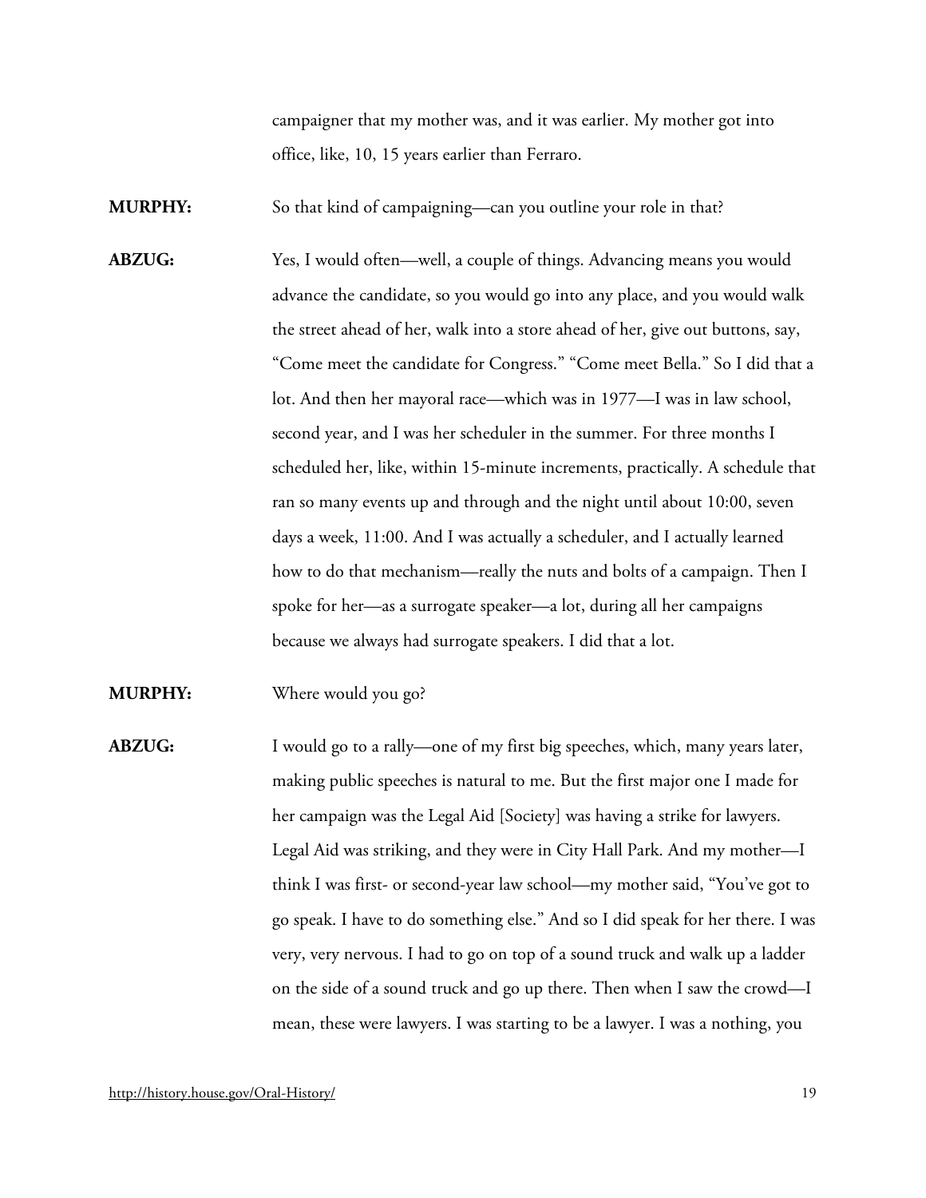campaigner that my mother was, and it was earlier. My mother got into office, like, 10, 15 years earlier than Ferraro.

**MURPHY:** So that kind of campaigning—can you outline your role in that?

**ABZUG:** Yes, I would often—well, a couple of things. Advancing means you would advance the candidate, so you would go into any place, and you would walk the street ahead of her, walk into a store ahead of her, give out buttons, say, "Come meet the candidate for Congress." "Come meet Bella." So I did that a lot. And then her mayoral race—which was in 1977—I was in law school, second year, and I was her scheduler in the summer. For three months I scheduled her, like, within 15-minute increments, practically. A schedule that ran so many events up and through and the night until about 10:00, seven days a week, 11:00. And I was actually a scheduler, and I actually learned how to do that mechanism—really the nuts and bolts of a campaign. Then I spoke for her—as a surrogate speaker—a lot, during all her campaigns because we always had surrogate speakers. I did that a lot.

**MURPHY:** Where would you go?

**ABZUG:** I would go to a rally—one of my first big speeches, which, many years later, making public speeches is natural to me. But the first major one I made for her campaign was the Legal Aid [Society] was having a strike for lawyers. Legal Aid was striking, and they were in City Hall Park. And my mother—I think I was first- or second-year law school—my mother said, "You've got to go speak. I have to do something else." And so I did speak for her there. I was very, very nervous. I had to go on top of a sound truck and walk up a ladder on the side of a sound truck and go up there. Then when I saw the crowd—I mean, these were lawyers. I was starting to be a lawyer. I was a nothing, you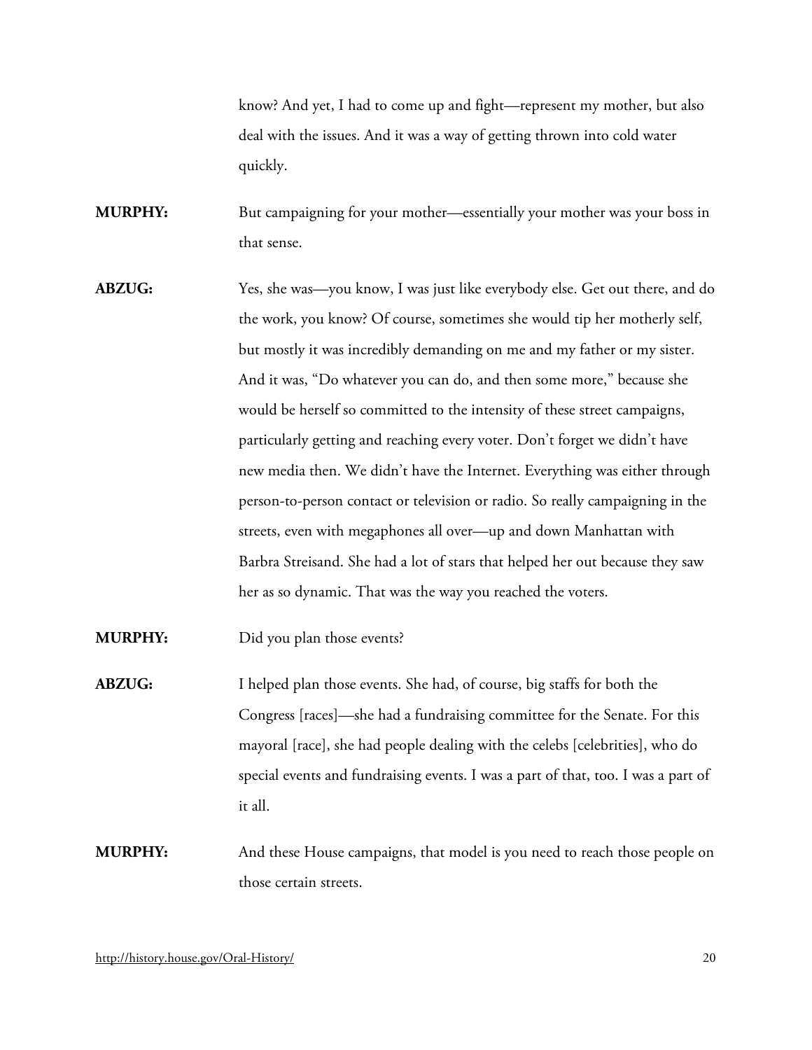know? And yet, I had to come up and fight—represent my mother, but also deal with the issues. And it was a way of getting thrown into cold water quickly.

**MURPHY:** But campaigning for your mother—essentially your mother was your boss in that sense.

**ABZUG:** Yes, she was—you know, I was just like everybody else. Get out there, and do the work, you know? Of course, sometimes she would tip her motherly self, but mostly it was incredibly demanding on me and my father or my sister. And it was, "Do whatever you can do, and then some more," because she would be herself so committed to the intensity of these street campaigns, particularly getting and reaching every voter. Don't forget we didn't have new media then. We didn't have the Internet. Everything was either through person-to-person contact or television or radio. So really campaigning in the streets, even with megaphones all over—up and down Manhattan with Barbra Streisand. She had a lot of stars that helped her out because they saw her as so dynamic. That was the way you reached the voters.

**MURPHY:** Did you plan those events?

**ABZUG:** I helped plan those events. She had, of course, big staffs for both the Congress [races]—she had a fundraising committee for the Senate. For this mayoral [race], she had people dealing with the celebs [celebrities], who do special events and fundraising events. I was a part of that, too. I was a part of it all.

**MURPHY:** And these House campaigns, that model is you need to reach those people on those certain streets.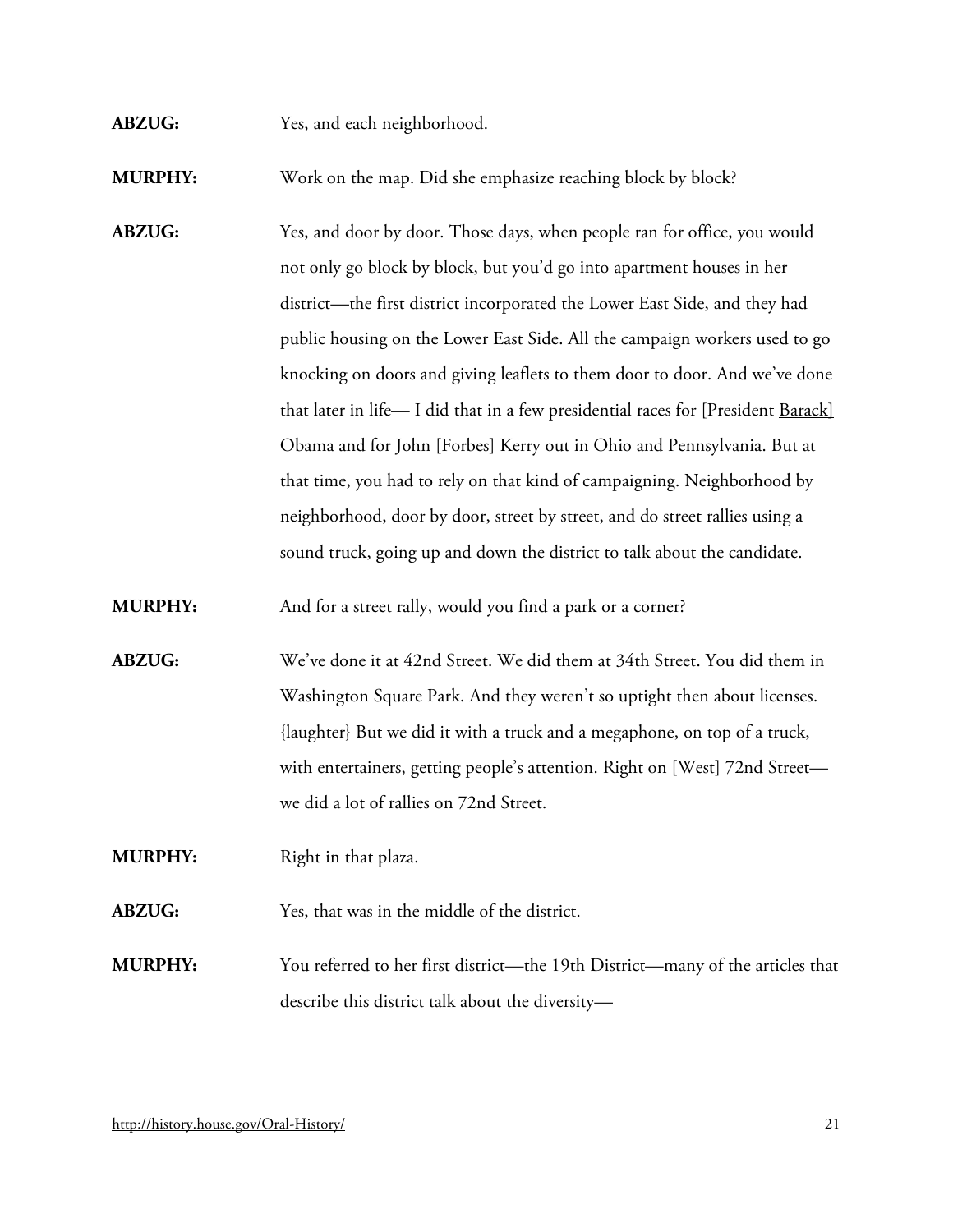**ABZUG:** Yes, and each neighborhood.

**MURPHY:** Work on the map. Did she emphasize reaching block by block?

**ABZUG:** Yes, and door by door. Those days, when people ran for office, you would not only go block by block, but you'd go into apartment houses in her district—the first district incorporated the Lower East Side, and they had public housing on the Lower East Side. All the campaign workers used to go knocking on doors and giving leaflets to them door to door. And we've done that later in life— I did that in a few presidential races for [President Barack] Obama and for John [Forbes] Kerry out in Ohio and Pennsylvania. But at that time, you had to rely on that kind of campaigning. Neighborhood by neighborhood, door by door, street by street, and do street rallies using a sound truck, going up and down the district to talk about the candidate.

**MURPHY:** And for a street rally, would you find a park or a corner?

**ABZUG:** We've done it at 42nd Street. We did them at 34th Street. You did them in Washington Square Park. And they weren't so uptight then about licenses. {laughter} But we did it with a truck and a megaphone, on top of a truck, with entertainers, getting people's attention. Right on [West] 72nd Street— we did a lot of rallies on 72nd Street.

**MURPHY:** Right in that plaza.

**ABZUG:** Yes, that was in the middle of the district.

**MURPHY:** You referred to her first district—the 19th District—many of the articles that describe this district talk about the diversity—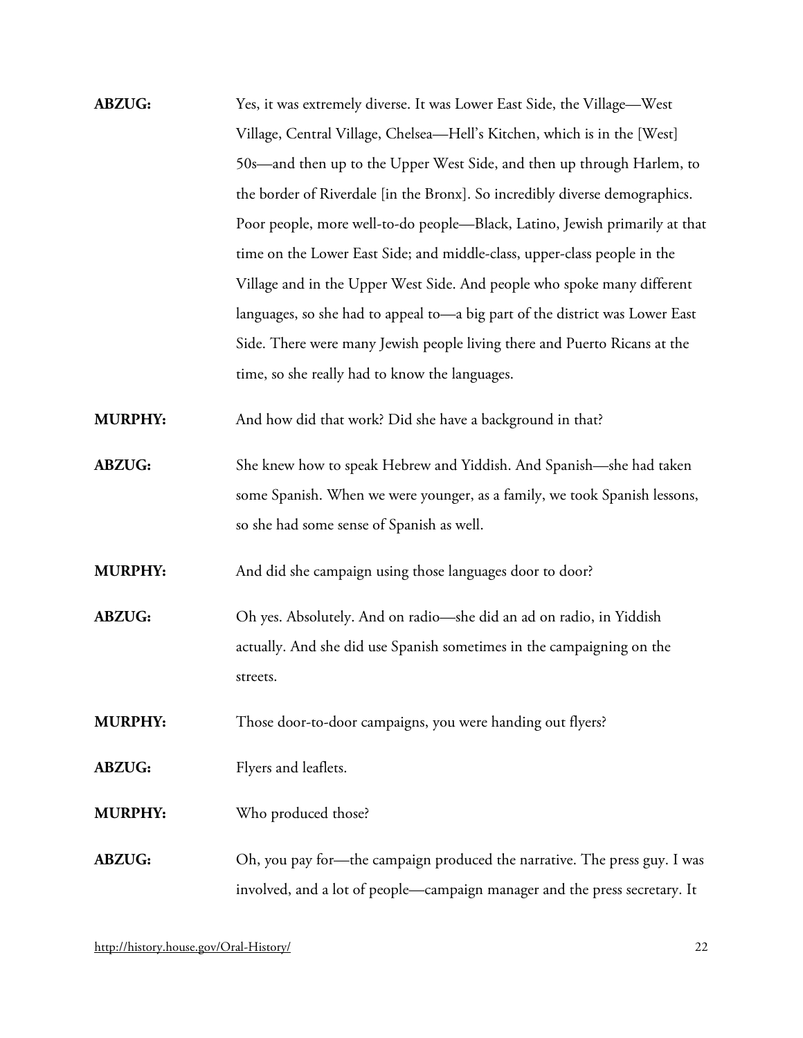**ABZUG:** Yes, it was extremely diverse. It was Lower East Side, the Village—West Village, Central Village, Chelsea—Hell's Kitchen, which is in the [West] 50s—and then up to the Upper West Side, and then up through Harlem, to the border of Riverdale [in the Bronx]. So incredibly diverse demographics. Poor people, more well-to-do people—Black, Latino, Jewish primarily at that time on the Lower East Side; and middle-class, upper-class people in the Village and in the Upper West Side. And people who spoke many different languages, so she had to appeal to—a big part of the district was Lower East Side. There were many Jewish people living there and Puerto Ricans at the time, so she really had to know the languages.

**MURPHY:** And how did that work? Did she have a background in that?

**ABZUG:** She knew how to speak Hebrew and Yiddish. And Spanish—she had taken some Spanish. When we were younger, as a family, we took Spanish lessons, so she had some sense of Spanish as well.

**MURPHY:** And did she campaign using those languages door to door?

**ABZUG:** Oh yes. Absolutely. And on radio—she did an ad on radio, in Yiddish actually. And she did use Spanish sometimes in the campaigning on the streets.

**MURPHY:** Those door-to-door campaigns, you were handing out flyers?

**ABZUG:** Flyers and leaflets.

**MURPHY:** Who produced those?

**ABZUG:** Oh, you pay for—the campaign produced the narrative. The press guy. I was involved, and a lot of people—campaign manager and the press secretary. It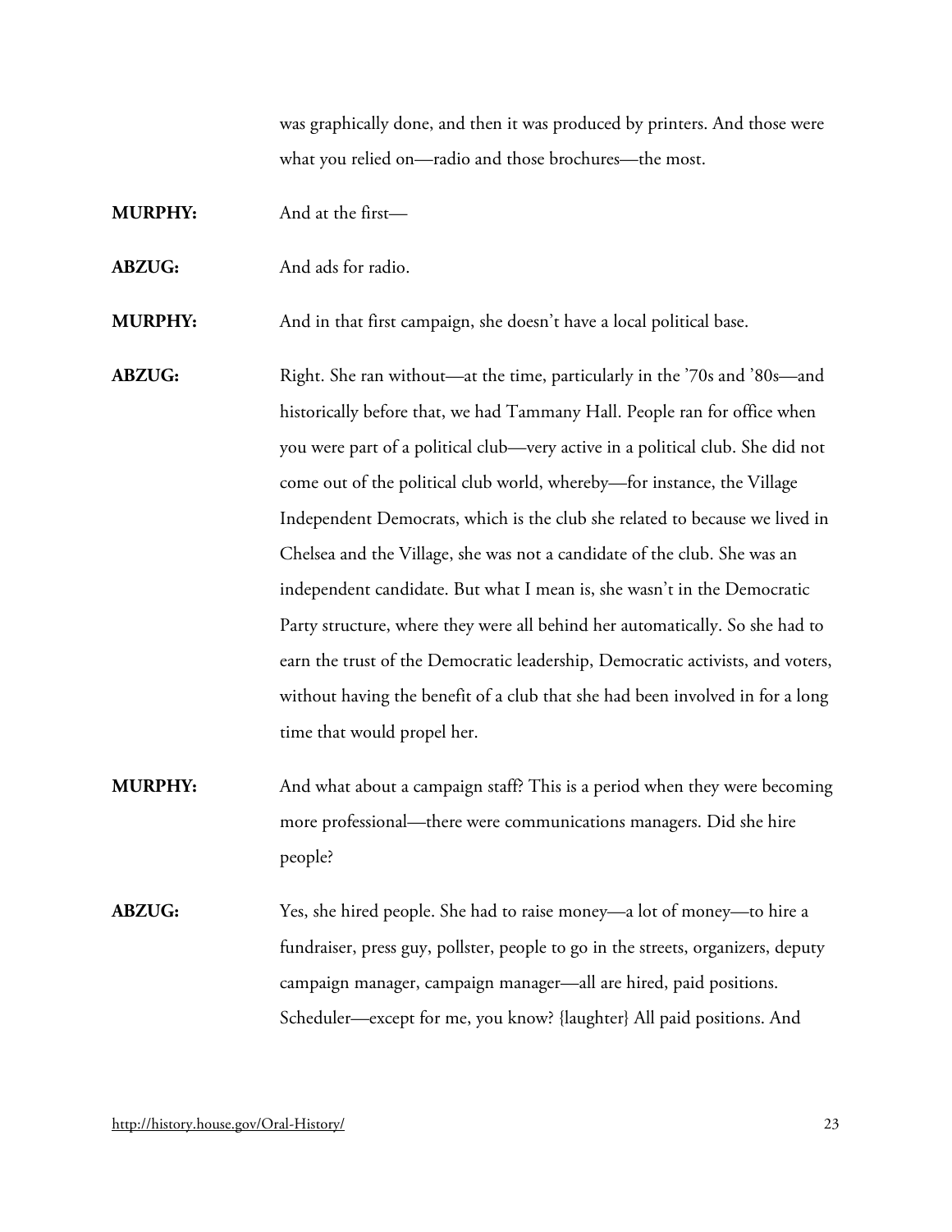was graphically done, and then it was produced by printers. And those were what you relied on—radio and those brochures—the most.

**MURPHY:** And at the first—

**ABZUG:** And ads for radio.

**MURPHY:** And in that first campaign, she doesn't have a local political base.

**ABZUG:** Right. She ran without—at the time, particularly in the '70s and '80s—and historically before that, we had Tammany Hall. People ran for office when you were part of a political club—very active in a political club. She did not come out of the political club world, whereby—for instance, the Village Independent Democrats, which is the club she related to because we lived in Chelsea and the Village, she was not a candidate of the club. She was an independent candidate. But what I mean is, she wasn't in the Democratic Party structure, where they were all behind her automatically. So she had to earn the trust of the Democratic leadership, Democratic activists, and voters, without having the benefit of a club that she had been involved in for a long time that would propel her.

**MURPHY:** And what about a campaign staff? This is a period when they were becoming more professional—there were communications managers. Did she hire people?

**ABZUG:** Yes, she hired people. She had to raise money—a lot of money—to hire a fundraiser, press guy, pollster, people to go in the streets, organizers, deputy campaign manager, campaign manager—all are hired, paid positions. Scheduler—except for me, you know? {laughter} All paid positions. And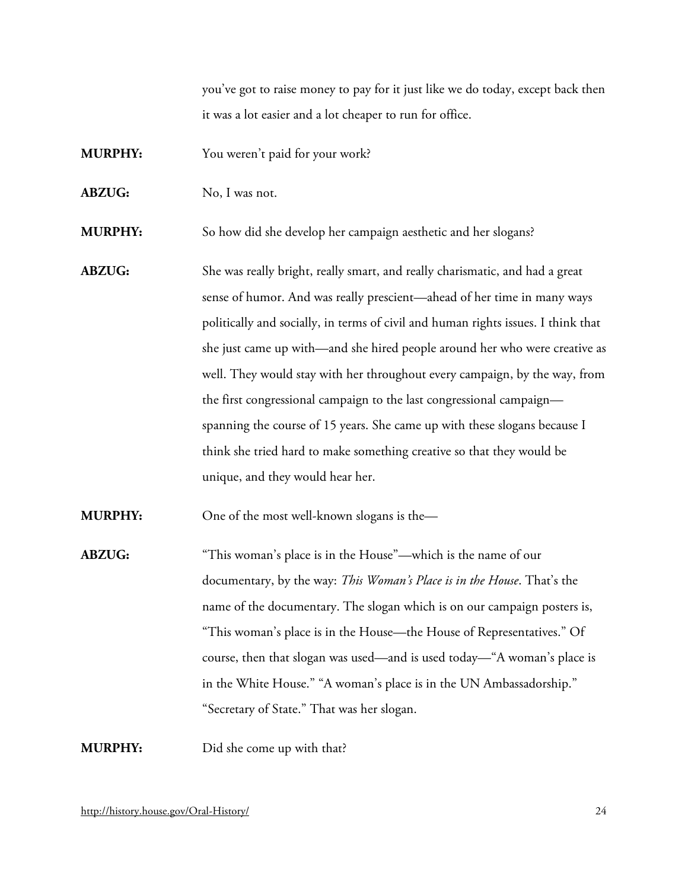you've got to raise money to pay for it just like we do today, except back then it was a lot easier and a lot cheaper to run for office.

**MURPHY:** You weren't paid for your work?

**ABZUG:** No, I was not.

**MURPHY:** So how did she develop her campaign aesthetic and her slogans?

**ABZUG:** She was really bright, really smart, and really charismatic, and had a great sense of humor. And was really prescient—ahead of her time in many ways politically and socially, in terms of civil and human rights issues. I think that she just came up with—and she hired people around her who were creative as well. They would stay with her throughout every campaign, by the way, from the first congressional campaign to the last congressional campaign—spanning the course of 15 years. She came up with these slogans because I think she tried hard to make something creative so that they would be unique, and they would hear her.

**MURPHY:** One of the most well-known slogans is the—

**ABZUG:** "This woman's place is in the House"—which is the name of our documentary, by the way: *This Woman's Place is in the House*. That's the name of the documentary. The slogan which is on our campaign posters is, "This woman's place is in the House—the House of Representatives." Of course, then that slogan was used—and is used today—"A woman's place is in the White House." "A woman's place is in the UN Ambassadorship." "Secretary of State." That was her slogan.

**MURPHY:** Did she come up with that?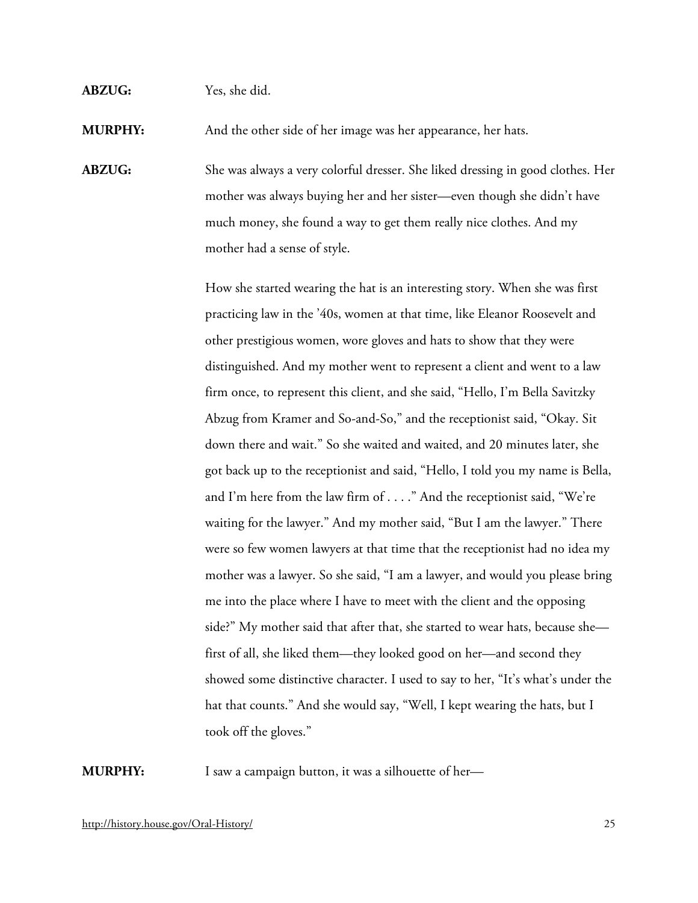**ABZUG:** Yes, she did.

**MURPHY:** And the other side of her image was her appearance, her hats.

**ABZUG:** She was always a very colorful dresser. She liked dressing in good clothes. Her mother was always buying her and her sister—even though she didn't have much money, she found a way to get them really nice clothes. And my mother had a sense of style.

How she started wearing the hat is an interesting story. When she was first practicing law in the '40s, women at that time, like Eleanor Roosevelt and other prestigious women, wore gloves and hats to show that they were distinguished. And my mother went to represent a client and went to a law firm once, to represent this client, and she said, "Hello, I'm Bella Savitzky Abzug from Kramer and So-and-So," and the receptionist said, "Okay. Sit down there and wait." So she waited and waited, and 20 minutes later, she got back up to the receptionist and said, "Hello, I told you my name is Bella, and I'm here from the law firm of . . . ." And the receptionist said, "We're waiting for the lawyer." And my mother said, "But I am the lawyer." There were so few women lawyers at that time that the receptionist had no idea my mother was a lawyer. So she said, "I am a lawyer, and would you please bring me into the place where I have to meet with the client and the opposing side?" My mother said that after that, she started to wear hats, because she—first of all, she liked them—they looked good on her—and second they showed some distinctive character. I used to say to her, "It's what's under the hat that counts." And she would say, "Well, I kept wearing the hats, but I took off the gloves."

**MURPHY:** I saw a campaign button, it was a silhouette of her—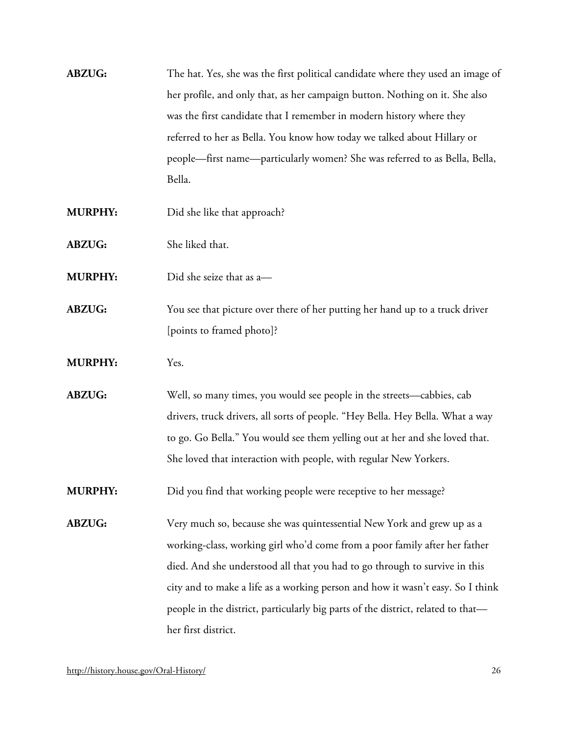**ABZUG:** The hat. Yes, she was the first political candidate where they used an image of her profile, and only that, as her campaign button. Nothing on it. She also was the first candidate that I remember in modern history where they referred to her as Bella. You know how today we talked about Hillary or people—first name—particularly women? She was referred to as Bella, Bella, Bella.

**MURPHY:** Did she like that approach?

**ABZUG:** She liked that.

**MURPHY:** Did she seize that as a—

**ABZUG:** You see that picture over there of her putting her hand up to a truck driver [points to framed photo]?

**MURPHY:** Yes.

**ABZUG:** Well, so many times, you would see people in the streets—cabbies, cab drivers, truck drivers, all sorts of people. "Hey Bella. Hey Bella. What a way to go. Go Bella." You would see them yelling out at her and she loved that. She loved that interaction with people, with regular New Yorkers.

**MURPHY:** Did you find that working people were receptive to her message?

**ABZUG:** Very much so, because she was quintessential New York and grew up as a working-class, working girl who'd come from a poor family after her father died. And she understood all that you had to go through to survive in this city and to make a life as a working person and how it wasn't easy. So I think people in the district, particularly big parts of the district, related to that—her first district.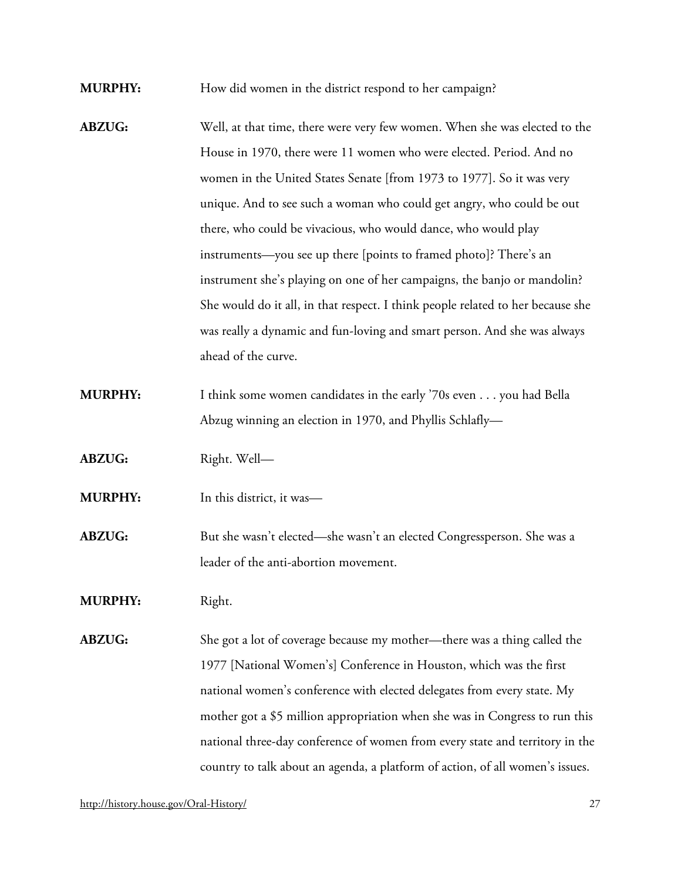**MURPHY:** How did women in the district respond to her campaign?

**ABZUG:** Well, at that time, there were very few women. When she was elected to the House in 1970, there were 11 women who were elected. Period. And no women in the United States Senate [from 1973 to 1977]. So it was very unique. And to see such a woman who could get angry, who could be out there, who could be vivacious, who would dance, who would play instruments—you see up there [points to framed photo]? There's an instrument she's playing on one of her campaigns, the banjo or mandolin? She would do it all, in that respect. I think people related to her because she was really a dynamic and fun-loving and smart person. And she was always ahead of the curve.

**MURPHY:** I think some women candidates in the early '70s even . . . you had Bella Abzug winning an election in 1970, and Phyllis Schlafly—

**ABZUG:** Right. Well—

**MURPHY:** In this district, it was—

**ABZUG:** But she wasn't elected—she wasn't an elected Congressperson. She was a leader of the anti-abortion movement.

**MURPHY:** Right.

**ABZUG:** She got a lot of coverage because my mother—there was a thing called the 1977 [National Women's] Conference in Houston, which was the first national women's conference with elected delegates from every state. My mother got a $5 million appropriation when she was in Congress to run this national three-day conference of women from every state and territory in the country to talk about an agenda, a platform of action, of all women's issues.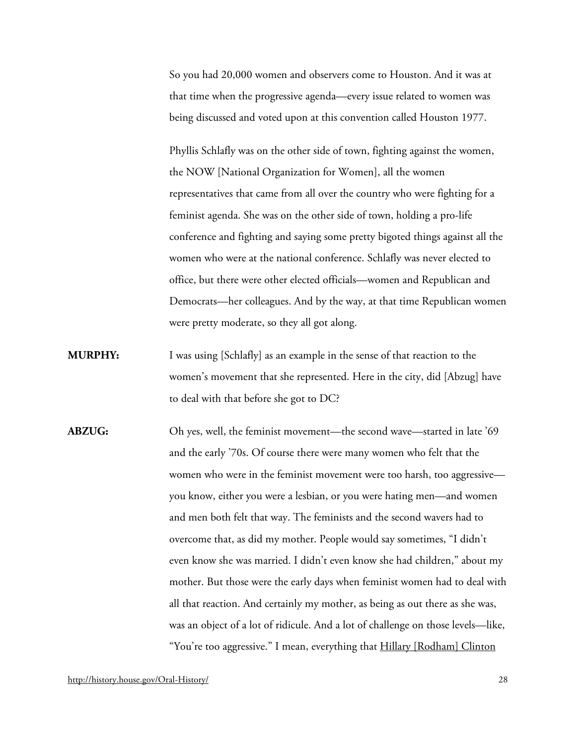So you had 20,000 women and observers come to Houston. And it was at that time when the progressive agenda—every issue related to women was being discussed and voted upon at this convention called Houston 1977.

Phyllis Schlafly was on the other side of town, fighting against the women, the NOW [National Organization for Women], all the women representatives that came from all over the country who were fighting for a feminist agenda. She was on the other side of town, holding a pro-life conference and fighting and saying some pretty bigoted things against all the women who were at the national conference. Schlafly was never elected to office, but there were other elected officials—women and Republican and Democrats—her colleagues. And by the way, at that time Republican women were pretty moderate, so they all got along.

**MURPHY:** I was using [Schlafly] as an example in the sense of that reaction to the women's movement that she represented. Here in the city, did [Abzug] have to deal with that before she got to DC?

**ABZUG:** Oh yes, well, the feminist movement—the second wave—started in late '69 and the early '70s. Of course there were many women who felt that the women who were in the feminist movement were too harsh, too aggressive—you know, either you were a lesbian, or you were hating men—and women and men both felt that way. The feminists and the second wavers had to overcome that, as did my mother. People would say sometimes, "I didn't even know she was married. I didn't even know she had children," about my mother. But those were the early days when feminist women had to deal with all that reaction. And certainly my mother, as being as out there as she was, was an object of a lot of ridicule. And a lot of challenge on those levels—like, "You're too aggressive." I mean, everything that Hillary [Rodham] Clinton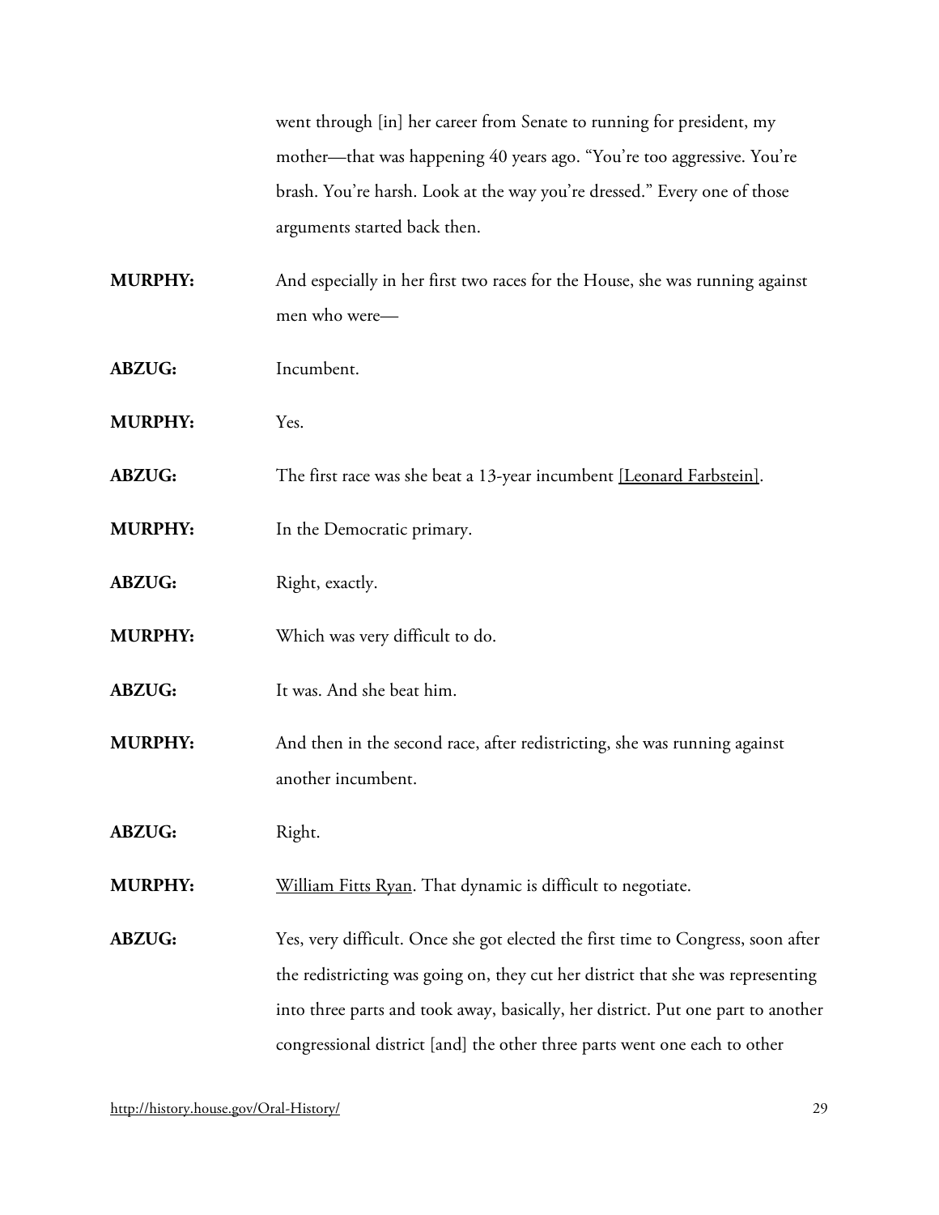went through [in] her career from Senate to running for president, my mother—that was happening 40 years ago. "You're too aggressive. You're brash. You're harsh. Look at the way you're dressed." Every one of those arguments started back then.

**MURPHY:** And especially in her first two races for the House, she was running against men who were—

**ABZUG:** Incumbent.

**MURPHY:** Yes.

**ABZUG:** The first race was she beat a 13-year incumbent [Leonard Farbstein].

**MURPHY:** In the Democratic primary.

**ABZUG:** Right, exactly.

**MURPHY:** Which was very difficult to do.

**ABZUG:** It was. And she beat him.

**MURPHY:** And then in the second race, after redistricting, she was running against another incumbent.

**ABZUG:** Right.

**MURPHY:** William Fitts Ryan. That dynamic is difficult to negotiate.

**ABZUG:** Yes, very difficult. Once she got elected the first time to Congress, soon after the redistricting was going on, they cut her district that she was representing into three parts and took away, basically, her district. Put one part to another congressional district [and] the other three parts went one each to other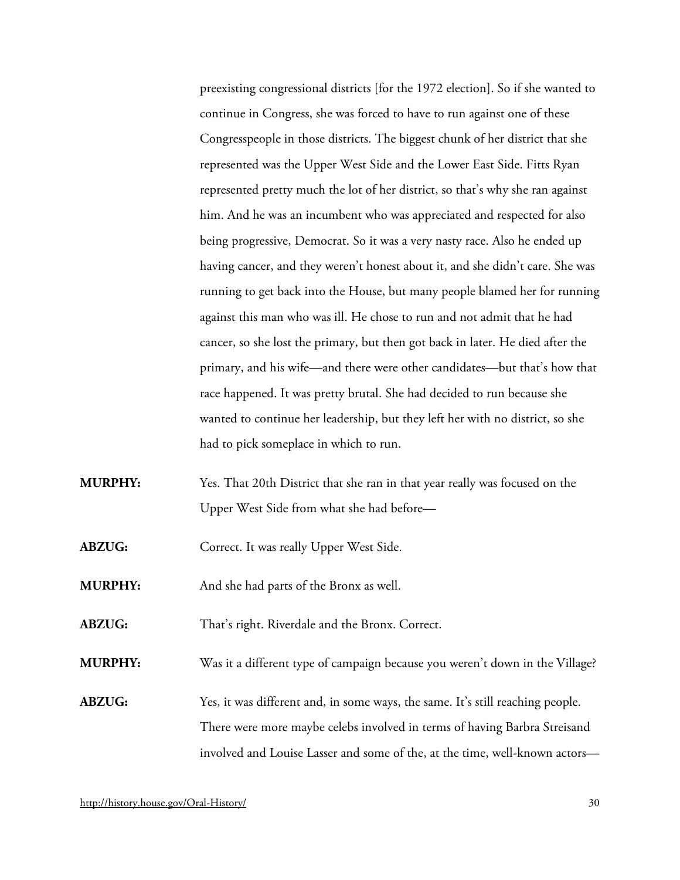preexisting congressional districts [for the 1972 election]. So if she wanted to continue in Congress, she was forced to have to run against one of these Congresspeople in those districts. The biggest chunk of her district that she represented was the Upper West Side and the Lower East Side. Fitts Ryan represented pretty much the lot of her district, so that's why she ran against him. And he was an incumbent who was appreciated and respected for also being progressive, Democrat. So it was a very nasty race. Also he ended up having cancer, and they weren't honest about it, and she didn't care. She was running to get back into the House, but many people blamed her for running against this man who was ill. He chose to run and not admit that he had cancer, so she lost the primary, but then got back in later. He died after the primary, and his wife—and there were other candidates—but that's how that race happened. It was pretty brutal. She had decided to run because she wanted to continue her leadership, but they left her with no district, so she had to pick someplace in which to run.

**MURPHY:** Yes. That 20th District that she ran in that year really was focused on the Upper West Side from what she had before—

**ABZUG:** Correct. It was really Upper West Side.

**MURPHY:** And she had parts of the Bronx as well.

**ABZUG:** That's right. Riverdale and the Bronx. Correct.

**MURPHY:** Was it a different type of campaign because you weren't down in the Village?

**ABZUG:** Yes, it was different and, in some ways, the same. It's still reaching people. There were more maybe celebs involved in terms of having Barbra Streisand involved and Louise Lasser and some of the, at the time, well-known actors—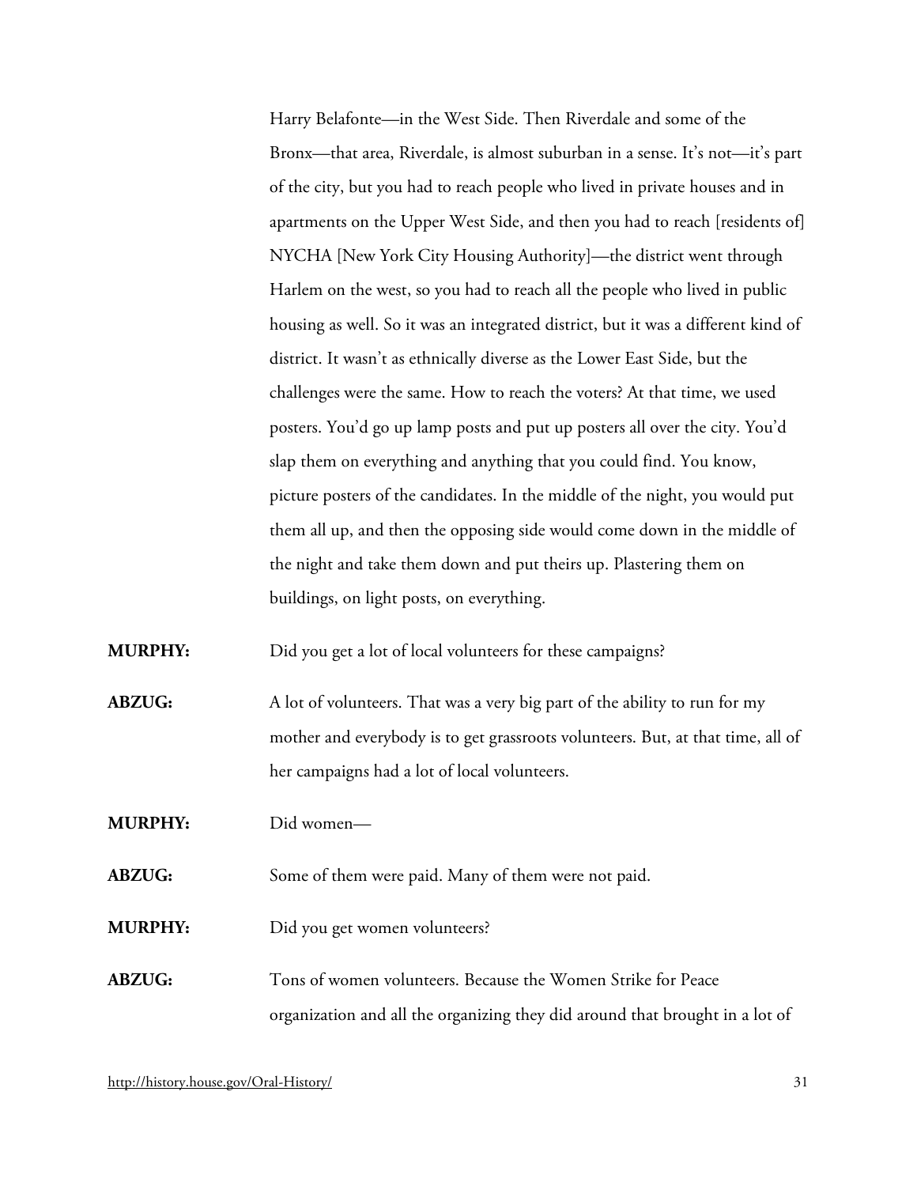Harry Belafonte—in the West Side. Then Riverdale and some of the Bronx—that area, Riverdale, is almost suburban in a sense. It's not—it's part of the city, but you had to reach people who lived in private houses and in apartments on the Upper West Side, and then you had to reach [residents of] NYCHA [New York City Housing Authority]—the district went through Harlem on the west, so you had to reach all the people who lived in public housing as well. So it was an integrated district, but it was a different kind of district. It wasn't as ethnically diverse as the Lower East Side, but the challenges were the same. How to reach the voters? At that time, we used posters. You'd go up lamp posts and put up posters all over the city. You'd slap them on everything and anything that you could find. You know, picture posters of the candidates. In the middle of the night, you would put them all up, and then the opposing side would come down in the middle of the night and take them down and put theirs up. Plastering them on buildings, on light posts, on everything.

**MURPHY:** Did you get a lot of local volunteers for these campaigns?

**ABZUG:** A lot of volunteers. That was a very big part of the ability to run for my mother and everybody is to get grassroots volunteers. But, at that time, all of her campaigns had a lot of local volunteers.

**MURPHY:** Did women—

**ABZUG:** Some of them were paid. Many of them were not paid.

**MURPHY:** Did you get women volunteers?

**ABZUG:** Tons of women volunteers. Because the Women Strike for Peace organization and all the organizing they did around that brought in a lot of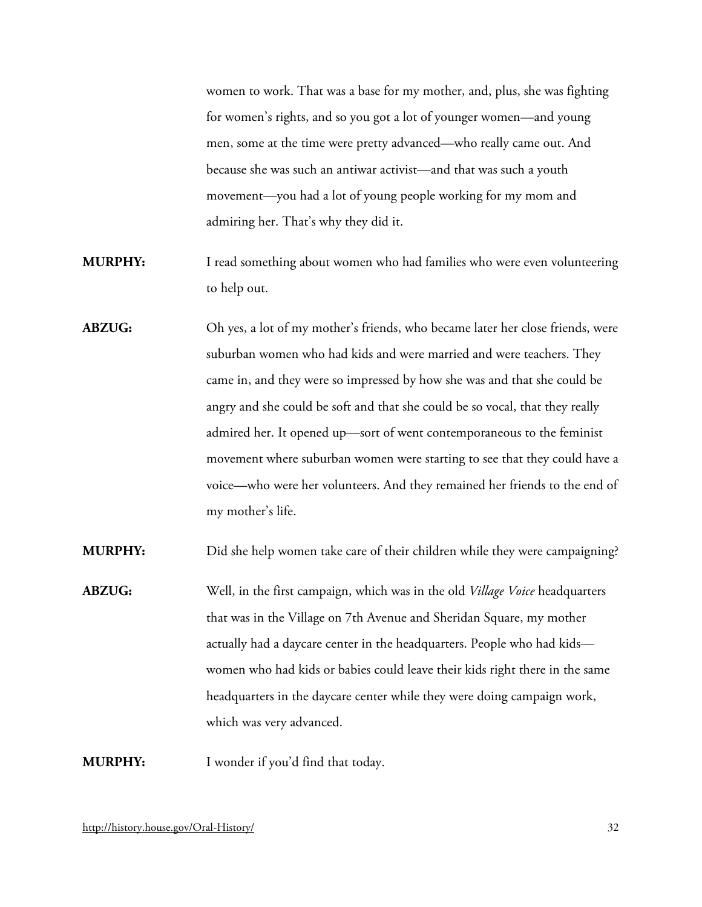women to work. That was a base for my mother, and, plus, she was fighting for women's rights, and so you got a lot of younger women—and young men, some at the time were pretty advanced—who really came out. And because she was such an antiwar activist—and that was such a youth movement—you had a lot of young people working for my mom and admiring her. That's why they did it.

**MURPHY:** I read something about women who had families who were even volunteering to help out.

**ABZUG:** Oh yes, a lot of my mother's friends, who became later her close friends, were suburban women who had kids and were married and were teachers. They came in, and they were so impressed by how she was and that she could be angry and she could be soft and that she could be so vocal, that they really admired her. It opened up—sort of went contemporaneous to the feminist movement where suburban women were starting to see that they could have a voice—who were her volunteers. And they remained her friends to the end of my mother's life.

**MURPHY:** Did she help women take care of their children while they were campaigning?

**ABZUG:** Well, in the first campaign, which was in the old *Village Voice* headquarters that was in the Village on 7th Avenue and Sheridan Square, my mother actually had a daycare center in the headquarters. People who had kids—women who had kids or babies could leave their kids right there in the same headquarters in the daycare center while they were doing campaign work, which was very advanced.

**MURPHY:** I wonder if you'd find that today.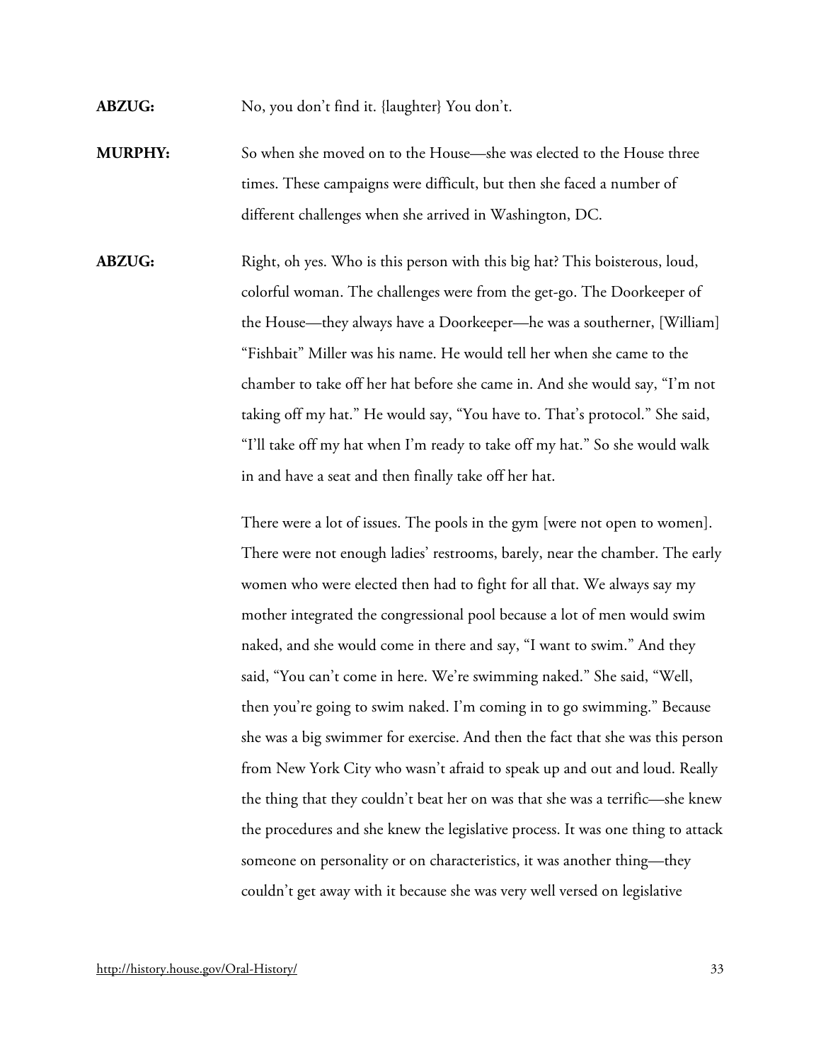**ABZUG:** No, you don't find it. {laughter} You don't.

**MURPHY:** So when she moved on to the House—she was elected to the House three times. These campaigns were difficult, but then she faced a number of different challenges when she arrived in Washington, DC.

**ABZUG:** Right, oh yes. Who is this person with this big hat? This boisterous, loud, colorful woman. The challenges were from the get-go. The Doorkeeper of the House—they always have a Doorkeeper—he was a southerner, [William] "Fishbait" Miller was his name. He would tell her when she came to the chamber to take off her hat before she came in. And she would say, "I'm not taking off my hat." He would say, "You have to. That's protocol." She said, "I'll take off my hat when I'm ready to take off my hat." So she would walk in and have a seat and then finally take off her hat.

There were a lot of issues. The pools in the gym [were not open to women]. There were not enough ladies' restrooms, barely, near the chamber. The early women who were elected then had to fight for all that. We always say my mother integrated the congressional pool because a lot of men would swim naked, and she would come in there and say, "I want to swim." And they said, "You can't come in here. We're swimming naked." She said, "Well, then you're going to swim naked. I'm coming in to go swimming." Because she was a big swimmer for exercise. And then the fact that she was this person from New York City who wasn't afraid to speak up and out and loud. Really the thing that they couldn't beat her on was that she was a terrific—she knew the procedures and she knew the legislative process. It was one thing to attack someone on personality or on characteristics, it was another thing—they couldn't get away with it because she was very well versed on legislative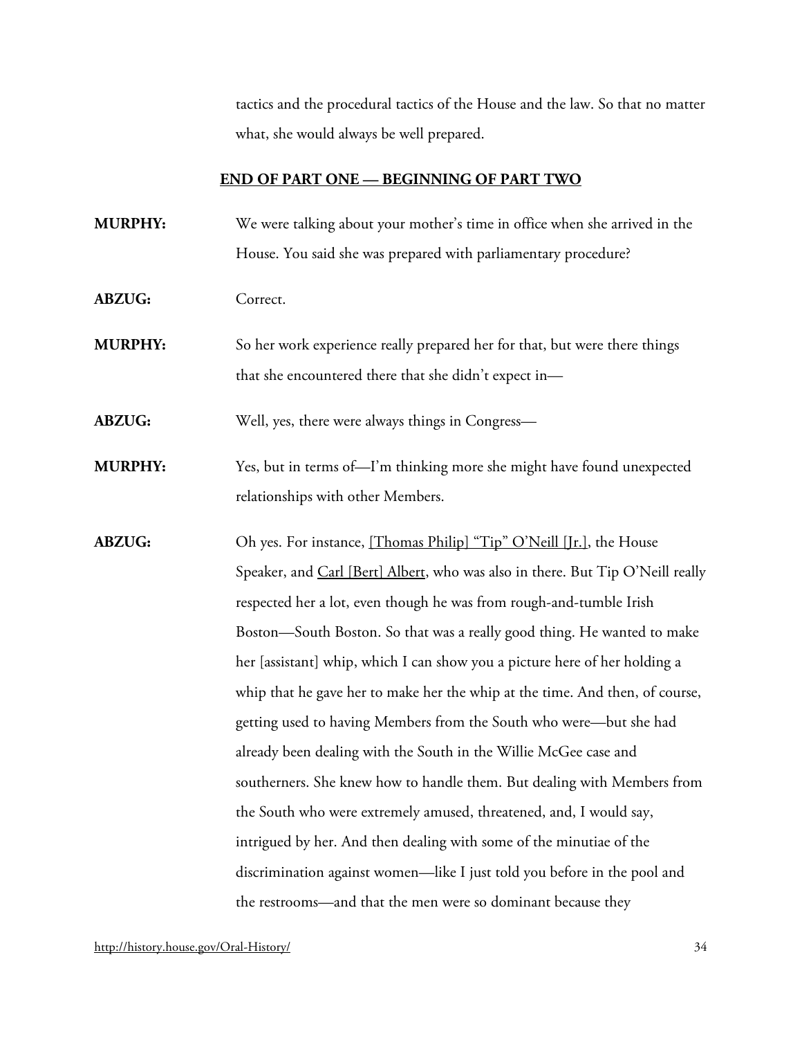tactics and the procedural tactics of the House and the law. So that no matter what, she would always be well prepared.

**END OF PART ONE — BEGINNING OF PART TWO**

**MURPHY:** We were talking about your mother's time in office when she arrived in the House. You said she was prepared with parliamentary procedure?

**ABZUG:** Correct.

**MURPHY:** So her work experience really prepared her for that, but were there things that she encountered there that she didn't expect in—

**ABZUG:** Well, yes, there were always things in Congress—

**MURPHY:** Yes, but in terms of—I'm thinking more she might have found unexpected relationships with other Members.

**ABZUG:** Oh yes. For instance, [Thomas Philip] "Tip" O'Neill [Jr.], the House Speaker, and Carl [Bert] Albert, who was also in there. But Tip O'Neill really respected her a lot, even though he was from rough-and-tumble Irish Boston—South Boston. So that was a really good thing. He wanted to make her [assistant] whip, which I can show you a picture here of her holding a whip that he gave her to make her the whip at the time. And then, of course, getting used to having Members from the South who were—but she had already been dealing with the South in the Willie McGee case and southerners. She knew how to handle them. But dealing with Members from the South who were extremely amused, threatened, and, I would say, intrigued by her. And then dealing with some of the minutiae of the discrimination against women—like I just told you before in the pool and the restrooms—and that the men were so dominant because they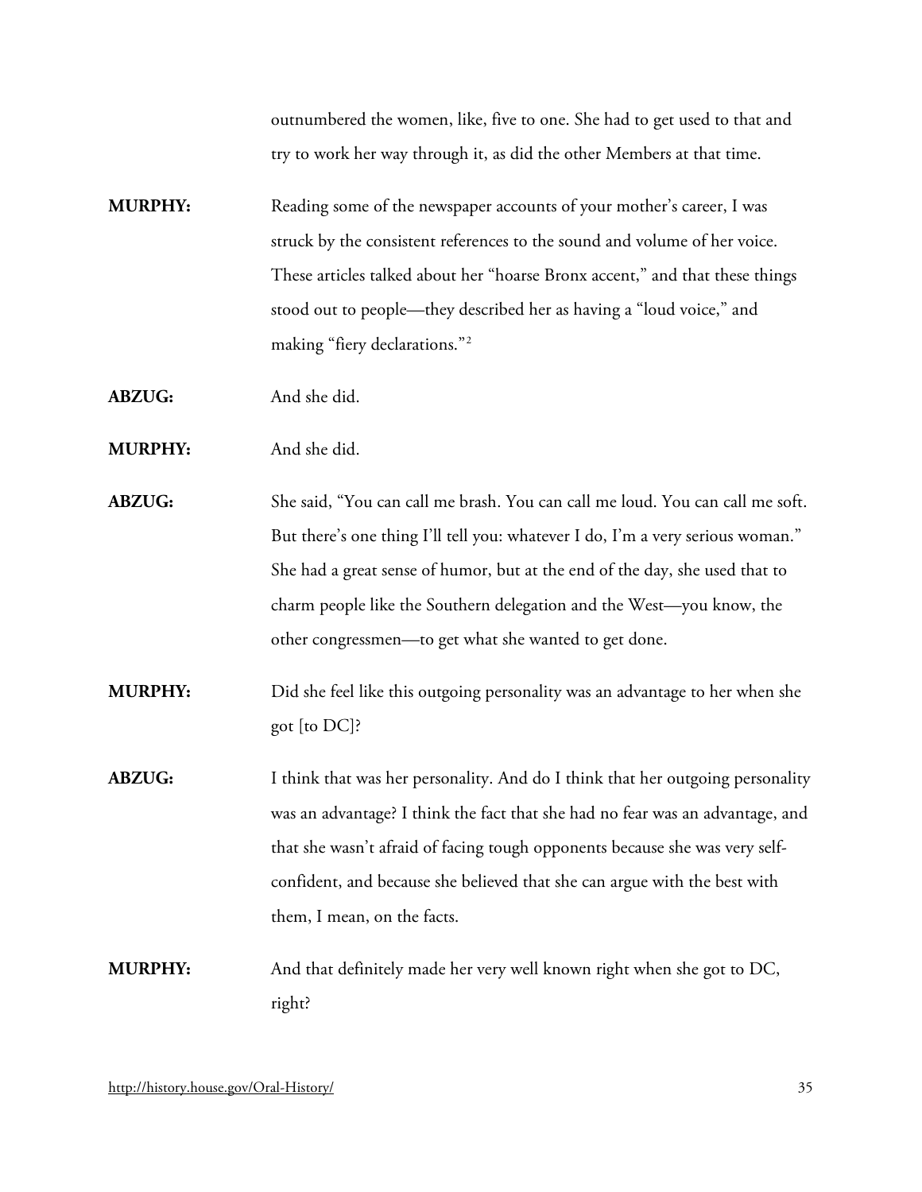outnumbered the women, like, five to one. She had to get used to that and try to work her way through it, as did the other Members at that time.

**MURPHY:** Reading some of the newspaper accounts of your mother's career, I was struck by the consistent references to the sound and volume of her voice. These articles talked about her "hoarse Bronx accent," and that these things stood out to people—they described her as having a "loud voice," and making "fiery declarations."[2]

**ABZUG:** And she did.

**MURPHY:** And she did.

**ABZUG:** She said, "You can call me brash. You can call me loud. You can call me soft. But there's one thing I'll tell you: whatever I do, I'm a very serious woman." She had a great sense of humor, but at the end of the day, she used that to charm people like the Southern delegation and the West—you know, the other congressmen—to get what she wanted to get done.

**MURPHY:** Did she feel like this outgoing personality was an advantage to her when she got [to DC]?

**ABZUG:** I think that was her personality. And do I think that her outgoing personality was an advantage? I think the fact that she had no fear was an advantage, and that she wasn't afraid of facing tough opponents because she was very self-confident, and because she believed that she can argue with the best with them, I mean, on the facts.

**MURPHY:** And that definitely made her very well known right when she got to DC, right?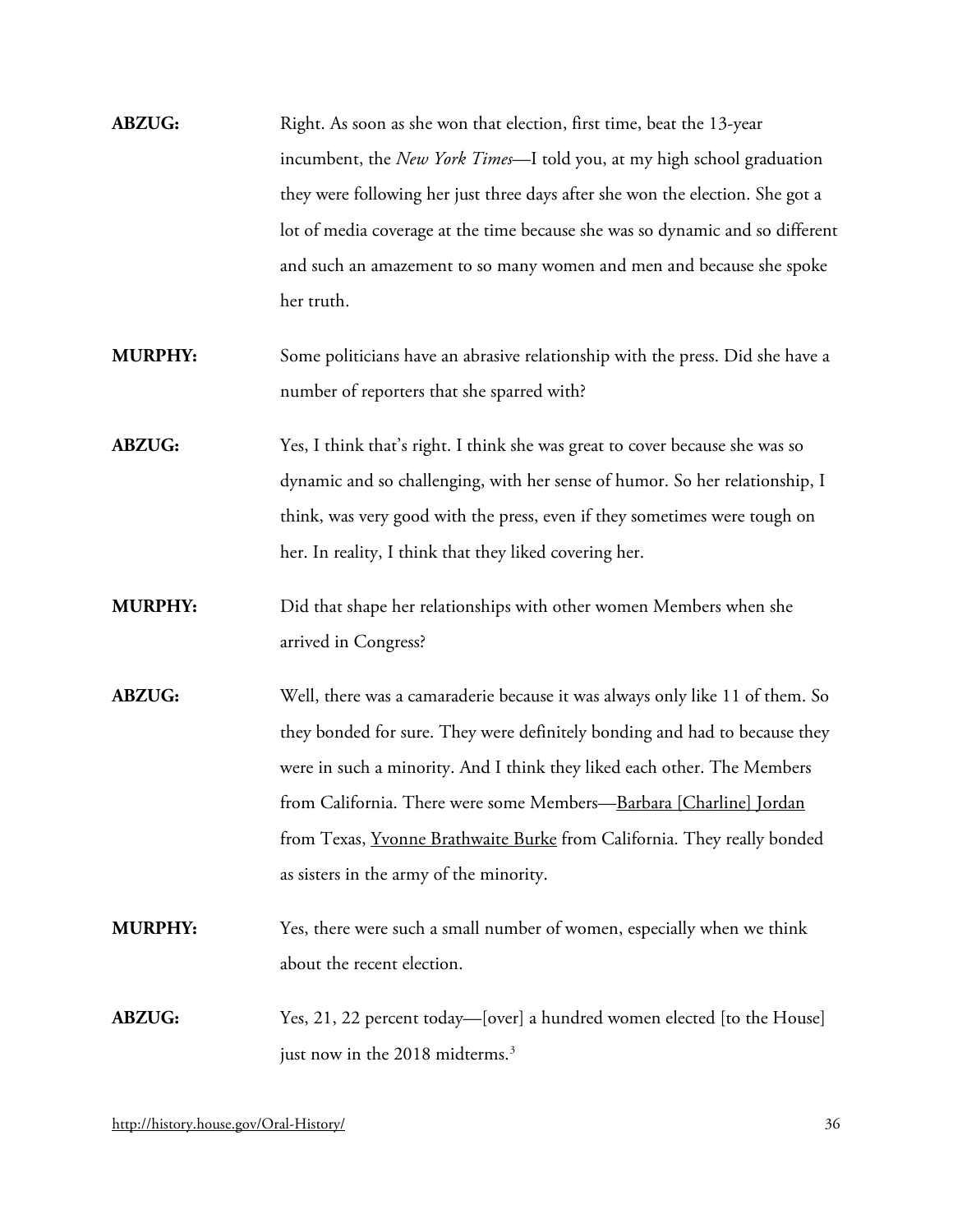**ABZUG:** Right. As soon as she won that election, first time, beat the 13-year incumbent, the *New York Times*—I told you, at my high school graduation they were following her just three days after she won the election. She got a lot of media coverage at the time because she was so dynamic and so different and such an amazement to so many women and men and because she spoke her truth.

**MURPHY:** Some politicians have an abrasive relationship with the press. Did she have a number of reporters that she sparred with?

**ABZUG:** Yes, I think that's right. I think she was great to cover because she was so dynamic and so challenging, with her sense of humor. So her relationship, I think, was very good with the press, even if they sometimes were tough on her. In reality, I think that they liked covering her.

**MURPHY:** Did that shape her relationships with other women Members when she arrived in Congress?

**ABZUG:** Well, there was a camaraderie because it was always only like 11 of them. So they bonded for sure. They were definitely bonding and had to because they were in such a minority. And I think they liked each other. The Members from California. There were some Members—Barbara [Charline] Jordan from Texas, Yvonne Brathwaite Burke from California. They really bonded as sisters in the army of the minority.

**MURPHY:** Yes, there were such a small number of women, especially when we think about the recent election.

**ABZUG:** Yes, 21, 22 percent today—[over] a hundred women elected [to the House] just now in the 2018 midterms.[3]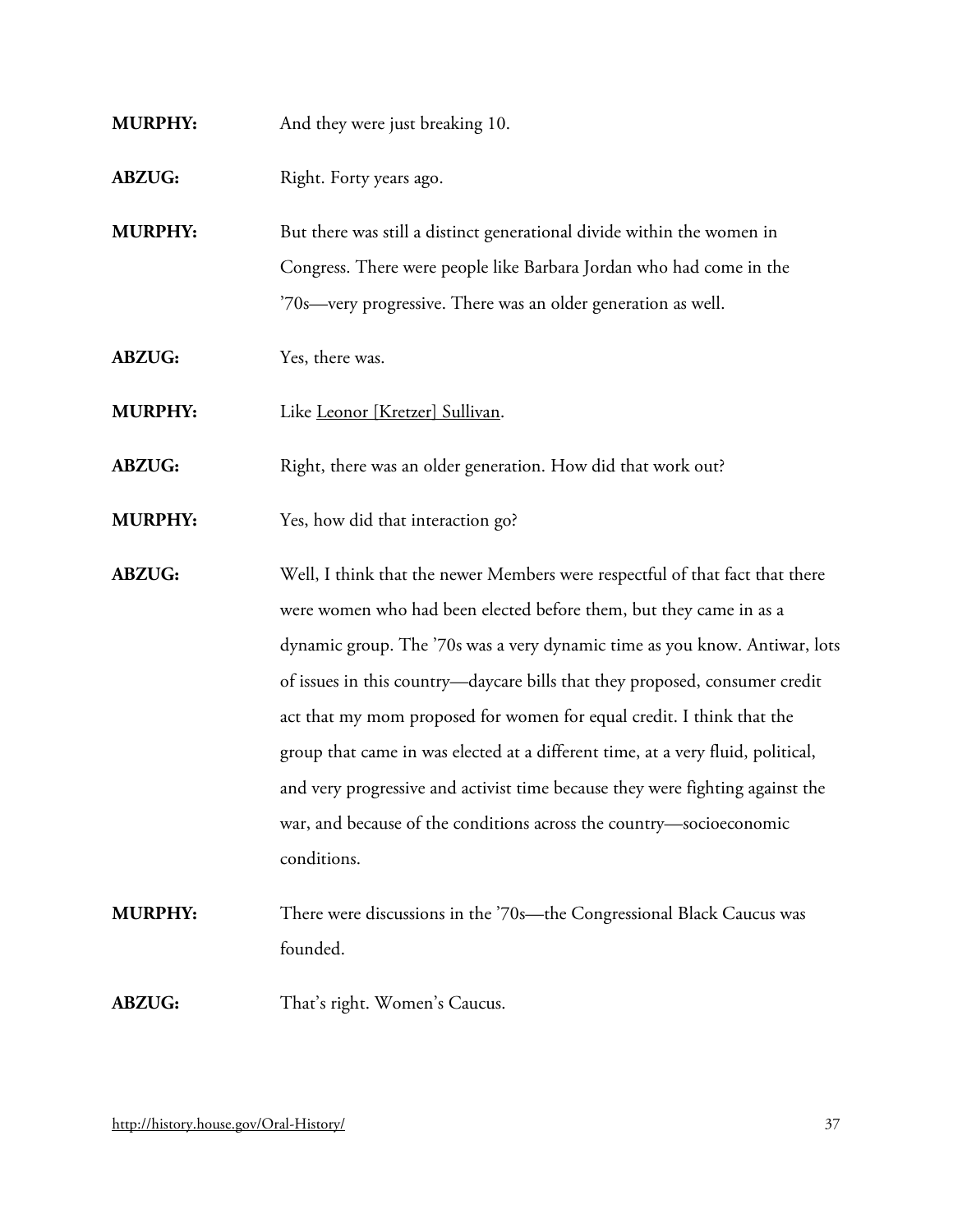**MURPHY:** And they were just breaking 10.

**ABZUG:** Right. Forty years ago.

**MURPHY:** But there was still a distinct generational divide within the women in Congress. There were people like Barbara Jordan who had come in the '70s—very progressive. There was an older generation as well.

**ABZUG:** Yes, there was.

**MURPHY:** Like Leonor [Kretzer] Sullivan.

**ABZUG:** Right, there was an older generation. How did that work out?

**MURPHY:** Yes, how did that interaction go?

**ABZUG:** Well, I think that the newer Members were respectful of that fact that there were women who had been elected before them, but they came in as a dynamic group. The '70s was a very dynamic time as you know. Antiwar, lots of issues in this country—daycare bills that they proposed, consumer credit act that my mom proposed for women for equal credit. I think that the group that came in was elected at a different time, at a very fluid, political, and very progressive and activist time because they were fighting against the war, and because of the conditions across the country—socioeconomic conditions.

**MURPHY:** There were discussions in the '70s—the Congressional Black Caucus was founded.

**ABZUG:** That's right. Women's Caucus.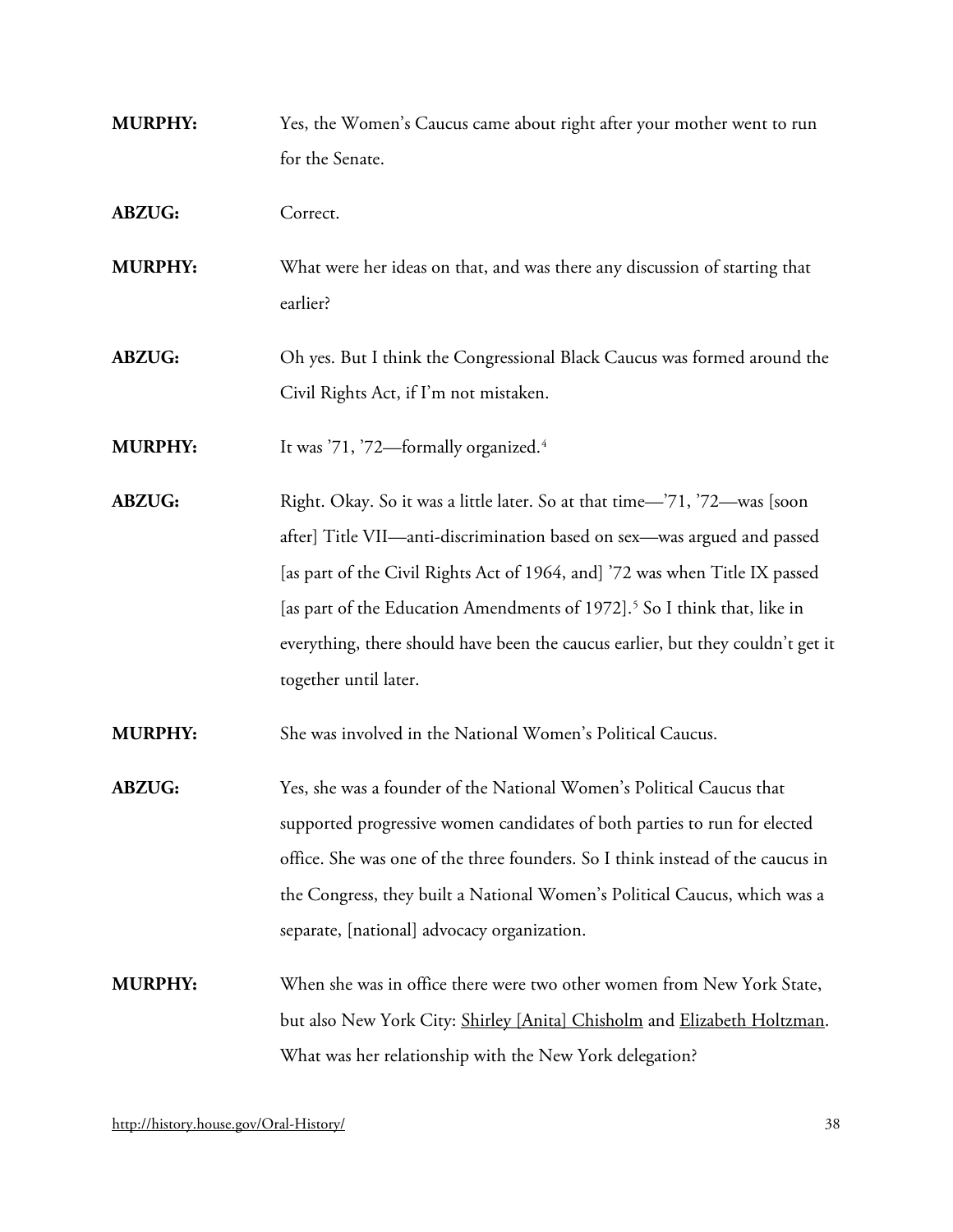**MURPHY:** Yes, the Women's Caucus came about right after your mother went to run for the Senate.

**ABZUG:** Correct.

**MURPHY:** What were her ideas on that, and was there any discussion of starting that earlier?

**ABZUG:** Oh yes. But I think the Congressional Black Caucus was formed around the Civil Rights Act, if I'm not mistaken.

**MURPHY:** It was '71, '72—formally organized.[4]

**ABZUG:** Right. Okay. So it was a little later. So at that time—'71, '72—was [soon after] Title VII—anti-discrimination based on sex—was argued and passed [as part of the Civil Rights Act of 1964, and] '72 was when Title IX passed [as part of the Education Amendments of 1972].[5] So I think that, like in everything, there should have been the caucus earlier, but they couldn't get it together until later.

**MURPHY:** She was involved in the National Women's Political Caucus.

**ABZUG:** Yes, she was a founder of the National Women's Political Caucus that supported progressive women candidates of both parties to run for elected office. She was one of the three founders. So I think instead of the caucus in the Congress, they built a National Women's Political Caucus, which was a separate, [national] advocacy organization.

**MURPHY:** When she was in office there were two other women from New York State, but also New York City: Shirley [Anita] Chisholm and Elizabeth Holtzman. What was her relationship with the New York delegation?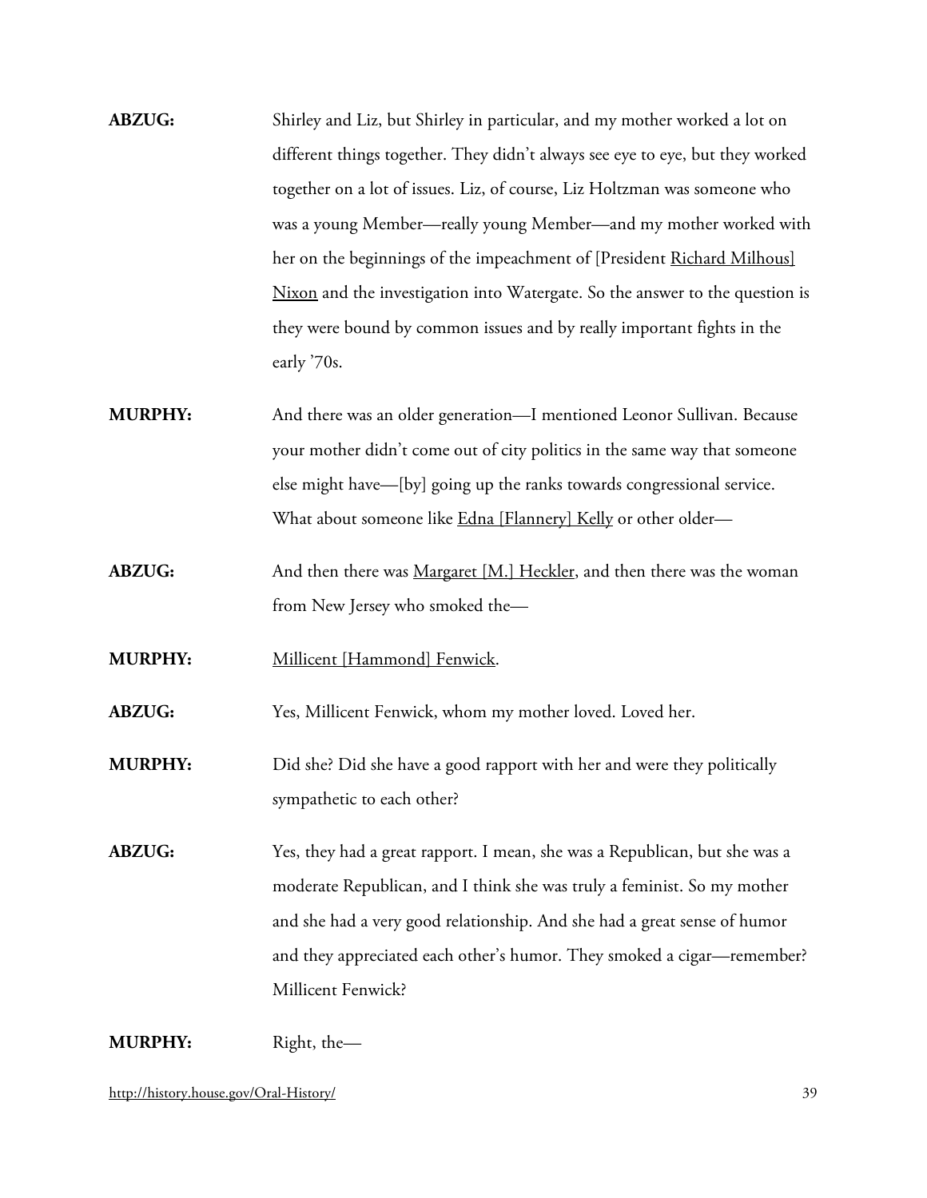**ABZUG:** Shirley and Liz, but Shirley in particular, and my mother worked a lot on different things together. They didn't always see eye to eye, but they worked together on a lot of issues. Liz, of course, Liz Holtzman was someone who was a young Member—really young Member—and my mother worked with her on the beginnings of the impeachment of [President Richard Milhous] Nixon and the investigation into Watergate. So the answer to the question is they were bound by common issues and by really important fights in the early '70s.

**MURPHY:** And there was an older generation—I mentioned Leonor Sullivan. Because your mother didn't come out of city politics in the same way that someone else might have—[by] going up the ranks towards congressional service. What about someone like Edna [Flannery] Kelly or other older—

**ABZUG:** And then there was Margaret [M.] Heckler, and then there was the woman from New Jersey who smoked the—

**MURPHY:** Millicent [Hammond] Fenwick.

**ABZUG:** Yes, Millicent Fenwick, whom my mother loved. Loved her.

**MURPHY:** Did she? Did she have a good rapport with her and were they politically sympathetic to each other?

**ABZUG:** Yes, they had a great rapport. I mean, she was a Republican, but she was a moderate Republican, and I think she was truly a feminist. So my mother and she had a very good relationship. And she had a great sense of humor and they appreciated each other's humor. They smoked a cigar—remember? Millicent Fenwick?

**MURPHY:** Right, the—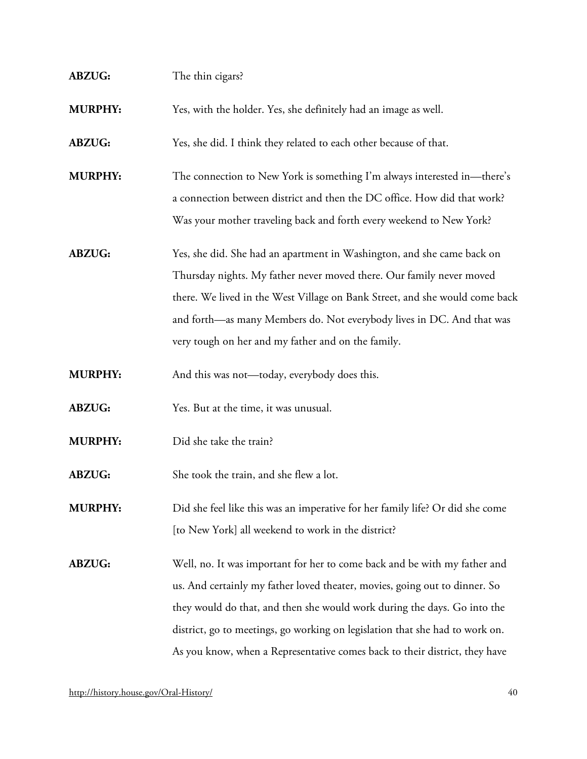**ABZUG:** The thin cigars?

**MURPHY:** Yes, with the holder. Yes, she definitely had an image as well.

**ABZUG:** Yes, she did. I think they related to each other because of that.

**MURPHY:** The connection to New York is something I'm always interested in—there's a connection between district and then the DC office. How did that work? Was your mother traveling back and forth every weekend to New York?

**ABZUG:** Yes, she did. She had an apartment in Washington, and she came back on Thursday nights. My father never moved there. Our family never moved there. We lived in the West Village on Bank Street, and she would come back and forth—as many Members do. Not everybody lives in DC. And that was very tough on her and my father and on the family.

**MURPHY:** And this was not—today, everybody does this.

**ABZUG:** Yes. But at the time, it was unusual.

**MURPHY:** Did she take the train?

**ABZUG:** She took the train, and she flew a lot.

**MURPHY:** Did she feel like this was an imperative for her family life? Or did she come [to New York] all weekend to work in the district?

**ABZUG:** Well, no. It was important for her to come back and be with my father and us. And certainly my father loved theater, movies, going out to dinner. So they would do that, and then she would work during the days. Go into the district, go to meetings, go working on legislation that she had to work on. As you know, when a Representative comes back to their district, they have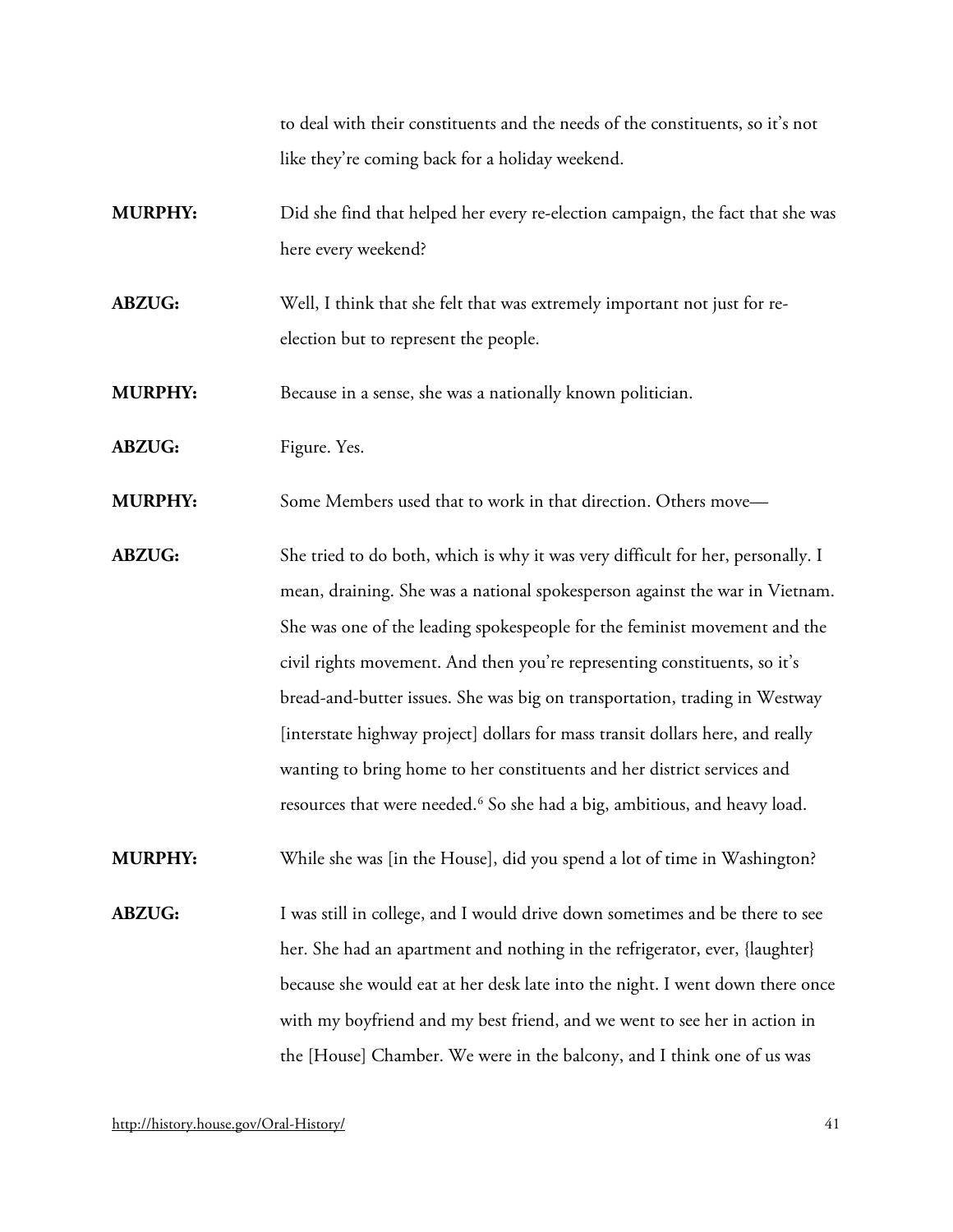to deal with their constituents and the needs of the constituents, so it's not like they're coming back for a holiday weekend.

**MURPHY:** Did she find that helped her every re-election campaign, the fact that she was here every weekend?

**ABZUG:** Well, I think that she felt that was extremely important not just for re-election but to represent the people.

**MURPHY:** Because in a sense, she was a nationally known politician.

**ABZUG:** Figure. Yes.

**MURPHY:** Some Members used that to work in that direction. Others move—

**ABZUG:** She tried to do both, which is why it was very difficult for her, personally. I mean, draining. She was a national spokesperson against the war in Vietnam. She was one of the leading spokespeople for the feminist movement and the civil rights movement. And then you're representing constituents, so it's bread-and-butter issues. She was big on transportation, trading in Westway [interstate highway project] dollars for mass transit dollars here, and really wanting to bring home to her constituents and her district services and resources that were needed.[6] So she had a big, ambitious, and heavy load.

**MURPHY:** While she was [in the House], did you spend a lot of time in Washington?

**ABZUG:** I was still in college, and I would drive down sometimes and be there to see her. She had an apartment and nothing in the refrigerator, ever, {laughter} because she would eat at her desk late into the night. I went down there once with my boyfriend and my best friend, and we went to see her in action in the [House] Chamber. We were in the balcony, and I think one of us was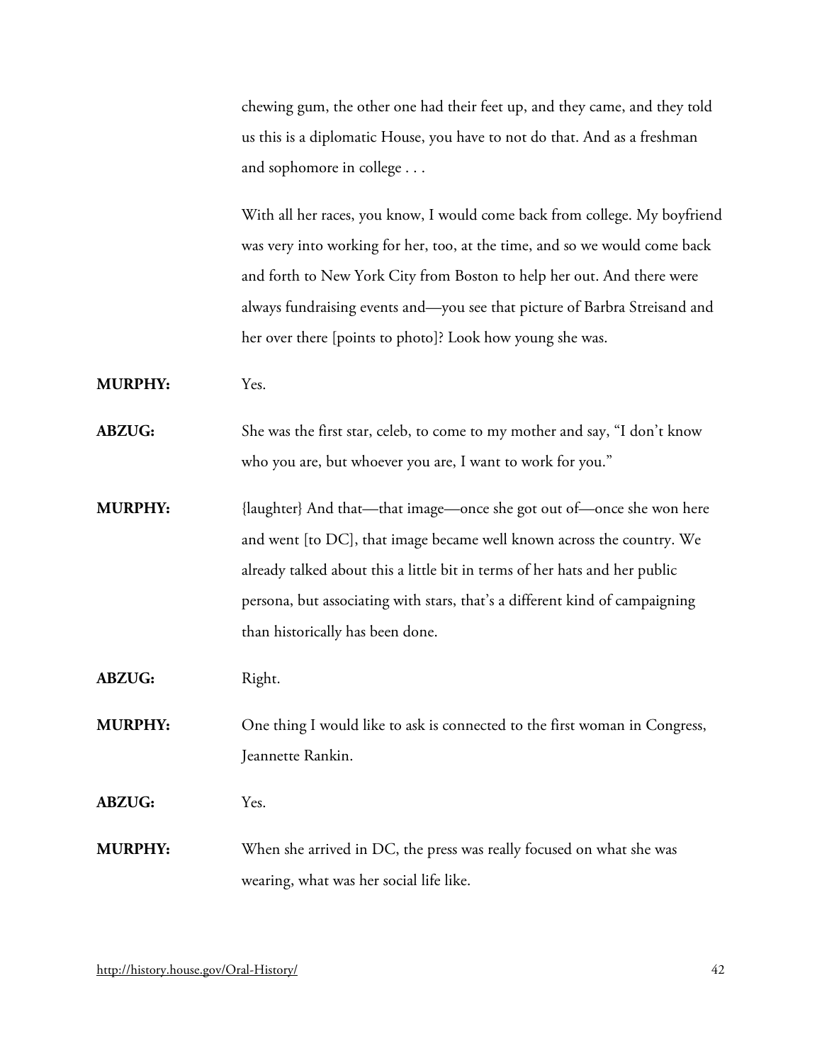chewing gum, the other one had their feet up, and they came, and they told us this is a diplomatic House, you have to not do that. And as a freshman and sophomore in college . . .

With all her races, you know, I would come back from college. My boyfriend was very into working for her, too, at the time, and so we would come back and forth to New York City from Boston to help her out. And there were always fundraising events and—you see that picture of Barbra Streisand and her over there [points to photo]? Look how young she was.

**MURPHY:** Yes.

**ABZUG:** She was the first star, celeb, to come to my mother and say, "I don't know who you are, but whoever you are, I want to work for you."

**MURPHY:** {laughter} And that—that image—once she got out of—once she won here and went [to DC], that image became well known across the country. We already talked about this a little bit in terms of her hats and her public persona, but associating with stars, that's a different kind of campaigning than historically has been done.

**ABZUG:** Right.

**MURPHY:** One thing I would like to ask is connected to the first woman in Congress, Jeannette Rankin.

**ABZUG:** Yes.

**MURPHY:** When she arrived in DC, the press was really focused on what she was wearing, what was her social life like.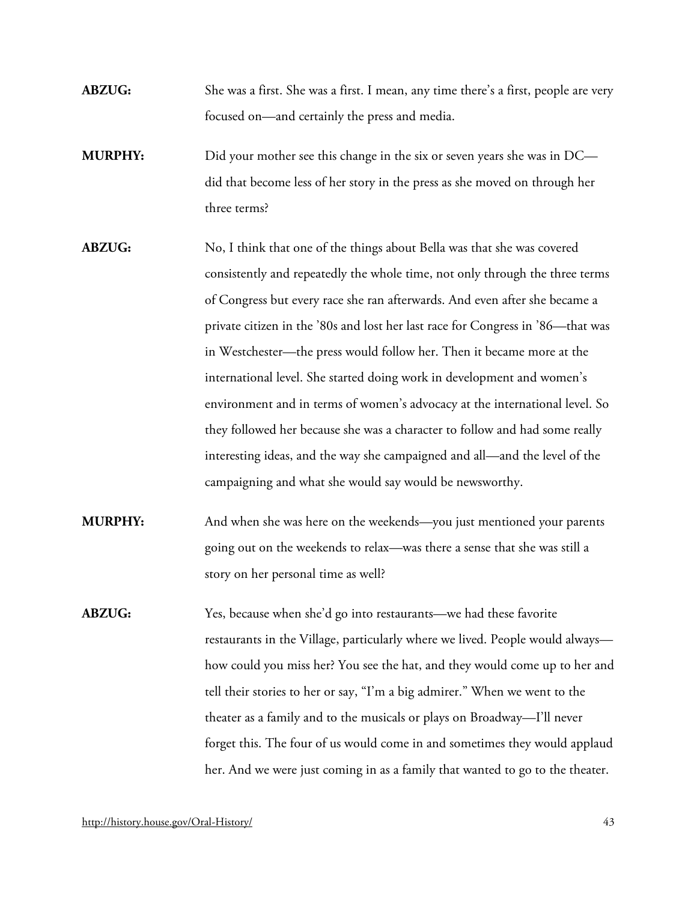**ABZUG:** She was a first. She was a first. I mean, any time there's a first, people are very focused on—and certainly the press and media.

**MURPHY:** Did your mother see this change in the six or seven years she was in DC—did that become less of her story in the press as she moved on through her three terms?

**ABZUG:** No, I think that one of the things about Bella was that she was covered consistently and repeatedly the whole time, not only through the three terms of Congress but every race she ran afterwards. And even after she became a private citizen in the '80s and lost her last race for Congress in '86—that was in Westchester—the press would follow her. Then it became more at the international level. She started doing work in development and women's environment and in terms of women's advocacy at the international level. So they followed her because she was a character to follow and had some really interesting ideas, and the way she campaigned and all—and the level of the campaigning and what she would say would be newsworthy.

**MURPHY:** And when she was here on the weekends—you just mentioned your parents going out on the weekends to relax—was there a sense that she was still a story on her personal time as well?

**ABZUG:** Yes, because when she'd go into restaurants—we had these favorite restaurants in the Village, particularly where we lived. People would always—how could you miss her? You see the hat, and they would come up to her and tell their stories to her or say, "I'm a big admirer." When we went to the theater as a family and to the musicals or plays on Broadway—I'll never forget this. The four of us would come in and sometimes they would applaud her. And we were just coming in as a family that wanted to go to the theater.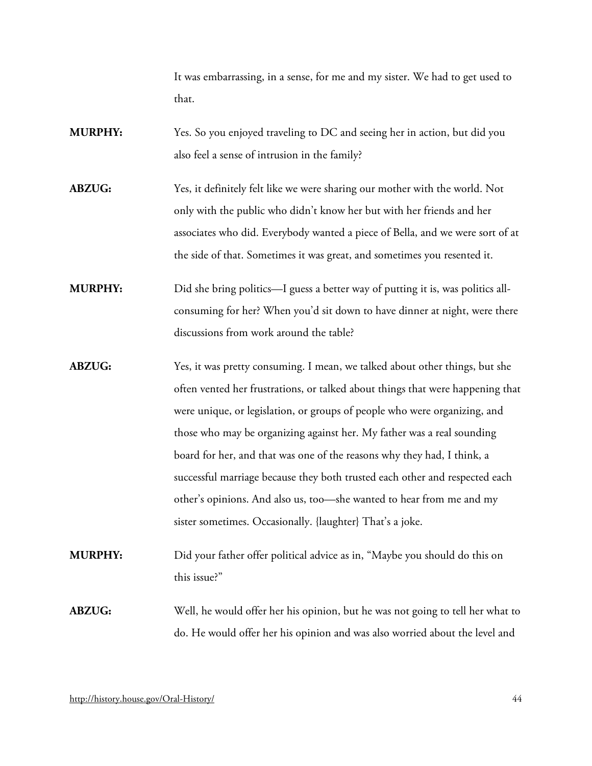It was embarrassing, in a sense, for me and my sister. We had to get used to that.

**MURPHY:** Yes. So you enjoyed traveling to DC and seeing her in action, but did you also feel a sense of intrusion in the family?

**ABZUG:** Yes, it definitely felt like we were sharing our mother with the world. Not only with the public who didn't know her but with her friends and her associates who did. Everybody wanted a piece of Bella, and we were sort of at the side of that. Sometimes it was great, and sometimes you resented it.

**MURPHY:** Did she bring politics—I guess a better way of putting it is, was politics all-consuming for her? When you'd sit down to have dinner at night, were there discussions from work around the table?

**ABZUG:** Yes, it was pretty consuming. I mean, we talked about other things, but she often vented her frustrations, or talked about things that were happening that were unique, or legislation, or groups of people who were organizing, and those who may be organizing against her. My father was a real sounding board for her, and that was one of the reasons why they had, I think, a successful marriage because they both trusted each other and respected each other's opinions. And also us, too—she wanted to hear from me and my sister sometimes. Occasionally. {laughter} That's a joke.

**MURPHY:** Did your father offer political advice as in, "Maybe you should do this on this issue?"

**ABZUG:** Well, he would offer her his opinion, but he was not going to tell her what to do. He would offer her his opinion and was also worried about the level and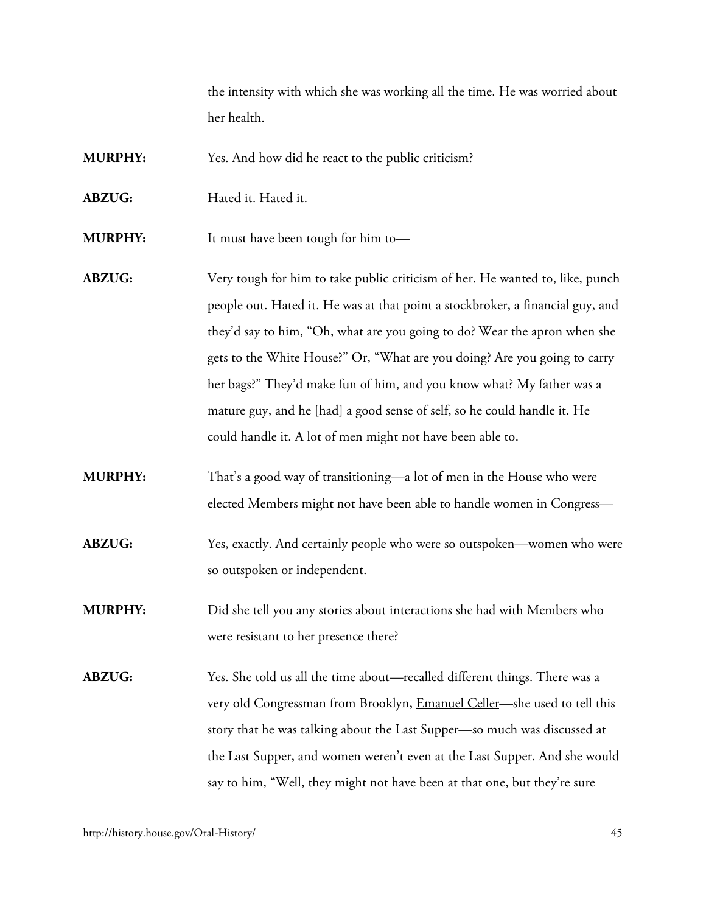the intensity with which she was working all the time. He was worried about her health.

**MURPHY:** Yes. And how did he react to the public criticism?

**ABZUG:** Hated it. Hated it.

**MURPHY:** It must have been tough for him to—

**ABZUG:** Very tough for him to take public criticism of her. He wanted to, like, punch people out. Hated it. He was at that point a stockbroker, a financial guy, and they'd say to him, "Oh, what are you going to do? Wear the apron when she gets to the White House?" Or, "What are you doing? Are you going to carry her bags?" They'd make fun of him, and you know what? My father was a mature guy, and he [had] a good sense of self, so he could handle it. He could handle it. A lot of men might not have been able to.

**MURPHY:** That's a good way of transitioning—a lot of men in the House who were elected Members might not have been able to handle women in Congress—

**ABZUG:** Yes, exactly. And certainly people who were so outspoken—women who were so outspoken or independent.

**MURPHY:** Did she tell you any stories about interactions she had with Members who were resistant to her presence there?

**ABZUG:** Yes. She told us all the time about—recalled different things. There was a very old Congressman from Brooklyn, Emanuel Celler—she used to tell this story that he was talking about the Last Supper—so much was discussed at the Last Supper, and women weren't even at the Last Supper. And she would say to him, "Well, they might not have been at that one, but they're sure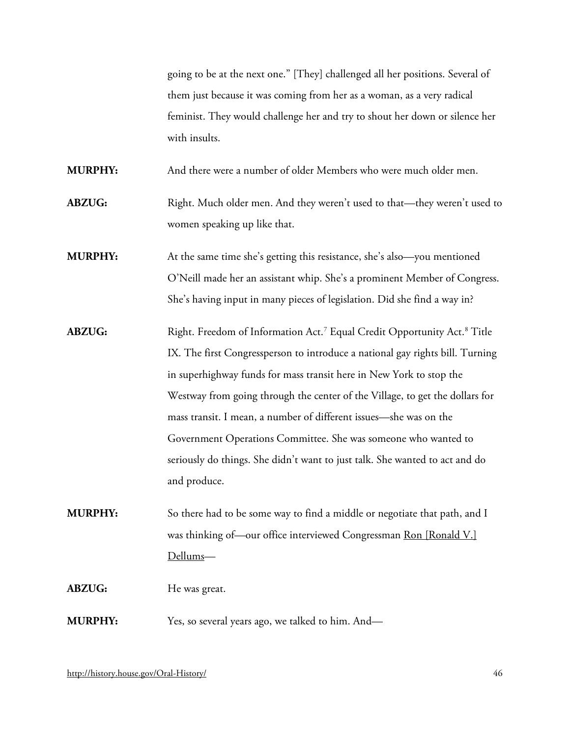going to be at the next one." [They] challenged all her positions. Several of them just because it was coming from her as a woman, as a very radical feminist. They would challenge her and try to shout her down or silence her with insults.

**MURPHY:** And there were a number of older Members who were much older men.

**ABZUG:** Right. Much older men. And they weren't used to that—they weren't used to women speaking up like that.

**MURPHY:** At the same time she's getting this resistance, she's also—you mentioned O'Neill made her an assistant whip. She's a prominent Member of Congress. She's having input in many pieces of legislation. Did she find a way in?

**ABZUG:** Right. Freedom of Information Act.[7] Equal Credit Opportunity Act.[8] Title IX. The first Congressperson to introduce a national gay rights bill. Turning in superhighway funds for mass transit here in New York to stop the Westway from going through the center of the Village, to get the dollars for mass transit. I mean, a number of different issues—she was on the Government Operations Committee. She was someone who wanted to seriously do things. She didn't want to just talk. She wanted to act and do and produce.

**MURPHY:** So there had to be some way to find a middle or negotiate that path, and I was thinking of—our office interviewed Congressman Ron [Ronald V.] Dellums—

**ABZUG:** He was great.

**MURPHY:** Yes, so several years ago, we talked to him. And—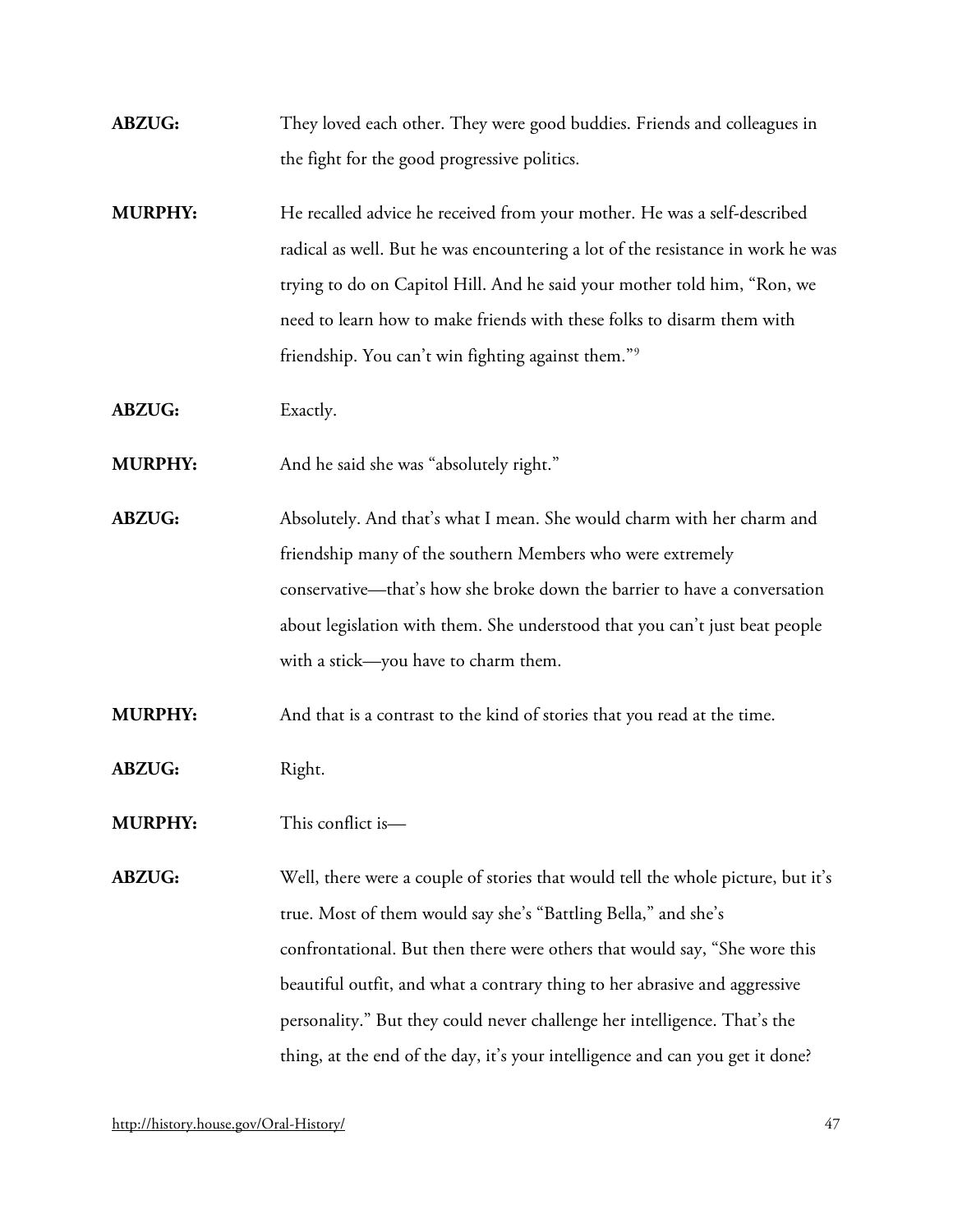**ABZUG:** They loved each other. They were good buddies. Friends and colleagues in the fight for the good progressive politics.

**MURPHY:** He recalled advice he received from your mother. He was a self-described radical as well. But he was encountering a lot of the resistance in work he was trying to do on Capitol Hill. And he said your mother told him, "Ron, we need to learn how to make friends with these folks to disarm them with friendship. You can't win fighting against them."[9]

**ABZUG:** Exactly.

**MURPHY:** And he said she was "absolutely right."

**ABZUG:** Absolutely. And that's what I mean. She would charm with her charm and friendship many of the southern Members who were extremely conservative—that's how she broke down the barrier to have a conversation about legislation with them. She understood that you can't just beat people with a stick—you have to charm them.

**MURPHY:** And that is a contrast to the kind of stories that you read at the time.

**ABZUG:** Right.

**MURPHY:** This conflict is—

**ABZUG:** Well, there were a couple of stories that would tell the whole picture, but it's true. Most of them would say she's "Battling Bella," and she's confrontational. But then there were others that would say, "She wore this beautiful outfit, and what a contrary thing to her abrasive and aggressive personality." But they could never challenge her intelligence. That's the thing, at the end of the day, it's your intelligence and can you get it done?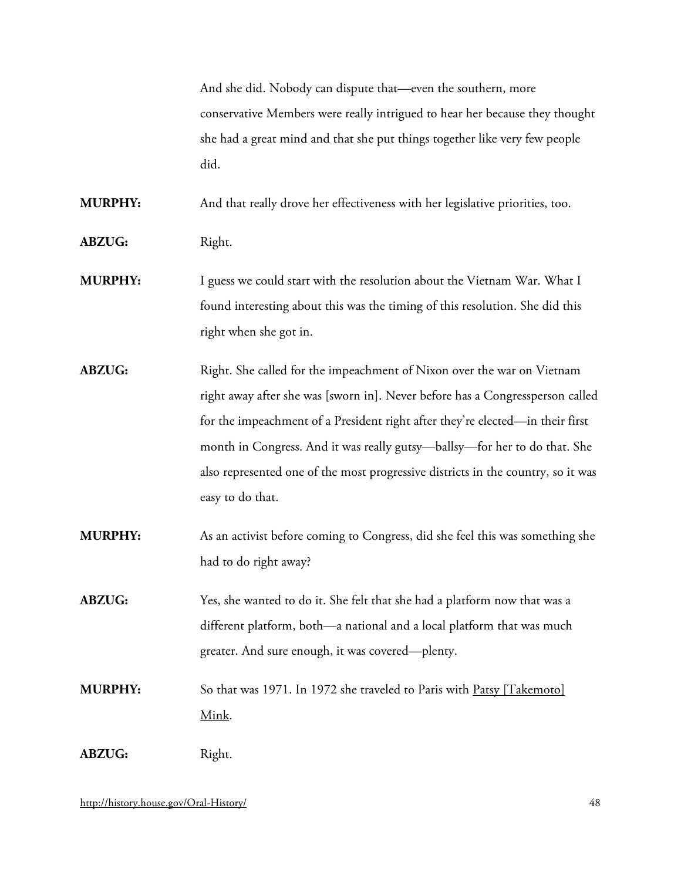And she did. Nobody can dispute that—even the southern, more conservative Members were really intrigued to hear her because they thought she had a great mind and that she put things together like very few people did.

**MURPHY:** And that really drove her effectiveness with her legislative priorities, too.

**ABZUG:** Right.

**MURPHY:** I guess we could start with the resolution about the Vietnam War. What I found interesting about this was the timing of this resolution. She did this right when she got in.

**ABZUG:** Right. She called for the impeachment of Nixon over the war on Vietnam right away after she was [sworn in]. Never before has a Congressperson called for the impeachment of a President right after they're elected—in their first month in Congress. And it was really gutsy—ballsy—for her to do that. She also represented one of the most progressive districts in the country, so it was easy to do that.

**MURPHY:** As an activist before coming to Congress, did she feel this was something she had to do right away?

**ABZUG:** Yes, she wanted to do it. She felt that she had a platform now that was a different platform, both—a national and a local platform that was much greater. And sure enough, it was covered—plenty.

**MURPHY:** So that was 1971. In 1972 she traveled to Paris with Patsy [Takemoto] Mink.

**ABZUG:** Right.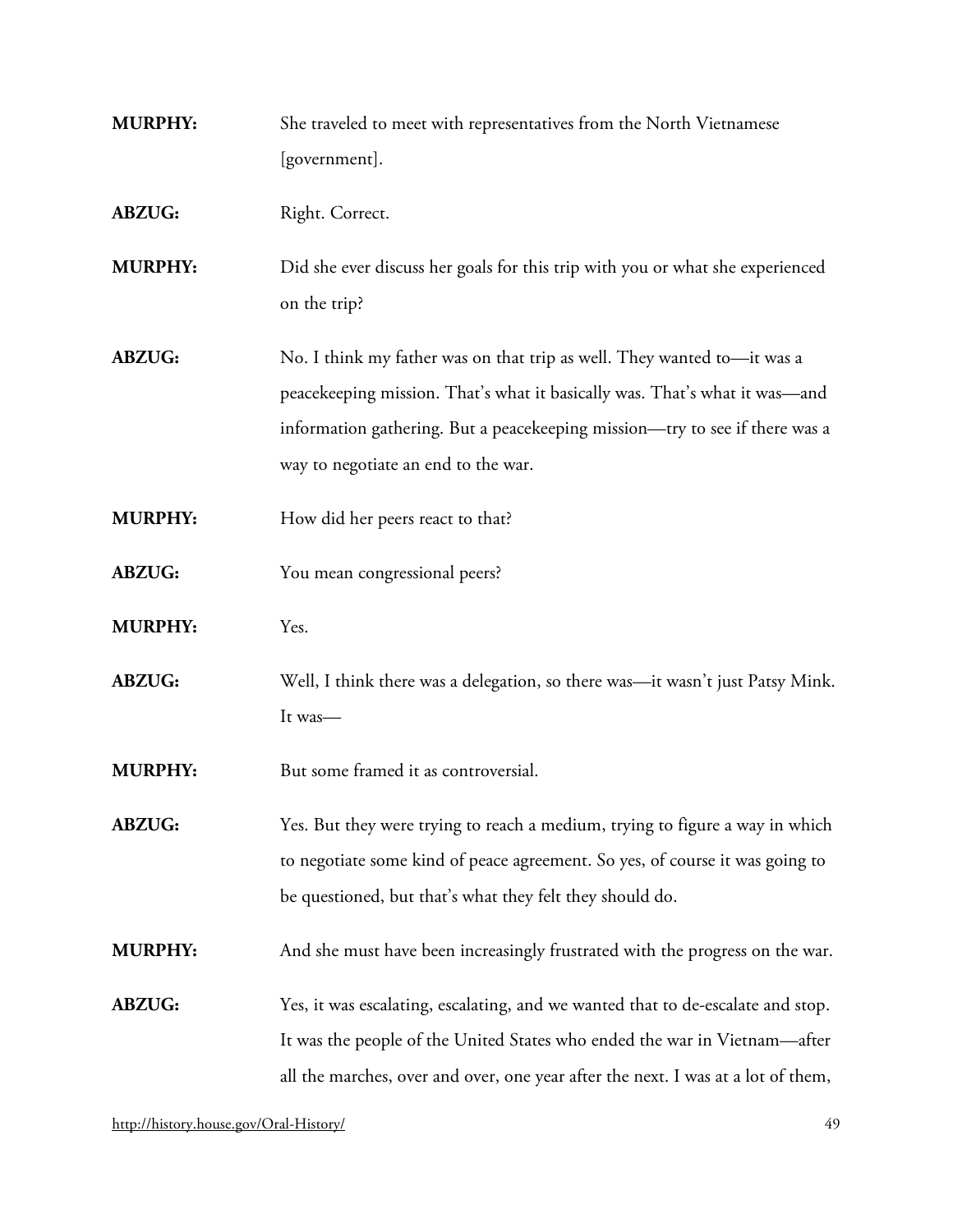**MURPHY:** She traveled to meet with representatives from the North Vietnamese [government].

**ABZUG:** Right. Correct.

**MURPHY:** Did she ever discuss her goals for this trip with you or what she experienced on the trip?

**ABZUG:** No. I think my father was on that trip as well. They wanted to—it was a peacekeeping mission. That's what it basically was. That's what it was—and information gathering. But a peacekeeping mission—try to see if there was a way to negotiate an end to the war.

**MURPHY:** How did her peers react to that?

**ABZUG:** You mean congressional peers?

**MURPHY:** Yes.

**ABZUG:** Well, I think there was a delegation, so there was—it wasn't just Patsy Mink. It was—

**MURPHY:** But some framed it as controversial.

**ABZUG:** Yes. But they were trying to reach a medium, trying to figure a way in which to negotiate some kind of peace agreement. So yes, of course it was going to be questioned, but that's what they felt they should do.

**MURPHY:** And she must have been increasingly frustrated with the progress on the war.

**ABZUG:** Yes, it was escalating, escalating, and we wanted that to de-escalate and stop. It was the people of the United States who ended the war in Vietnam—after all the marches, over and over, one year after the next. I was at a lot of them,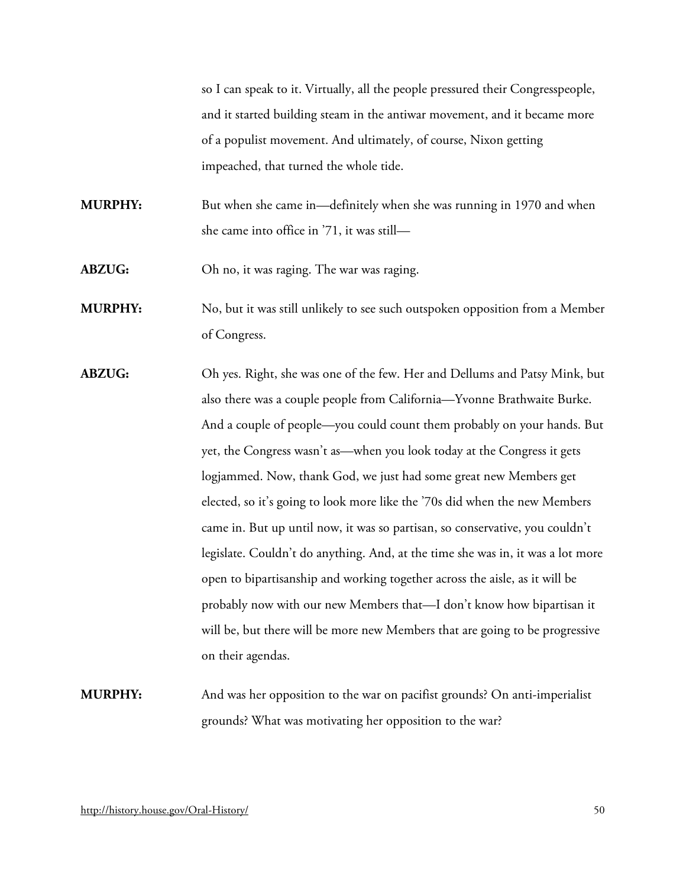so I can speak to it. Virtually, all the people pressured their Congresspeople, and it started building steam in the antiwar movement, and it became more of a populist movement. And ultimately, of course, Nixon getting impeached, that turned the whole tide.

**MURPHY:** But when she came in—definitely when she was running in 1970 and when she came into office in '71, it was still—

**ABZUG:** Oh no, it was raging. The war was raging.

**MURPHY:** No, but it was still unlikely to see such outspoken opposition from a Member of Congress.

**ABZUG:** Oh yes. Right, she was one of the few. Her and Dellums and Patsy Mink, but also there was a couple people from California—Yvonne Brathwaite Burke. And a couple of people—you could count them probably on your hands. But yet, the Congress wasn't as—when you look today at the Congress it gets logjammed. Now, thank God, we just had some great new Members get elected, so it's going to look more like the '70s did when the new Members came in. But up until now, it was so partisan, so conservative, you couldn't legislate. Couldn't do anything. And, at the time she was in, it was a lot more open to bipartisanship and working together across the aisle, as it will be probably now with our new Members that—I don't know how bipartisan it will be, but there will be more new Members that are going to be progressive on their agendas.

**MURPHY:** And was her opposition to the war on pacifist grounds? On anti-imperialist grounds? What was motivating her opposition to the war?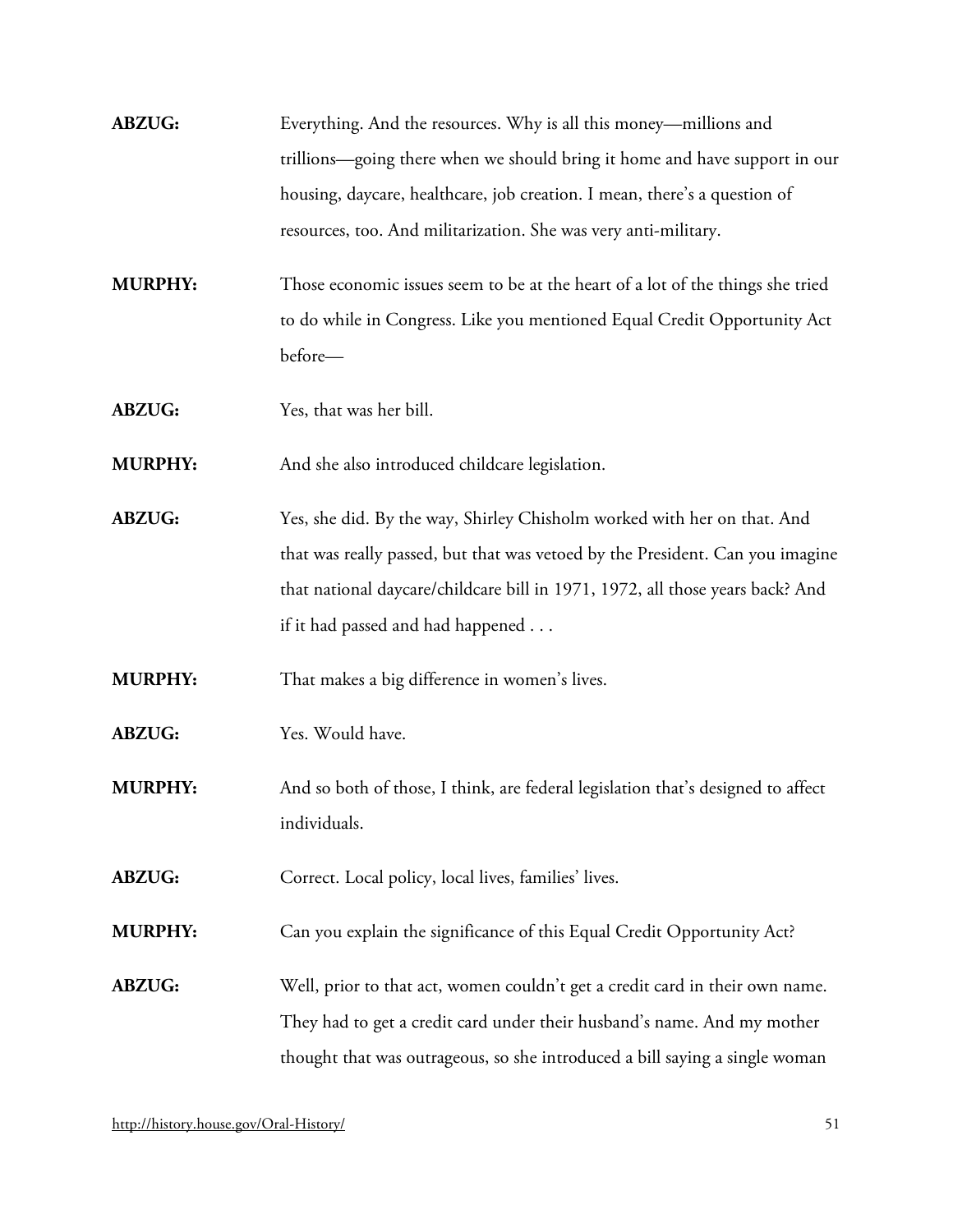**ABZUG:** Everything. And the resources. Why is all this money—millions and trillions—going there when we should bring it home and have support in our housing, daycare, healthcare, job creation. I mean, there's a question of resources, too. And militarization. She was very anti-military.

**MURPHY:** Those economic issues seem to be at the heart of a lot of the things she tried to do while in Congress. Like you mentioned Equal Credit Opportunity Act before—

**ABZUG:** Yes, that was her bill.

**MURPHY:** And she also introduced childcare legislation.

**ABZUG:** Yes, she did. By the way, Shirley Chisholm worked with her on that. And that was really passed, but that was vetoed by the President. Can you imagine that national daycare/childcare bill in 1971, 1972, all those years back? And if it had passed and had happened . . .

**MURPHY:** That makes a big difference in women's lives.

**ABZUG:** Yes. Would have.

**MURPHY:** And so both of those, I think, are federal legislation that's designed to affect individuals.

**ABZUG:** Correct. Local policy, local lives, families' lives.

**MURPHY:** Can you explain the significance of this Equal Credit Opportunity Act?

**ABZUG:** Well, prior to that act, women couldn't get a credit card in their own name. They had to get a credit card under their husband's name. And my mother thought that was outrageous, so she introduced a bill saying a single woman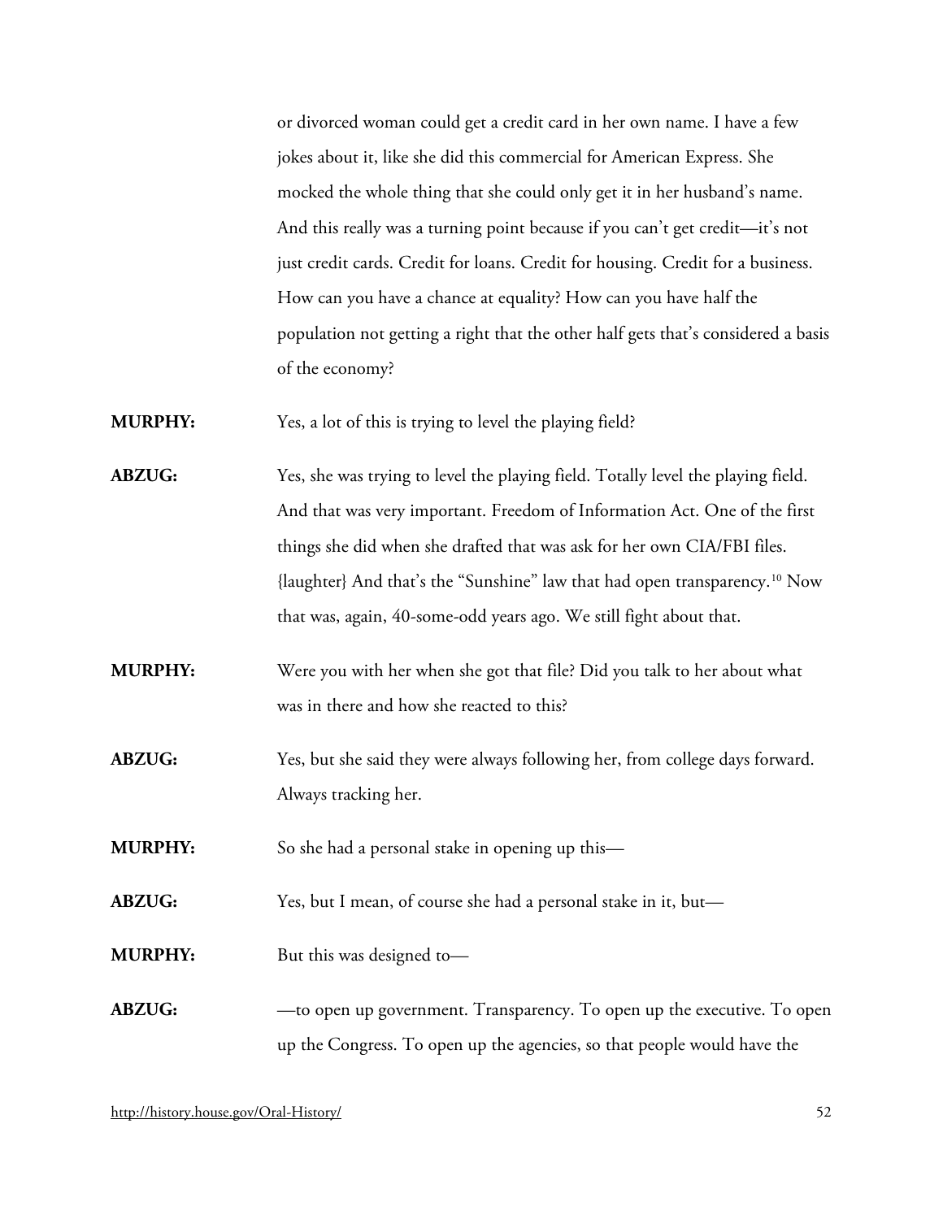or divorced woman could get a credit card in her own name. I have a few jokes about it, like she did this commercial for American Express. She mocked the whole thing that she could only get it in her husband's name. And this really was a turning point because if you can't get credit—it's not just credit cards. Credit for loans. Credit for housing. Credit for a business. How can you have a chance at equality? How can you have half the population not getting a right that the other half gets that's considered a basis of the economy?

**MURPHY:** Yes, a lot of this is trying to level the playing field?

**ABZUG:** Yes, she was trying to level the playing field. Totally level the playing field. And that was very important. Freedom of Information Act. One of the first things she did when she drafted that was ask for her own CIA/FBI files. {laughter} And that's the "Sunshine" law that had open transparency.[10] Now that was, again, 40-some-odd years ago. We still fight about that.

**MURPHY:** Were you with her when she got that file? Did you talk to her about what was in there and how she reacted to this?

**ABZUG:** Yes, but she said they were always following her, from college days forward. Always tracking her.

**MURPHY:** So she had a personal stake in opening up this—

**ABZUG:** Yes, but I mean, of course she had a personal stake in it, but—

**MURPHY:** But this was designed to—

**ABZUG:** —to open up government. Transparency. To open up the executive. To open up the Congress. To open up the agencies, so that people would have the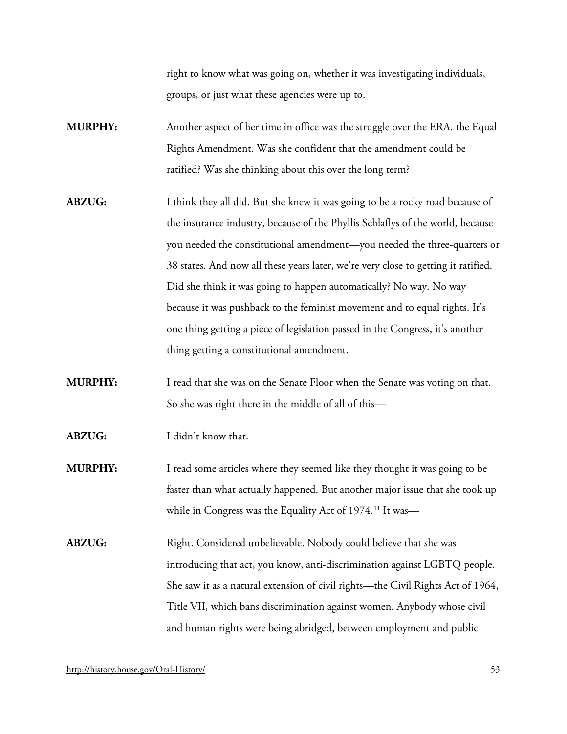right to know what was going on, whether it was investigating individuals, groups, or just what these agencies were up to.

**MURPHY:** Another aspect of her time in office was the struggle over the ERA, the Equal Rights Amendment. Was she confident that the amendment could be ratified? Was she thinking about this over the long term?

**ABZUG:** I think they all did. But she knew it was going to be a rocky road because of the insurance industry, because of the Phyllis Schlaflys of the world, because you needed the constitutional amendment—you needed the three-quarters or 38 states. And now all these years later, we're very close to getting it ratified. Did she think it was going to happen automatically? No way. No way because it was pushback to the feminist movement and to equal rights. It's one thing getting a piece of legislation passed in the Congress, it's another thing getting a constitutional amendment.

**MURPHY:** I read that she was on the Senate Floor when the Senate was voting on that. So she was right there in the middle of all of this—

**ABZUG:** I didn't know that.

**MURPHY:** I read some articles where they seemed like they thought it was going to be faster than what actually happened. But another major issue that she took up while in Congress was the Equality Act of 1974.[11] It was—

**ABZUG:** Right. Considered unbelievable. Nobody could believe that she was introducing that act, you know, anti-discrimination against LGBTQ people. She saw it as a natural extension of civil rights—the Civil Rights Act of 1964, Title VII, which bans discrimination against women. Anybody whose civil and human rights were being abridged, between employment and public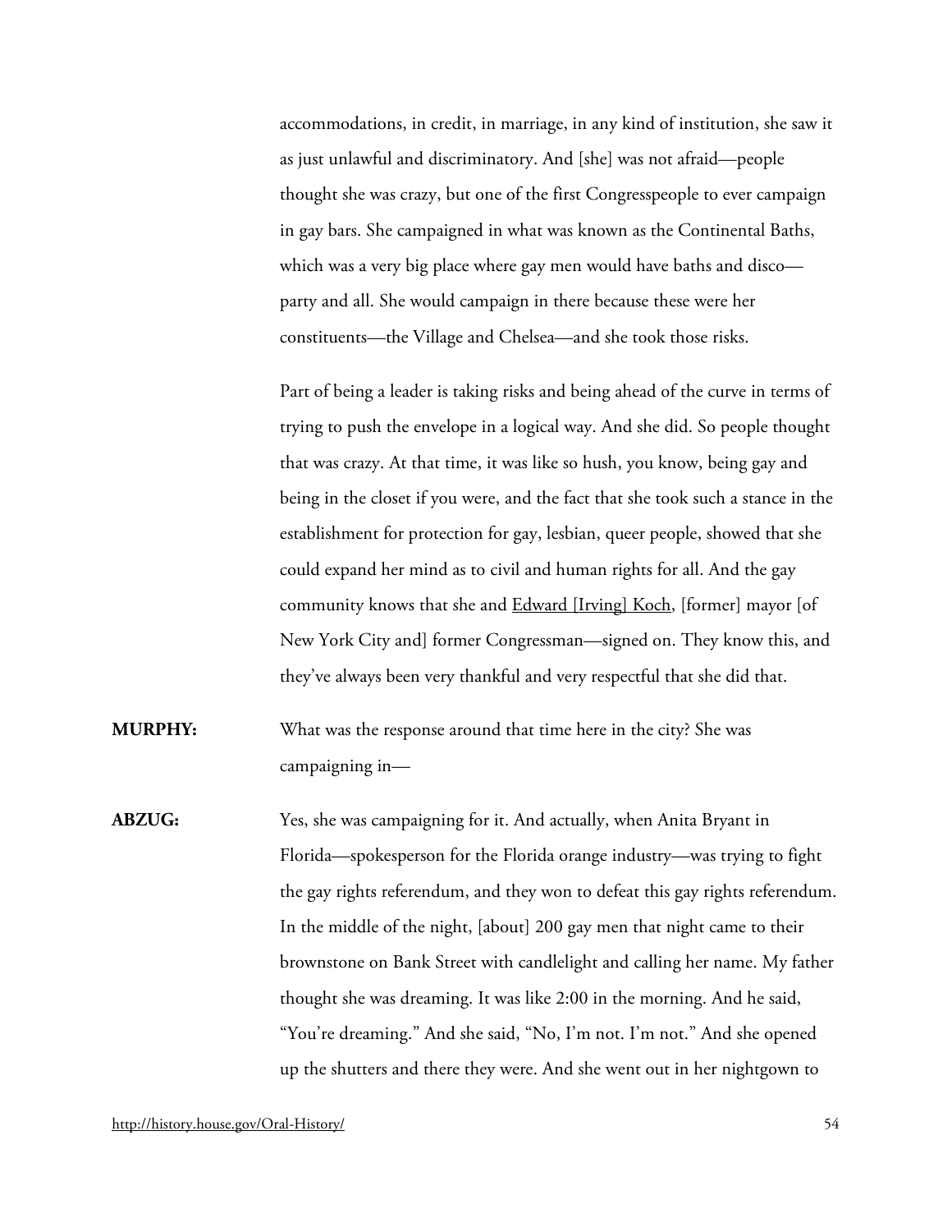accommodations, in credit, in marriage, in any kind of institution, she saw it as just unlawful and discriminatory. And [she] was not afraid—people thought she was crazy, but one of the first Congresspeople to ever campaign in gay bars. She campaigned in what was known as the Continental Baths, which was a very big place where gay men would have baths and disco—party and all. She would campaign in there because these were her constituents—the Village and Chelsea—and she took those risks.

Part of being a leader is taking risks and being ahead of the curve in terms of trying to push the envelope in a logical way. And she did. So people thought that was crazy. At that time, it was like so hush, you know, being gay and being in the closet if you were, and the fact that she took such a stance in the establishment for protection for gay, lesbian, queer people, showed that she could expand her mind as to civil and human rights for all. And the gay community knows that she and Edward [Irving] Koch, [former] mayor [of New York City and] former Congressman—signed on. They know this, and they've always been very thankful and very respectful that she did that.

**MURPHY:** What was the response around that time here in the city? She was campaigning in—

**ABZUG:** Yes, she was campaigning for it. And actually, when Anita Bryant in Florida—spokesperson for the Florida orange industry—was trying to fight the gay rights referendum, and they won to defeat this gay rights referendum. In the middle of the night, [about] 200 gay men that night came to their brownstone on Bank Street with candlelight and calling her name. My father thought she was dreaming. It was like 2:00 in the morning. And he said, "You're dreaming." And she said, "No, I'm not. I'm not." And she opened up the shutters and there they were. And she went out in her nightgown to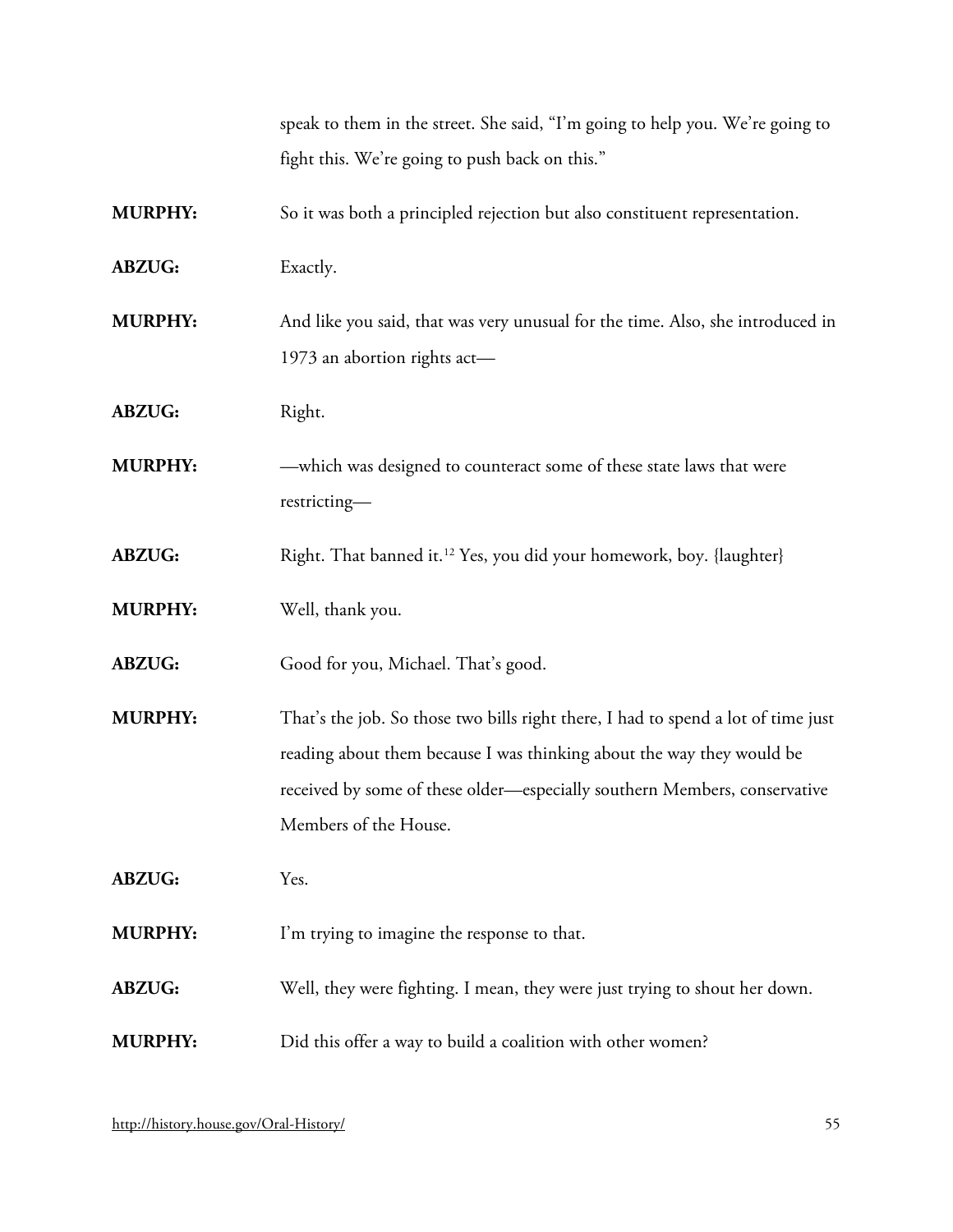speak to them in the street. She said, "I'm going to help you. We're going to fight this. We're going to push back on this."

**MURPHY:** So it was both a principled rejection but also constituent representation.

**ABZUG:** Exactly.

**MURPHY:** And like you said, that was very unusual for the time. Also, she introduced in 1973 an abortion rights act—

**ABZUG:** Right.

**MURPHY:** —which was designed to counteract some of these state laws that were restricting—

**ABZUG:** Right. That banned it.[12] Yes, you did your homework, boy. {laughter}

**MURPHY:** Well, thank you.

**ABZUG:** Good for you, Michael. That's good.

**MURPHY:** That's the job. So those two bills right there, I had to spend a lot of time just reading about them because I was thinking about the way they would be received by some of these older—especially southern Members, conservative Members of the House.

**ABZUG:** Yes.

**MURPHY:** I'm trying to imagine the response to that.

**ABZUG:** Well, they were fighting. I mean, they were just trying to shout her down.

**MURPHY:** Did this offer a way to build a coalition with other women?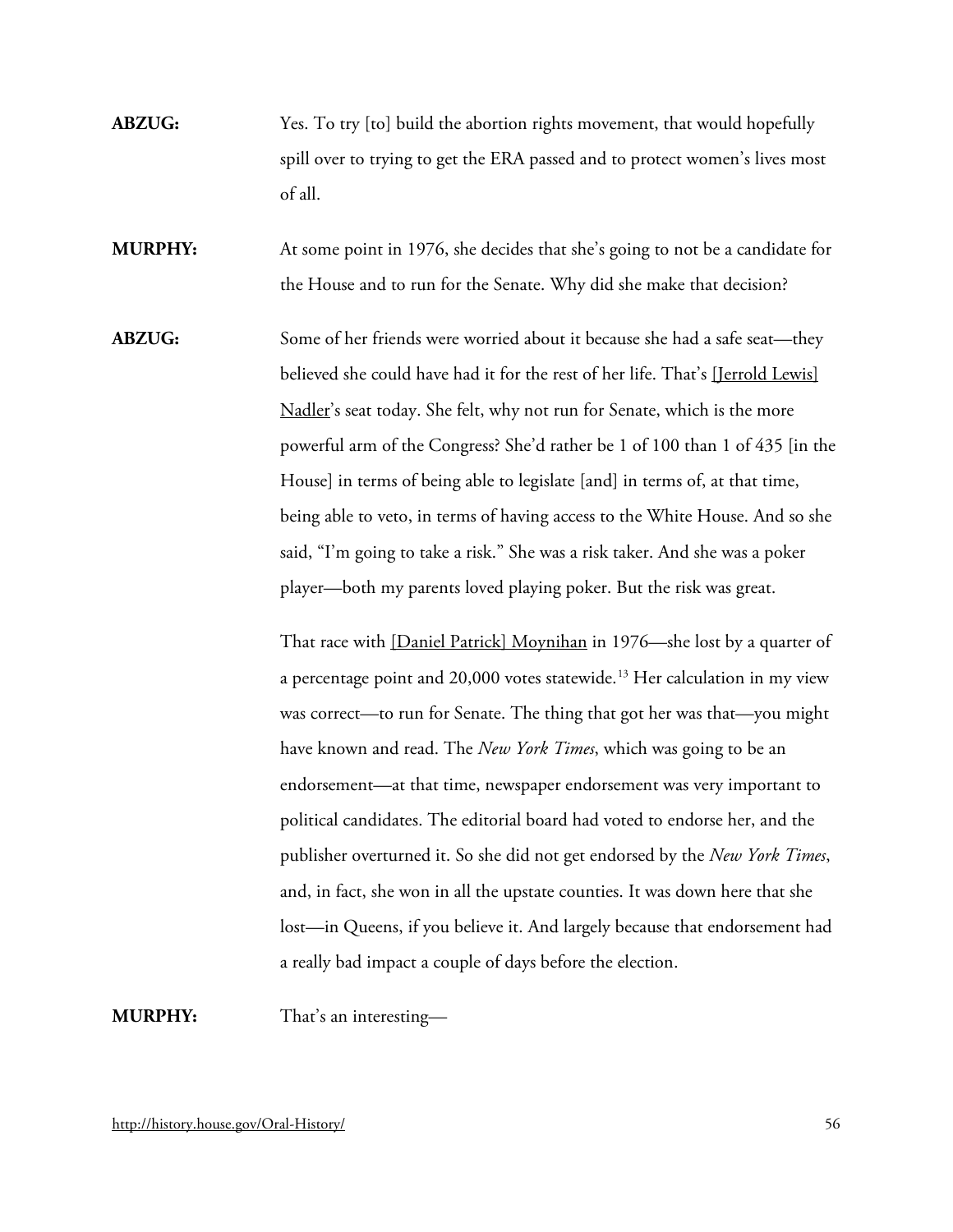**ABZUG:** Yes. To try [to] build the abortion rights movement, that would hopefully spill over to trying to get the ERA passed and to protect women's lives most of all.

**MURPHY:** At some point in 1976, she decides that she's going to not be a candidate for the House and to run for the Senate. Why did she make that decision?

**ABZUG:** Some of her friends were worried about it because she had a safe seat—they believed she could have had it for the rest of her life. That's [Jerrold Lewis] Nadler's seat today. She felt, why not run for Senate, which is the more powerful arm of the Congress? She'd rather be 1 of 100 than 1 of 435 [in the House] in terms of being able to legislate [and] in terms of, at that time, being able to veto, in terms of having access to the White House. And so she said, "I'm going to take a risk." She was a risk taker. And she was a poker player—both my parents loved playing poker. But the risk was great.

That race with [Daniel Patrick] Moynihan in 1976—she lost by a quarter of a percentage point and 20,000 votes statewide.[13] Her calculation in my view was correct—to run for Senate. The thing that got her was that—you might have known and read. The *New York Times*, which was going to be an endorsement—at that time, newspaper endorsement was very important to political candidates. The editorial board had voted to endorse her, and the publisher overturned it. So she did not get endorsed by the *New York Times*, and, in fact, she won in all the upstate counties. It was down here that she lost—in Queens, if you believe it. And largely because that endorsement had a really bad impact a couple of days before the election.

**MURPHY:** That's an interesting—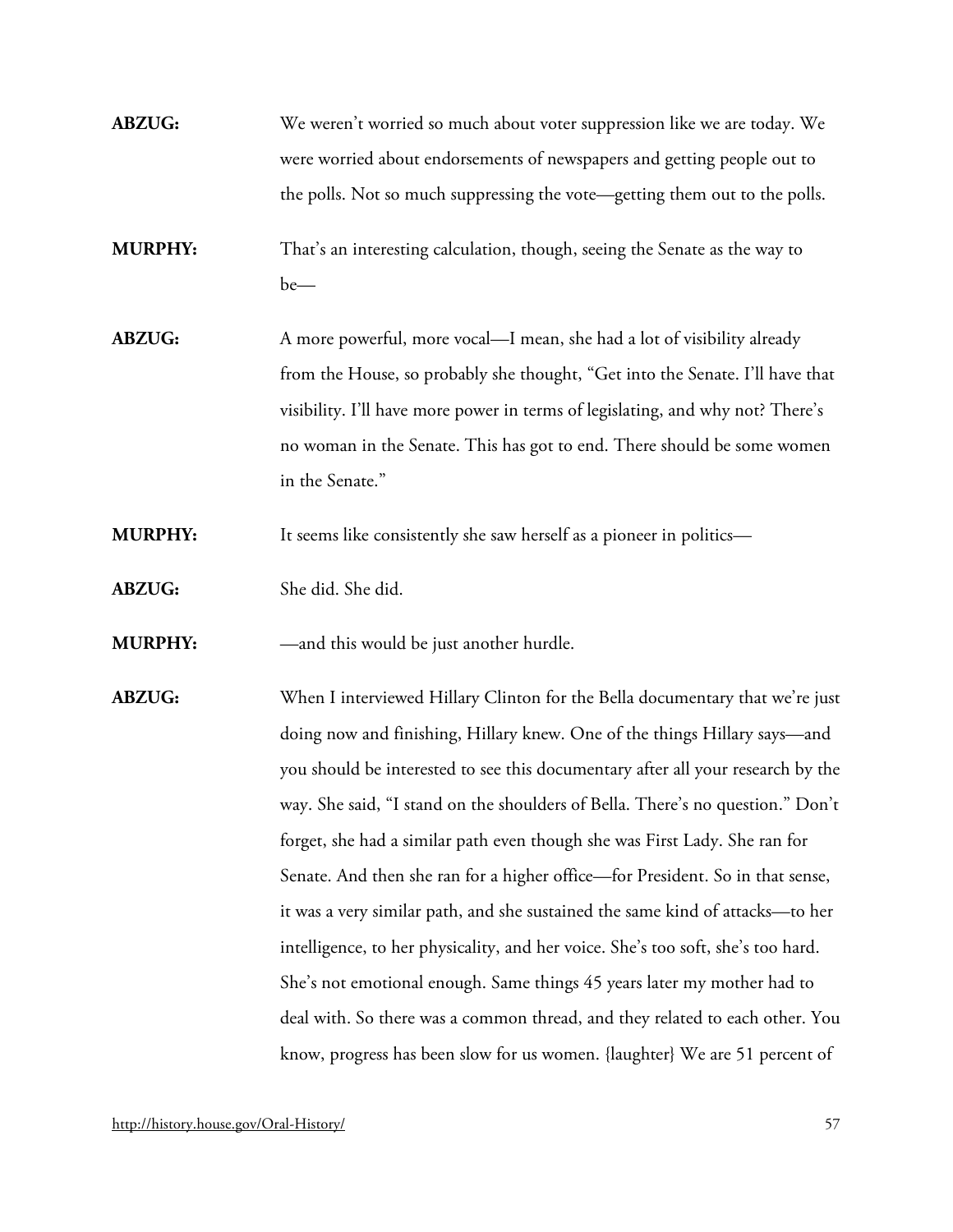**ABZUG:** We weren't worried so much about voter suppression like we are today. We were worried about endorsements of newspapers and getting people out to the polls. Not so much suppressing the vote—getting them out to the polls.

**MURPHY:** That's an interesting calculation, though, seeing the Senate as the way to be—

**ABZUG:** A more powerful, more vocal—I mean, she had a lot of visibility already from the House, so probably she thought, "Get into the Senate. I'll have that visibility. I'll have more power in terms of legislating, and why not? There's no woman in the Senate. This has got to end. There should be some women in the Senate."

**MURPHY:** It seems like consistently she saw herself as a pioneer in politics—

**ABZUG:** She did. She did.

**MURPHY:** —and this would be just another hurdle.

**ABZUG:** When I interviewed Hillary Clinton for the Bella documentary that we're just doing now and finishing, Hillary knew. One of the things Hillary says—and you should be interested to see this documentary after all your research by the way. She said, "I stand on the shoulders of Bella. There's no question." Don't forget, she had a similar path even though she was First Lady. She ran for Senate. And then she ran for a higher office—for President. So in that sense, it was a very similar path, and she sustained the same kind of attacks—to her intelligence, to her physicality, and her voice. She's too soft, she's too hard. She's not emotional enough. Same things 45 years later my mother had to deal with. So there was a common thread, and they related to each other. You know, progress has been slow for us women. {laughter} We are 51 percent of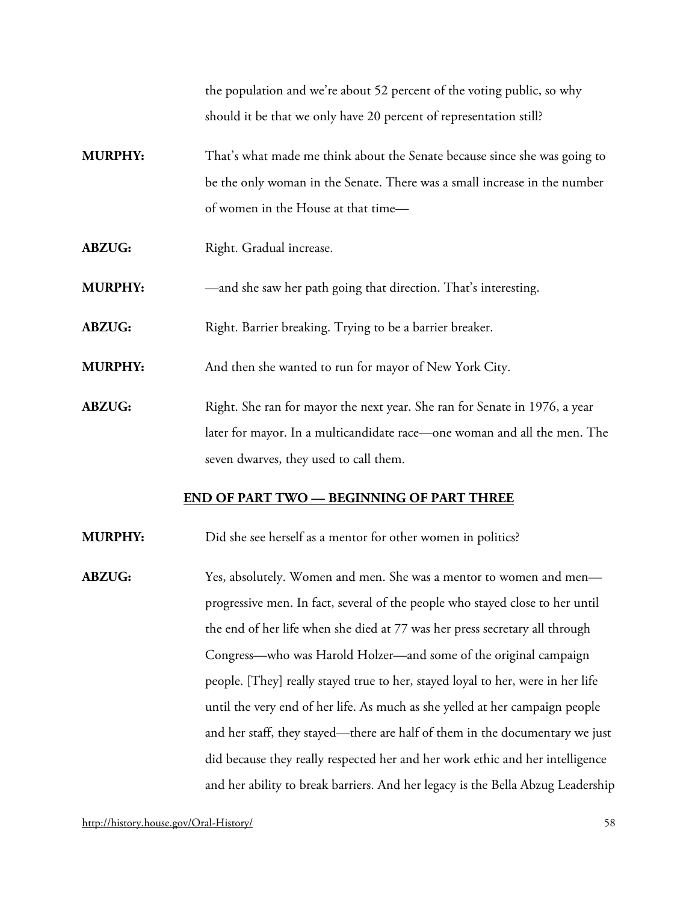the population and we're about 52 percent of the voting public, so why should it be that we only have 20 percent of representation still?

**MURPHY:** That's what made me think about the Senate because since she was going to be the only woman in the Senate. There was a small increase in the number of women in the House at that time—

**ABZUG:** Right. Gradual increase.

**MURPHY:** —and she saw her path going that direction. That's interesting.

**ABZUG:** Right. Barrier breaking. Trying to be a barrier breaker.

**MURPHY:** And then she wanted to run for mayor of New York City.

**ABZUG:** Right. She ran for mayor the next year. She ran for Senate in 1976, a year later for mayor. In a multicandidate race—one woman and all the men. The seven dwarves, they used to call them.

**END OF PART TWO — BEGINNING OF PART THREE**

**MURPHY:** Did she see herself as a mentor for other women in politics?

**ABZUG:** Yes, absolutely. Women and men. She was a mentor to women and men—progressive men. In fact, several of the people who stayed close to her until the end of her life when she died at 77 was her press secretary all through Congress—who was Harold Holzer—and some of the original campaign people. [They] really stayed true to her, stayed loyal to her, were in her life until the very end of her life. As much as she yelled at her campaign people and her staff, they stayed—there are half of them in the documentary we just did because they really respected her and her work ethic and her intelligence and her ability to break barriers. And her legacy is the Bella Abzug Leadership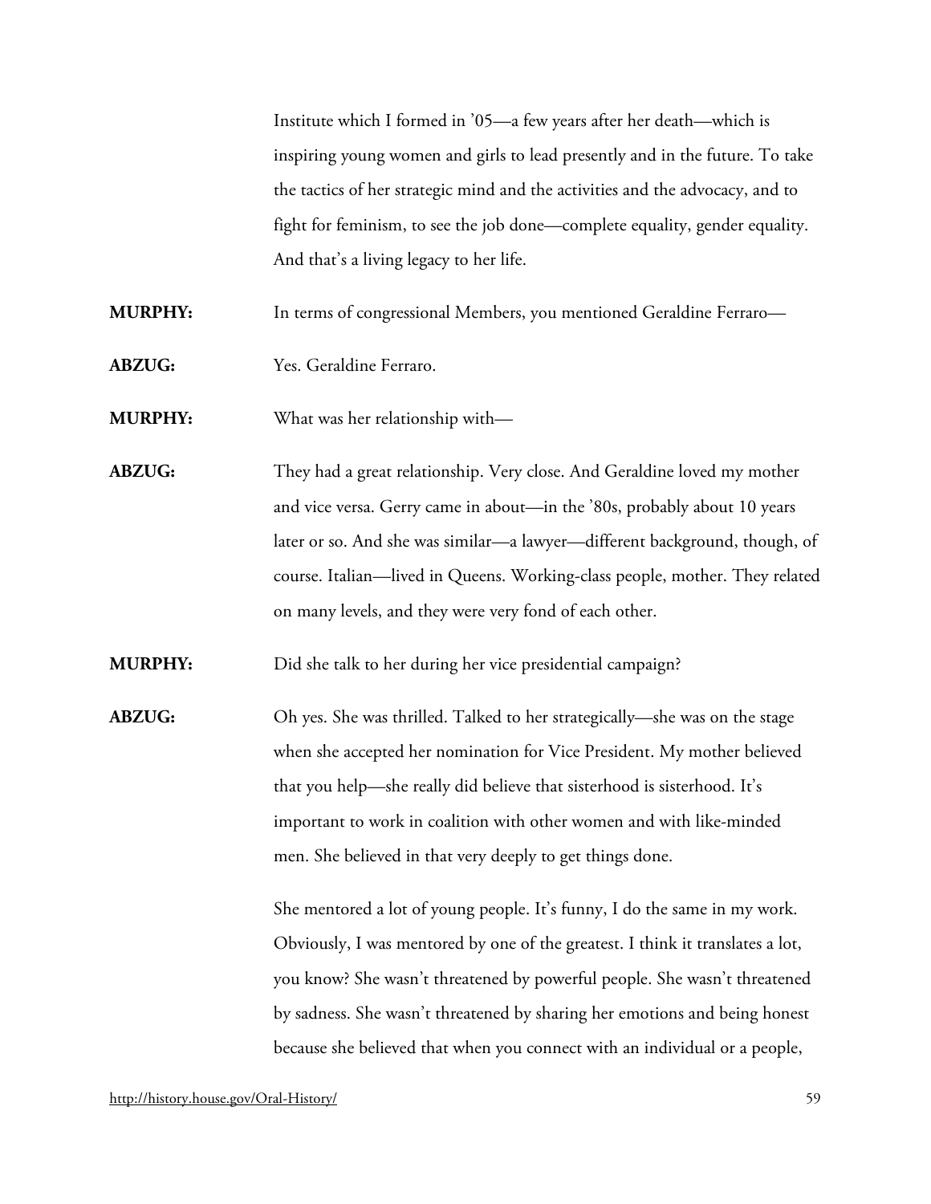Institute which I formed in '05—a few years after her death—which is inspiring young women and girls to lead presently and in the future. To take the tactics of her strategic mind and the activities and the advocacy, and to fight for feminism, to see the job done—complete equality, gender equality. And that's a living legacy to her life.

**MURPHY:** In terms of congressional Members, you mentioned Geraldine Ferraro—

**ABZUG:** Yes. Geraldine Ferraro.

**MURPHY:** What was her relationship with—

**ABZUG:** They had a great relationship. Very close. And Geraldine loved my mother and vice versa. Gerry came in about—in the '80s, probably about 10 years later or so. And she was similar—a lawyer—different background, though, of course. Italian—lived in Queens. Working-class people, mother. They related on many levels, and they were very fond of each other.

**MURPHY:** Did she talk to her during her vice presidential campaign?

**ABZUG:** Oh yes. She was thrilled. Talked to her strategically—she was on the stage when she accepted her nomination for Vice President. My mother believed that you help—she really did believe that sisterhood is sisterhood. It's important to work in coalition with other women and with like-minded men. She believed in that very deeply to get things done.

She mentored a lot of young people. It's funny, I do the same in my work. Obviously, I was mentored by one of the greatest. I think it translates a lot, you know? She wasn't threatened by powerful people. She wasn't threatened by sadness. She wasn't threatened by sharing her emotions and being honest because she believed that when you connect with an individual or a people,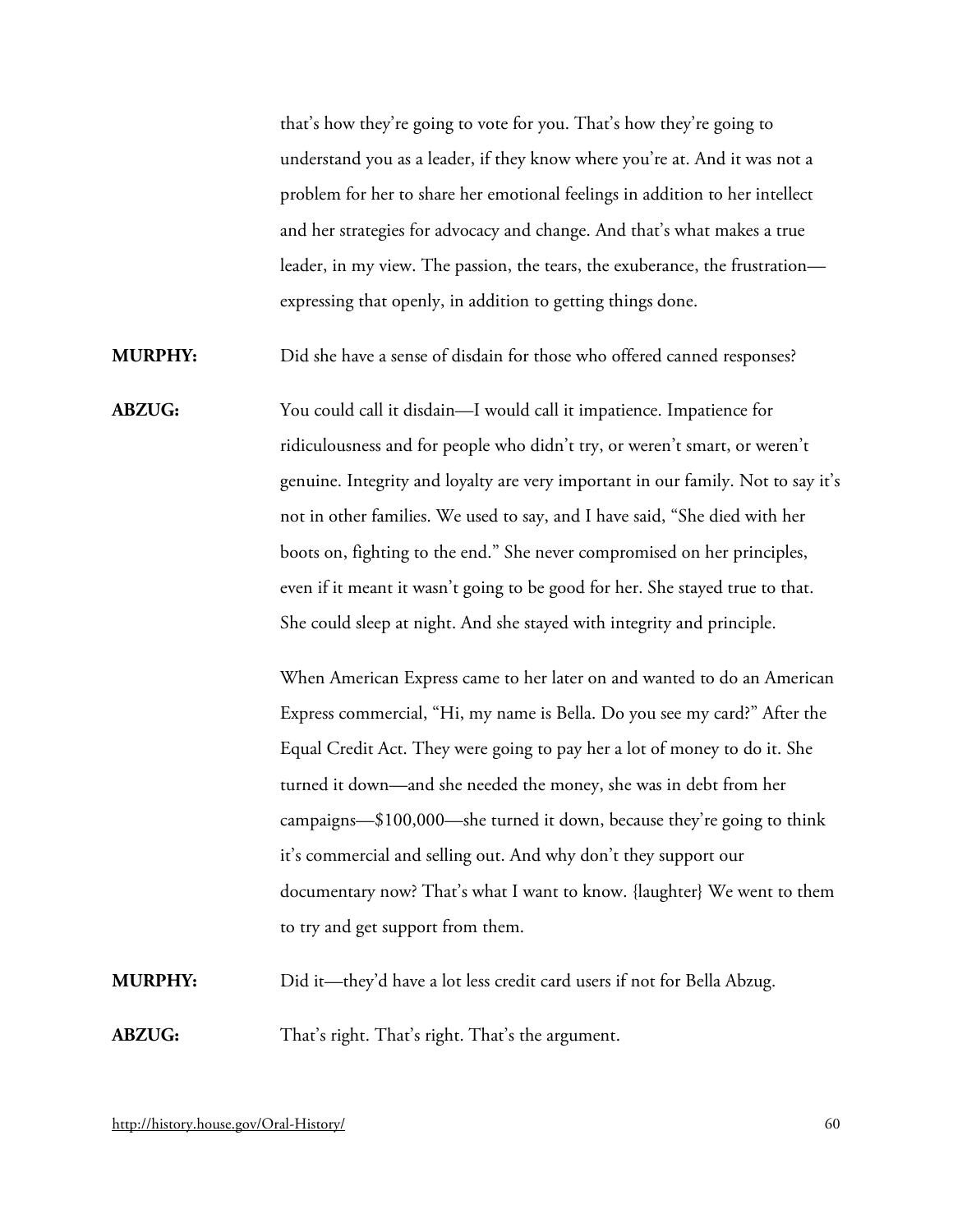that's how they're going to vote for you. That's how they're going to understand you as a leader, if they know where you're at. And it was not a problem for her to share her emotional feelings in addition to her intellect and her strategies for advocacy and change. And that's what makes a true leader, in my view. The passion, the tears, the exuberance, the frustration—expressing that openly, in addition to getting things done.

**MURPHY:** Did she have a sense of disdain for those who offered canned responses?

**ABZUG:** You could call it disdain—I would call it impatience. Impatience for ridiculousness and for people who didn't try, or weren't smart, or weren't genuine. Integrity and loyalty are very important in our family. Not to say it's not in other families. We used to say, and I have said, "She died with her boots on, fighting to the end." She never compromised on her principles, even if it meant it wasn't going to be good for her. She stayed true to that. She could sleep at night. And she stayed with integrity and principle.

When American Express came to her later on and wanted to do an American Express commercial, "Hi, my name is Bella. Do you see my card?" After the Equal Credit Act. They were going to pay her a lot of money to do it. She turned it down—and she needed the money, she was in debt from her campaigns—$100,000—she turned it down, because they're going to think it's commercial and selling out. And why don't they support our documentary now? That's what I want to know. {laughter} We went to them to try and get support from them.

**MURPHY:** Did it—they'd have a lot less credit card users if not for Bella Abzug.

**ABZUG:** That's right. That's right. That's the argument.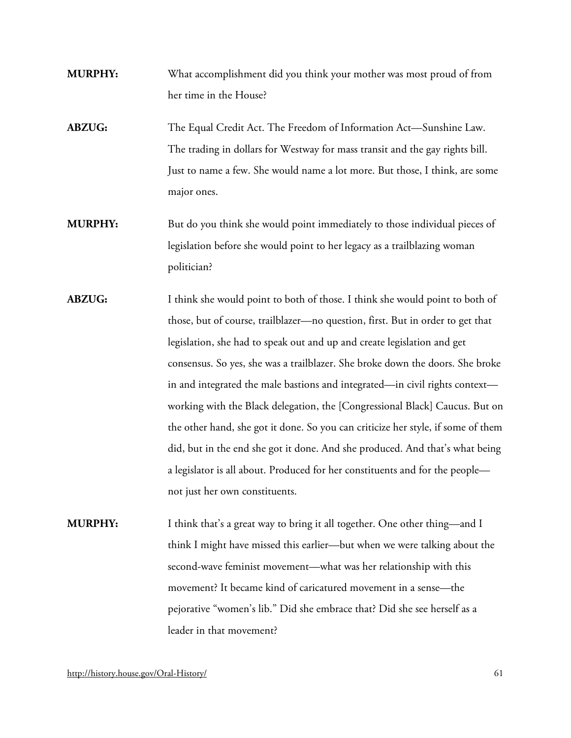**MURPHY:** What accomplishment did you think your mother was most proud of from her time in the House?

**ABZUG:** The Equal Credit Act. The Freedom of Information Act—Sunshine Law. The trading in dollars for Westway for mass transit and the gay rights bill. Just to name a few. She would name a lot more. But those, I think, are some major ones.

**MURPHY:** But do you think she would point immediately to those individual pieces of legislation before she would point to her legacy as a trailblazing woman politician?

**ABZUG:** I think she would point to both of those. I think she would point to both of those, but of course, trailblazer—no question, first. But in order to get that legislation, she had to speak out and up and create legislation and get consensus. So yes, she was a trailblazer. She broke down the doors. She broke in and integrated the male bastions and integrated—in civil rights context—working with the Black delegation, the [Congressional Black] Caucus. But on the other hand, she got it done. So you can criticize her style, if some of them did, but in the end she got it done. And she produced. And that's what being a legislator is all about. Produced for her constituents and for the people—not just her own constituents.

**MURPHY:** I think that's a great way to bring it all together. One other thing—and I think I might have missed this earlier—but when we were talking about the second-wave feminist movement—what was her relationship with this movement? It became kind of caricatured movement in a sense—the pejorative "women's lib." Did she embrace that? Did she see herself as a leader in that movement?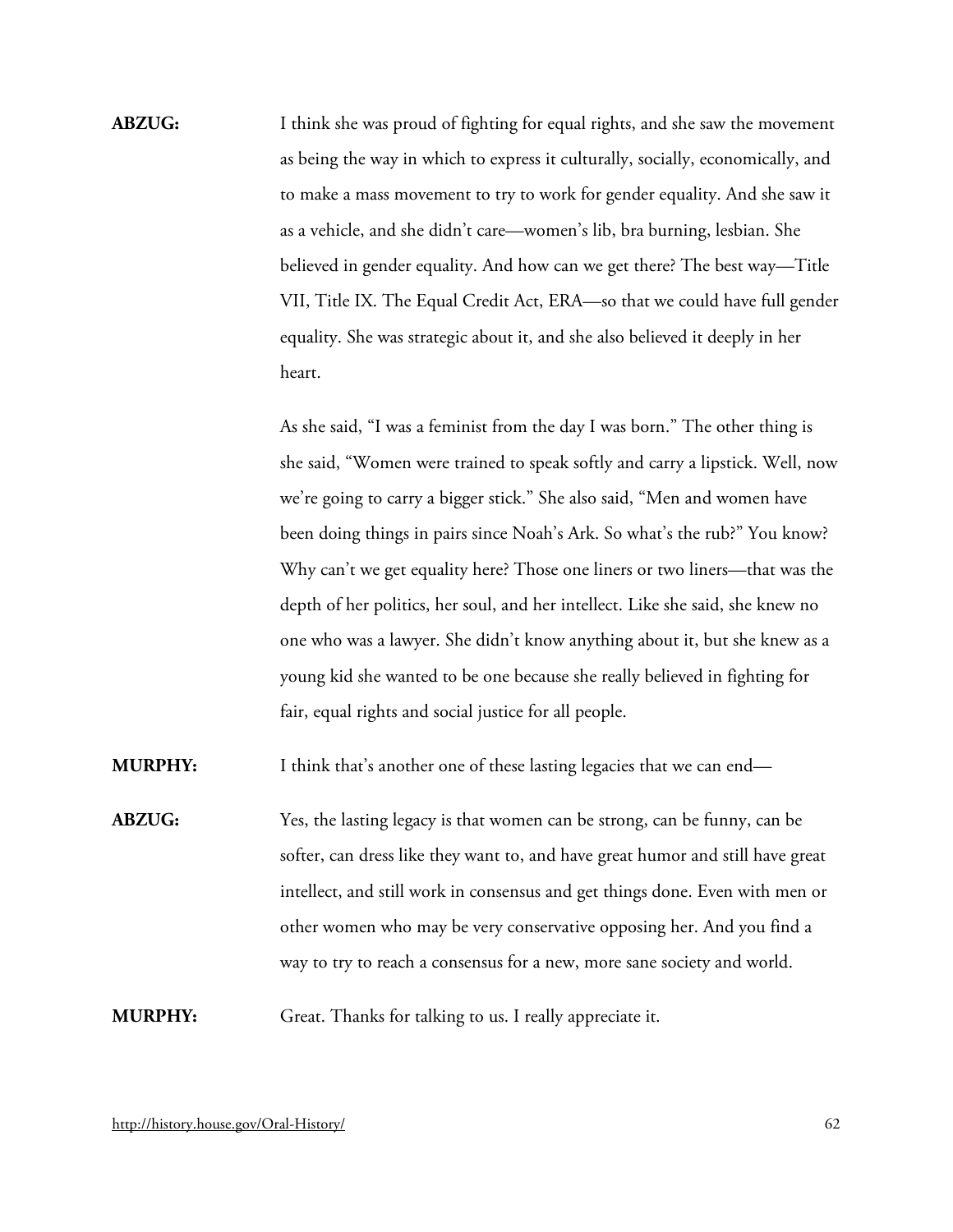**ABZUG:** I think she was proud of fighting for equal rights, and she saw the movement as being the way in which to express it culturally, socially, economically, and to make a mass movement to try to work for gender equality. And she saw it as a vehicle, and she didn't care—women's lib, bra burning, lesbian. She believed in gender equality. And how can we get there? The best way—Title VII, Title IX. The Equal Credit Act, ERA—so that we could have full gender equality. She was strategic about it, and she also believed it deeply in her heart.

As she said, "I was a feminist from the day I was born." The other thing is she said, "Women were trained to speak softly and carry a lipstick. Well, now we're going to carry a bigger stick." She also said, "Men and women have been doing things in pairs since Noah's Ark. So what's the rub?" You know? Why can't we get equality here? Those one liners or two liners—that was the depth of her politics, her soul, and her intellect. Like she said, she knew no one who was a lawyer. She didn't know anything about it, but she knew as a young kid she wanted to be one because she really believed in fighting for fair, equal rights and social justice for all people.

**MURPHY:** I think that's another one of these lasting legacies that we can end—

**ABZUG:** Yes, the lasting legacy is that women can be strong, can be funny, can be softer, can dress like they want to, and have great humor and still have great intellect, and still work in consensus and get things done. Even with men or other women who may be very conservative opposing her. And you find a way to try to reach a consensus for a new, more sane society and world.

**MURPHY:** Great. Thanks for talking to us. I really appreciate it.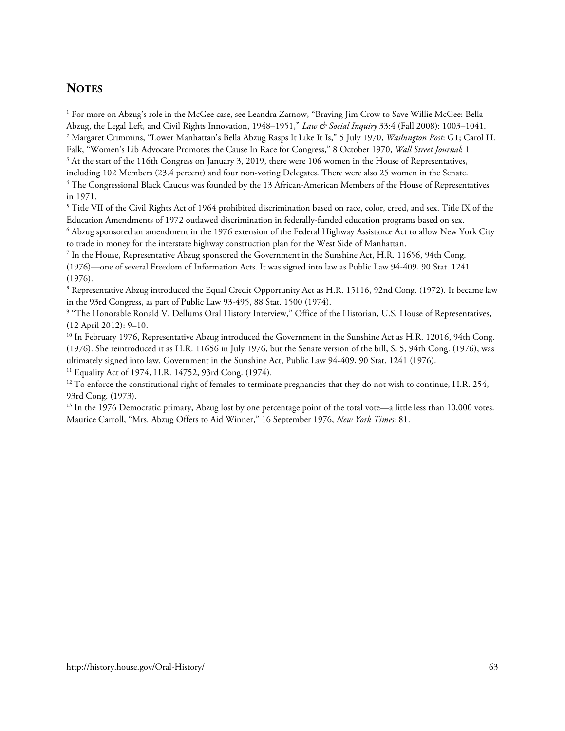## NOTES

[1] For more on Abzug's role in the McGee case, see Leandra Zarnow, "Braving Jim Crow to Save Willie McGee: Bella Abzug, the Legal Left, and Civil Rights Innovation, 1948–1951," *Law & Social Inquiry* 33:4 (Fall 2008): 1003–1041.

[2] Margaret Crimmins, "Lower Manhattan's Bella Abzug Rasps It Like It Is," 5 July 1970, *Washington Post*: G1; Carol H. Falk, "Women's Lib Advocate Promotes the Cause In Race for Congress," 8 October 1970, *Wall Street Journal*: 1.

[3] At the start of the 116th Congress on January 3, 2019, there were 106 women in the House of Representatives, including 102 Members (23.4 percent) and four non-voting Delegates. There were also 25 women in the Senate.

[4] The Congressional Black Caucus was founded by the 13 African-American Members of the House of Representatives in 1971.

[5] Title VII of the Civil Rights Act of 1964 prohibited discrimination based on race, color, creed, and sex. Title IX of the Education Amendments of 1972 outlawed discrimination in federally-funded education programs based on sex.

[6] Abzug sponsored an amendment in the 1976 extension of the Federal Highway Assistance Act to allow New York City to trade in money for the interstate highway construction plan for the West Side of Manhattan.

[7] In the House, Representative Abzug sponsored the Government in the Sunshine Act, H.R. 11656, 94th Cong. (1976)—one of several Freedom of Information Acts. It was signed into law as Public Law 94-409, 90 Stat. 1241 (1976).

[8] Representative Abzug introduced the Equal Credit Opportunity Act as H.R. 15116, 92nd Cong. (1972). It became law in the 93rd Congress, as part of Public Law 93-495, 88 Stat. 1500 (1974).

[9] "The Honorable Ronald V. Dellums Oral History Interview," Office of the Historian, U.S. House of Representatives, (12 April 2012): 9–10.

[10] In February 1976, Representative Abzug introduced the Government in the Sunshine Act as H.R. 12016, 94th Cong. (1976). She reintroduced it as H.R. 11656 in July 1976, but the Senate version of the bill, S. 5, 94th Cong. (1976), was ultimately signed into law. Government in the Sunshine Act, Public Law 94-409, 90 Stat. 1241 (1976).

[11] Equality Act of 1974, H.R. 14752, 93rd Cong. (1974).

[12] To enforce the constitutional right of females to terminate pregnancies that they do not wish to continue, H.R. 254, 93rd Cong. (1973).

[13] In the 1976 Democratic primary, Abzug lost by one percentage point of the total vote—a little less than 10,000 votes. Maurice Carroll, "Mrs. Abzug Offers to Aid Winner," 16 September 1976, *New York Times*: 81.

http://history.house.gov/Oral-History/